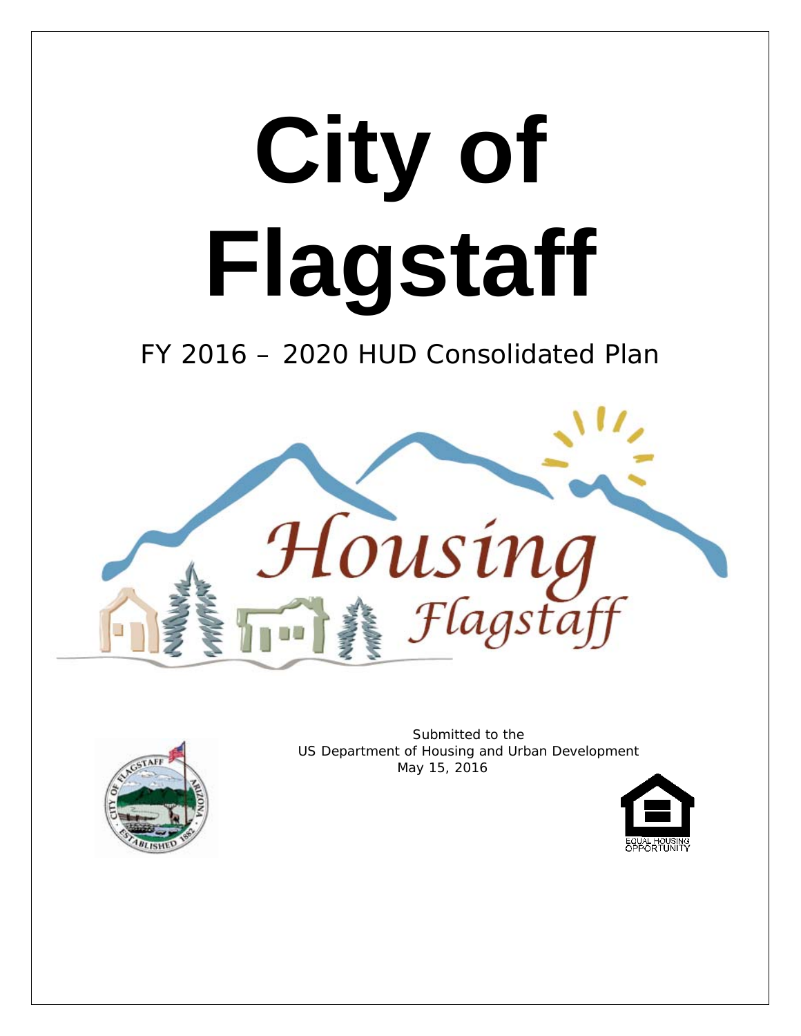# City of Flagstaff

FY 2016 – 2020 HUD Consolidated Plan

Housing Flagstaff

Submitted to the
US Department of Housing and Urban Development
May 15, 2016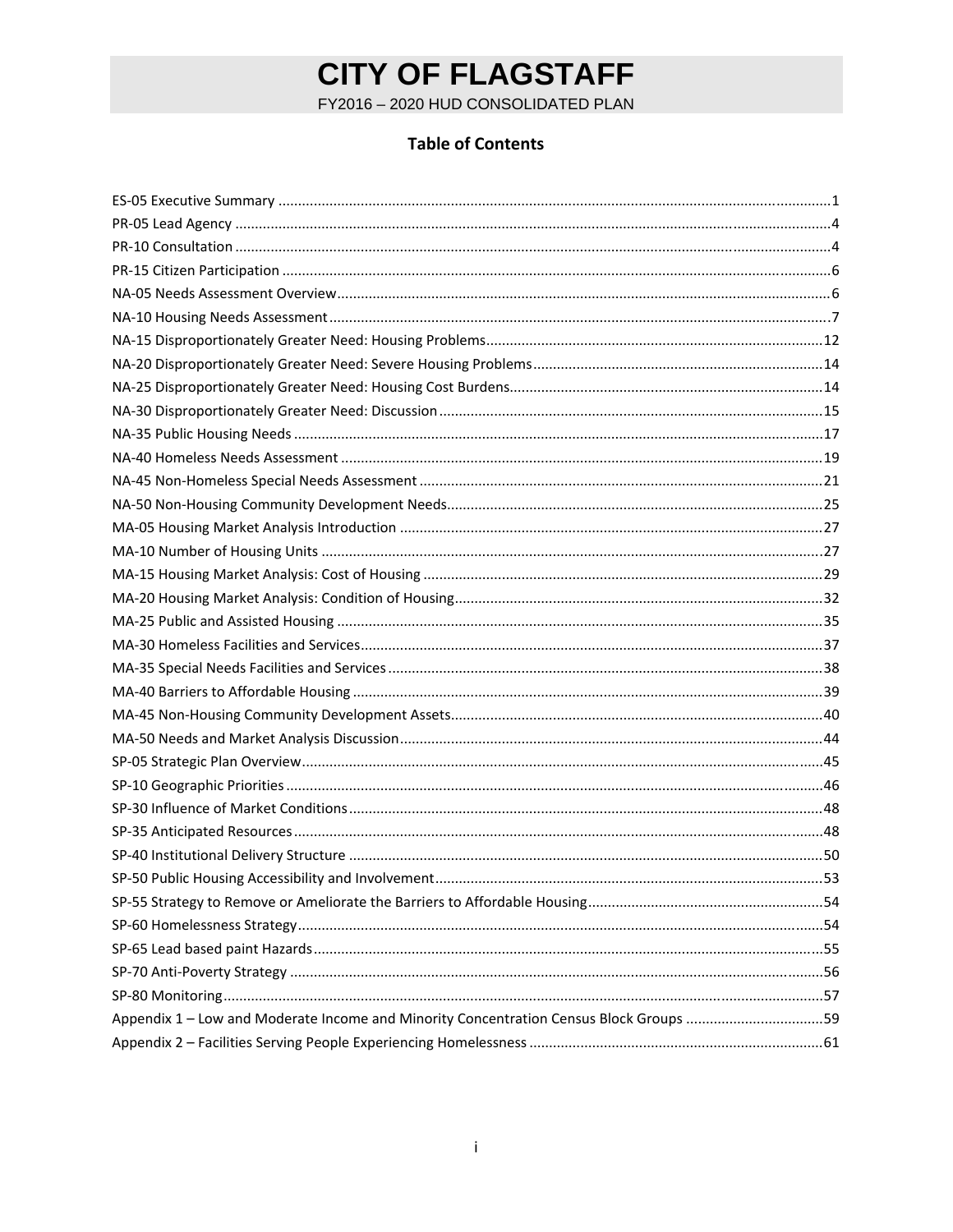# CITY OF FLAGSTAFF

FY2016 – 2020 HUD CONSOLIDATED PLAN

## Table of Contents

ES-05 Executive Summary ....................................................................................................................1
PR-05 Lead Agency ...............................................................................................................................4
PR-10 Consultation ...............................................................................................................................4
PR-15 Citizen Participation ...................................................................................................................6
NA-05 Needs Assessment Overview.....................................................................................................6
NA-10 Housing Needs Assessment.......................................................................................................7
NA-15 Disproportionately Greater Need: Housing Problems...........................................................12
NA-20 Disproportionately Greater Need: Severe Housing Problems................................................14
NA-25 Disproportionately Greater Need: Housing Cost Burdens......................................................14
NA-30 Disproportionately Greater Need: Discussion.......................................................................15
NA-35 Public Housing Needs ..............................................................................................................17
NA-40 Homeless Needs Assessment ..................................................................................................19
NA-45 Non-Homeless Special Needs Assessment ..............................................................................21
NA-50 Non-Housing Community Development Needs......................................................................25
MA-05 Housing Market Analysis Introduction ..................................................................................27
MA-10 Number of Housing Units .......................................................................................................27
MA-15 Housing Market Analysis: Cost of Housing ............................................................................29
MA-20 Housing Market Analysis: Condition of Housing....................................................................32
MA-25 Public and Assisted Housing ...................................................................................................35
MA-30 Homeless Facilities and Services.............................................................................................37
MA-35 Special Needs Facilities and Services ......................................................................................38
MA-40 Barriers to Affordable Housing ...............................................................................................39
MA-45 Non-Housing Community Development Assets......................................................................40
MA-50 Needs and Market Analysis Discussion...................................................................................44
SP-05 Strategic Plan Overview............................................................................................................45
SP-10 Geographic Priorities ................................................................................................................46
SP-30 Influence of Market Conditions................................................................................................48
SP-35 Anticipated Resources..............................................................................................................48
SP-40 Institutional Delivery Structure ................................................................................................50
SP-50 Public Housing Accessibility and Involvement..........................................................................53
SP-55 Strategy to Remove or Ameliorate the Barriers to Affordable Housing....................................54
SP-60 Homelessness Strategy.............................................................................................................54
SP-65 Lead based paint Hazards.........................................................................................................55
SP-70 Anti-Poverty Strategy ...............................................................................................................56
SP-80 Monitoring................................................................................................................................57
Appendix 1 – Low and Moderate Income and Minority Concentration Census Block Groups ..........59
Appendix 2 – Facilities Serving People Experiencing Homelessness .................................................61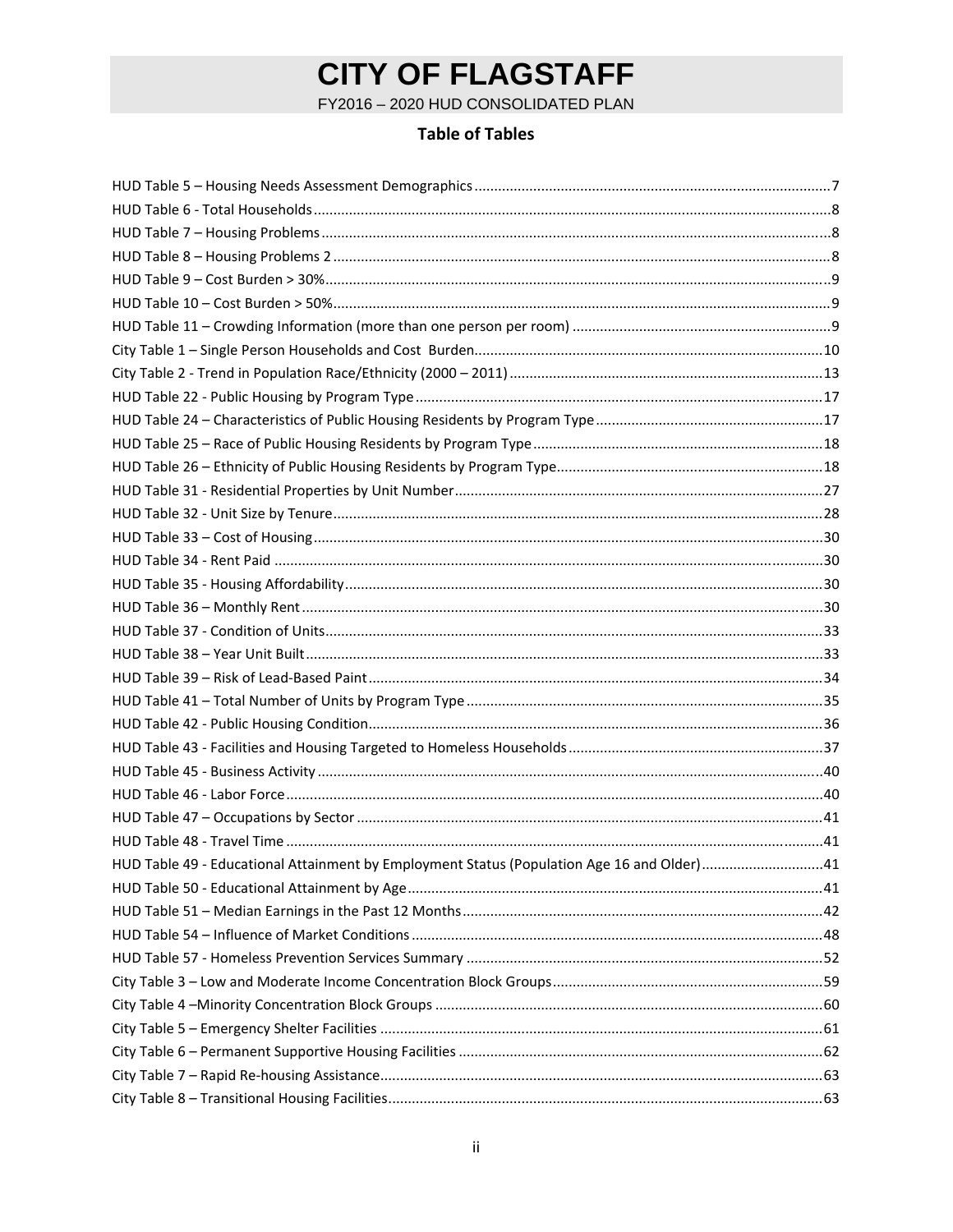# CITY OF FLAGSTAFF

FY2016 – 2020 HUD CONSOLIDATED PLAN

## Table of Tables

HUD Table 5 – Housing Needs Assessment Demographics .......... 7
HUD Table 6 - Total Households .......... 8
HUD Table 7 – Housing Problems .......... 8
HUD Table 8 – Housing Problems 2 .......... 8
HUD Table 9 – Cost Burden > 30% .......... 9
HUD Table 10 – Cost Burden > 50% .......... 9
HUD Table 11 – Crowding Information (more than one person per room) .......... 9
City Table 1 – Single Person Households and Cost Burden .......... 10
City Table 2 - Trend in Population Race/Ethnicity (2000 – 2011) .......... 13
HUD Table 22 - Public Housing by Program Type .......... 17
HUD Table 24 – Characteristics of Public Housing Residents by Program Type .......... 17
HUD Table 25 – Race of Public Housing Residents by Program Type .......... 18
HUD Table 26 – Ethnicity of Public Housing Residents by Program Type .......... 18
HUD Table 31 - Residential Properties by Unit Number .......... 27
HUD Table 32 - Unit Size by Tenure .......... 28
HUD Table 33 – Cost of Housing .......... 30
HUD Table 34 - Rent Paid .......... 30
HUD Table 35 - Housing Affordability .......... 30
HUD Table 36 – Monthly Rent .......... 30
HUD Table 37 - Condition of Units .......... 33
HUD Table 38 – Year Unit Built .......... 33
HUD Table 39 – Risk of Lead-Based Paint .......... 34
HUD Table 41 – Total Number of Units by Program Type .......... 35
HUD Table 42 - Public Housing Condition .......... 36
HUD Table 43 - Facilities and Housing Targeted to Homeless Households .......... 37
HUD Table 45 - Business Activity .......... 40
HUD Table 46 - Labor Force .......... 40
HUD Table 47 – Occupations by Sector .......... 41
HUD Table 48 - Travel Time .......... 41
HUD Table 49 - Educational Attainment by Employment Status (Population Age 16 and Older) .......... 41
HUD Table 50 - Educational Attainment by Age .......... 41
HUD Table 51 – Median Earnings in the Past 12 Months .......... 42
HUD Table 54 – Influence of Market Conditions .......... 48
HUD Table 57 - Homeless Prevention Services Summary .......... 52
City Table 3 – Low and Moderate Income Concentration Block Groups .......... 59
City Table 4 –Minority Concentration Block Groups .......... 60
City Table 5 – Emergency Shelter Facilities .......... 61
City Table 6 – Permanent Supportive Housing Facilities .......... 62
City Table 7 – Rapid Re-housing Assistance .......... 63
City Table 8 – Transitional Housing Facilities .......... 63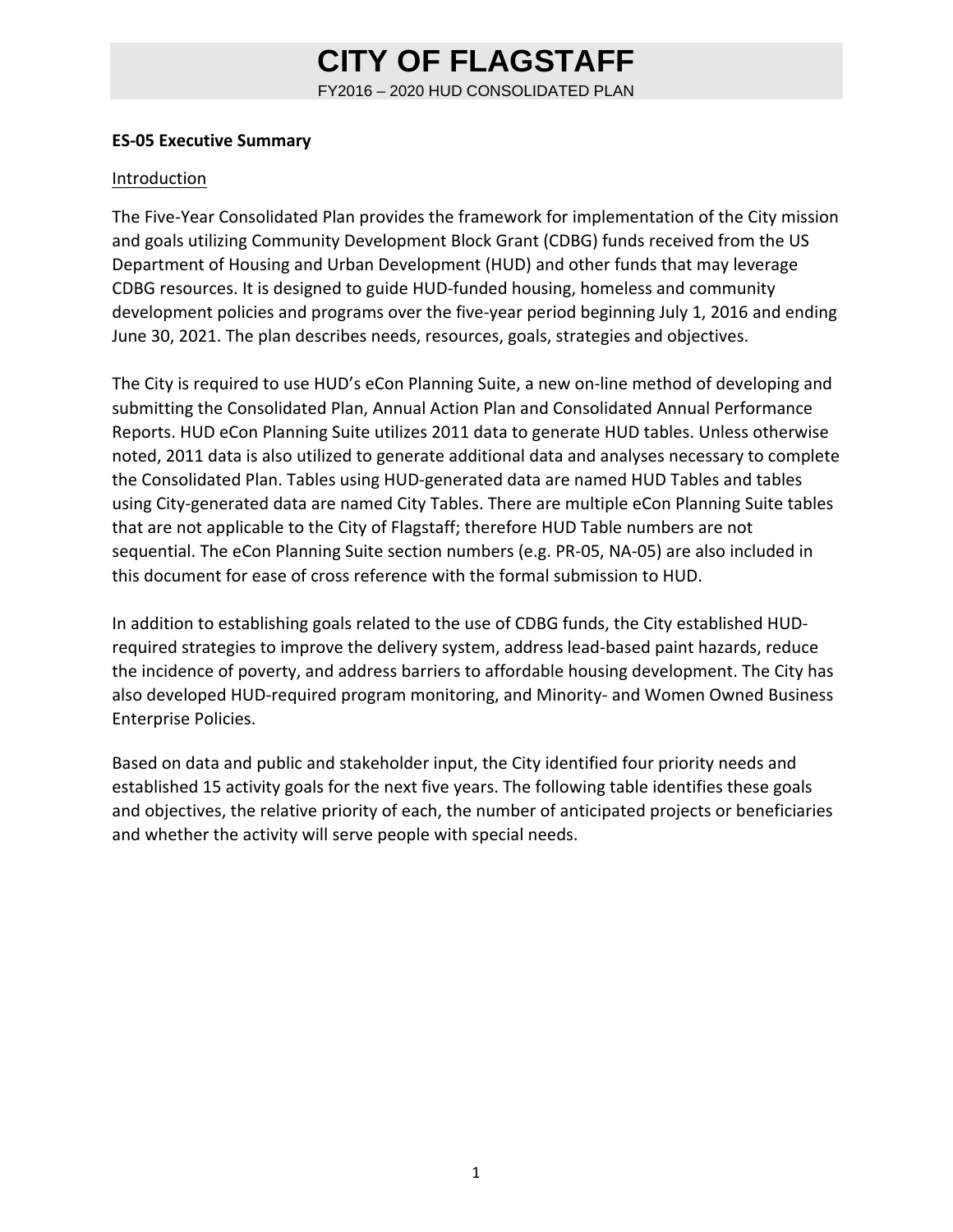**ES-05 Executive Summary**

Introduction

The Five-Year Consolidated Plan provides the framework for implementation of the City mission and goals utilizing Community Development Block Grant (CDBG) funds received from the US Department of Housing and Urban Development (HUD) and other funds that may leverage CDBG resources. It is designed to guide HUD-funded housing, homeless and community development policies and programs over the five-year period beginning July 1, 2016 and ending June 30, 2021. The plan describes needs, resources, goals, strategies and objectives.

The City is required to use HUD's eCon Planning Suite, a new on-line method of developing and submitting the Consolidated Plan, Annual Action Plan and Consolidated Annual Performance Reports. HUD eCon Planning Suite utilizes 2011 data to generate HUD tables. Unless otherwise noted, 2011 data is also utilized to generate additional data and analyses necessary to complete the Consolidated Plan. Tables using HUD-generated data are named HUD Tables and tables using City-generated data are named City Tables. There are multiple eCon Planning Suite tables that are not applicable to the City of Flagstaff; therefore HUD Table numbers are not sequential. The eCon Planning Suite section numbers (e.g. PR-05, NA-05) are also included in this document for ease of cross reference with the formal submission to HUD.

In addition to establishing goals related to the use of CDBG funds, the City established HUD-required strategies to improve the delivery system, address lead-based paint hazards, reduce the incidence of poverty, and address barriers to affordable housing development. The City has also developed HUD-required program monitoring, and Minority- and Women Owned Business Enterprise Policies.

Based on data and public and stakeholder input, the City identified four priority needs and established 15 activity goals for the next five years. The following table identifies these goals and objectives, the relative priority of each, the number of anticipated projects or beneficiaries and whether the activity will serve people with special needs.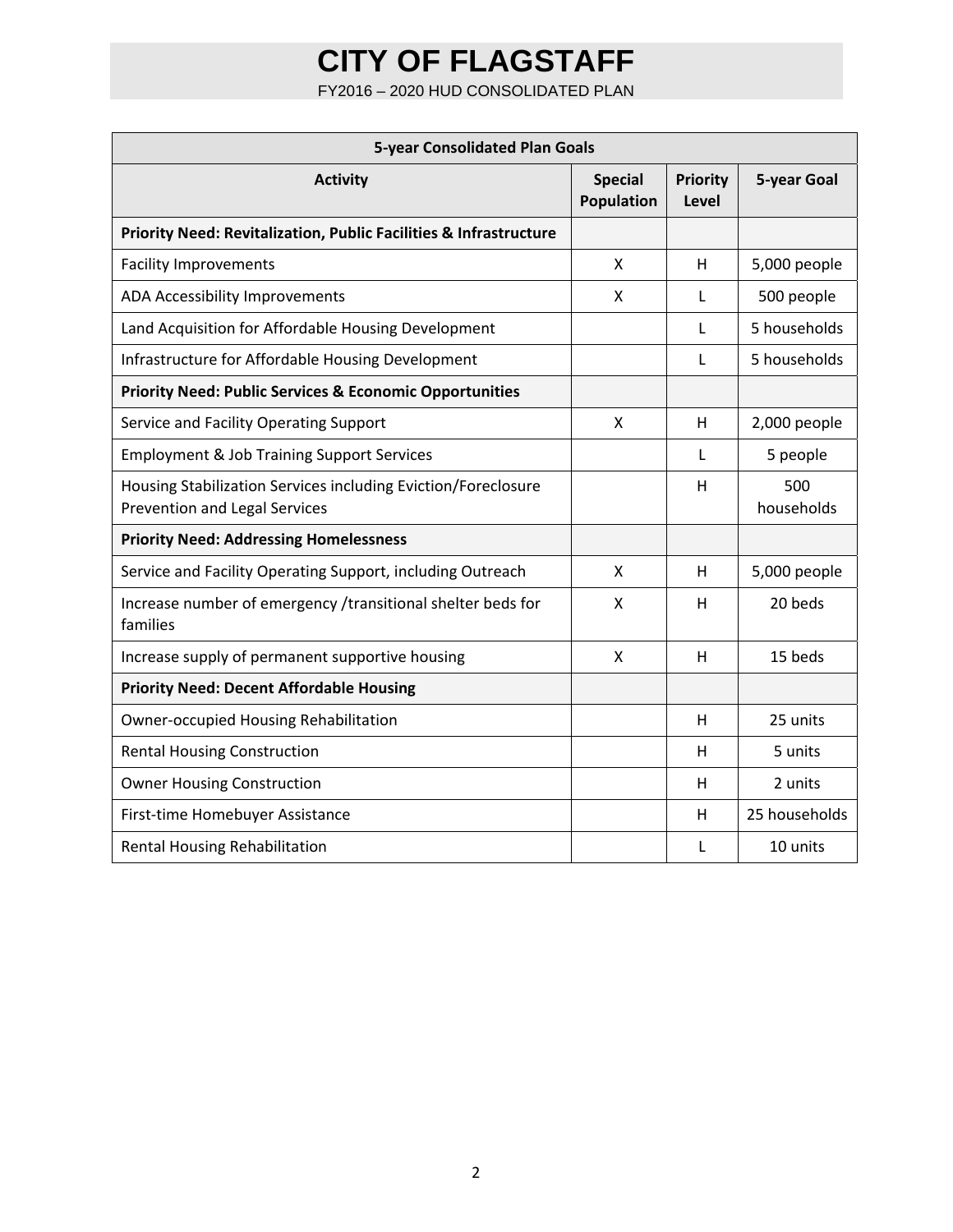| 5-year Consolidated Plan Goals | | | |
|---|---|---|---|
| **Activity** | **Special Population** | **Priority Level** | **5-year Goal** |
| **Priority Need: Revitalization, Public Facilities & Infrastructure** | | | |
| Facility Improvements | X | H | 5,000 people |
| ADA Accessibility Improvements | X | L | 500 people |
| Land Acquisition for Affordable Housing Development | | L | 5 households |
| Infrastructure for Affordable Housing Development | | L | 5 households |
| **Priority Need: Public Services & Economic Opportunities** | | | |
| Service and Facility Operating Support | X | H | 2,000 people |
| Employment & Job Training Support Services | | L | 5 people |
| Housing Stabilization Services including Eviction/Foreclosure Prevention and Legal Services | | H | 500 households |
| **Priority Need: Addressing Homelessness** | | | |
| Service and Facility Operating Support, including Outreach | X | H | 5,000 people |
| Increase number of emergency /transitional shelter beds for families | X | H | 20 beds |
| Increase supply of permanent supportive housing | X | H | 15 beds |
| **Priority Need: Decent Affordable Housing** | | | |
| Owner-occupied Housing Rehabilitation | | H | 25 units |
| Rental Housing Construction | | H | 5 units |
| Owner Housing Construction | | H | 2 units |
| First-time Homebuyer Assistance | | H | 25 households |
| Rental Housing Rehabilitation | | L | 10 units |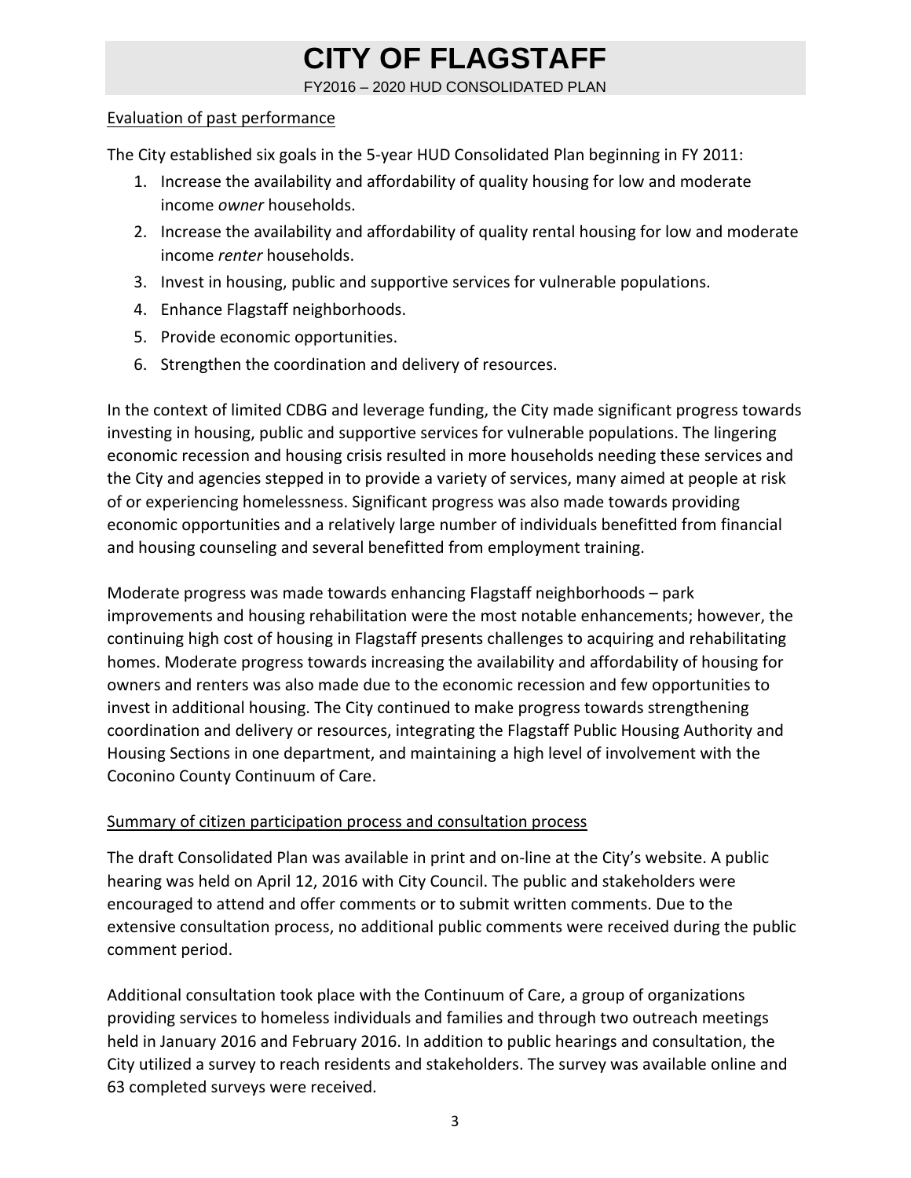Evaluation of past performance

The City established six goals in the 5-year HUD Consolidated Plan beginning in FY 2011:

1. Increase the availability and affordability of quality housing for low and moderate income *owner* households.
2. Increase the availability and affordability of quality rental housing for low and moderate income *renter* households.
3. Invest in housing, public and supportive services for vulnerable populations.
4. Enhance Flagstaff neighborhoods.
5. Provide economic opportunities.
6. Strengthen the coordination and delivery of resources.

In the context of limited CDBG and leverage funding, the City made significant progress towards investing in housing, public and supportive services for vulnerable populations. The lingering economic recession and housing crisis resulted in more households needing these services and the City and agencies stepped in to provide a variety of services, many aimed at people at risk of or experiencing homelessness. Significant progress was also made towards providing economic opportunities and a relatively large number of individuals benefitted from financial and housing counseling and several benefitted from employment training.

Moderate progress was made towards enhancing Flagstaff neighborhoods – park improvements and housing rehabilitation were the most notable enhancements; however, the continuing high cost of housing in Flagstaff presents challenges to acquiring and rehabilitating homes. Moderate progress towards increasing the availability and affordability of housing for owners and renters was also made due to the economic recession and few opportunities to invest in additional housing. The City continued to make progress towards strengthening coordination and delivery or resources, integrating the Flagstaff Public Housing Authority and Housing Sections in one department, and maintaining a high level of involvement with the Coconino County Continuum of Care.

Summary of citizen participation process and consultation process

The draft Consolidated Plan was available in print and on-line at the City's website. A public hearing was held on April 12, 2016 with City Council. The public and stakeholders were encouraged to attend and offer comments or to submit written comments. Due to the extensive consultation process, no additional public comments were received during the public comment period.

Additional consultation took place with the Continuum of Care, a group of organizations providing services to homeless individuals and families and through two outreach meetings held in January 2016 and February 2016. In addition to public hearings and consultation, the City utilized a survey to reach residents and stakeholders. The survey was available online and 63 completed surveys were received.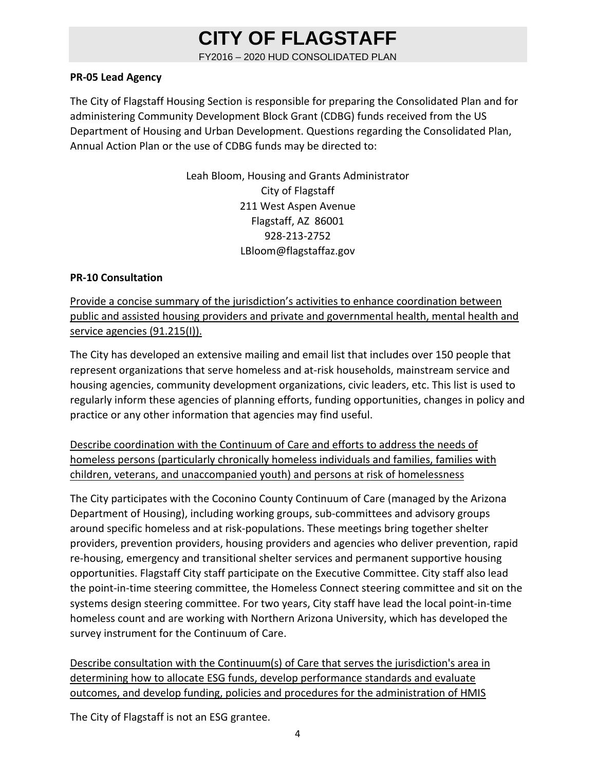**PR-05 Lead Agency**

The City of Flagstaff Housing Section is responsible for preparing the Consolidated Plan and for administering Community Development Block Grant (CDBG) funds received from the US Department of Housing and Urban Development. Questions regarding the Consolidated Plan, Annual Action Plan or the use of CDBG funds may be directed to:

Leah Bloom, Housing and Grants Administrator
City of Flagstaff
211 West Aspen Avenue
Flagstaff, AZ 86001
928-213-2752
LBloom@flagstaffaz.gov

**PR-10 Consultation**

Provide a concise summary of the jurisdiction's activities to enhance coordination between public and assisted housing providers and private and governmental health, mental health and service agencies (91.215(I)).

The City has developed an extensive mailing and email list that includes over 150 people that represent organizations that serve homeless and at-risk households, mainstream service and housing agencies, community development organizations, civic leaders, etc. This list is used to regularly inform these agencies of planning efforts, funding opportunities, changes in policy and practice or any other information that agencies may find useful.

Describe coordination with the Continuum of Care and efforts to address the needs of homeless persons (particularly chronically homeless individuals and families, families with children, veterans, and unaccompanied youth) and persons at risk of homelessness

The City participates with the Coconino County Continuum of Care (managed by the Arizona Department of Housing), including working groups, sub-committees and advisory groups around specific homeless and at risk-populations. These meetings bring together shelter providers, prevention providers, housing providers and agencies who deliver prevention, rapid re-housing, emergency and transitional shelter services and permanent supportive housing opportunities. Flagstaff City staff participate on the Executive Committee. City staff also lead the point-in-time steering committee, the Homeless Connect steering committee and sit on the systems design steering committee. For two years, City staff have lead the local point-in-time homeless count and are working with Northern Arizona University, which has developed the survey instrument for the Continuum of Care.

Describe consultation with the Continuum(s) of Care that serves the jurisdiction's area in determining how to allocate ESG funds, develop performance standards and evaluate outcomes, and develop funding, policies and procedures for the administration of HMIS

The City of Flagstaff is not an ESG grantee.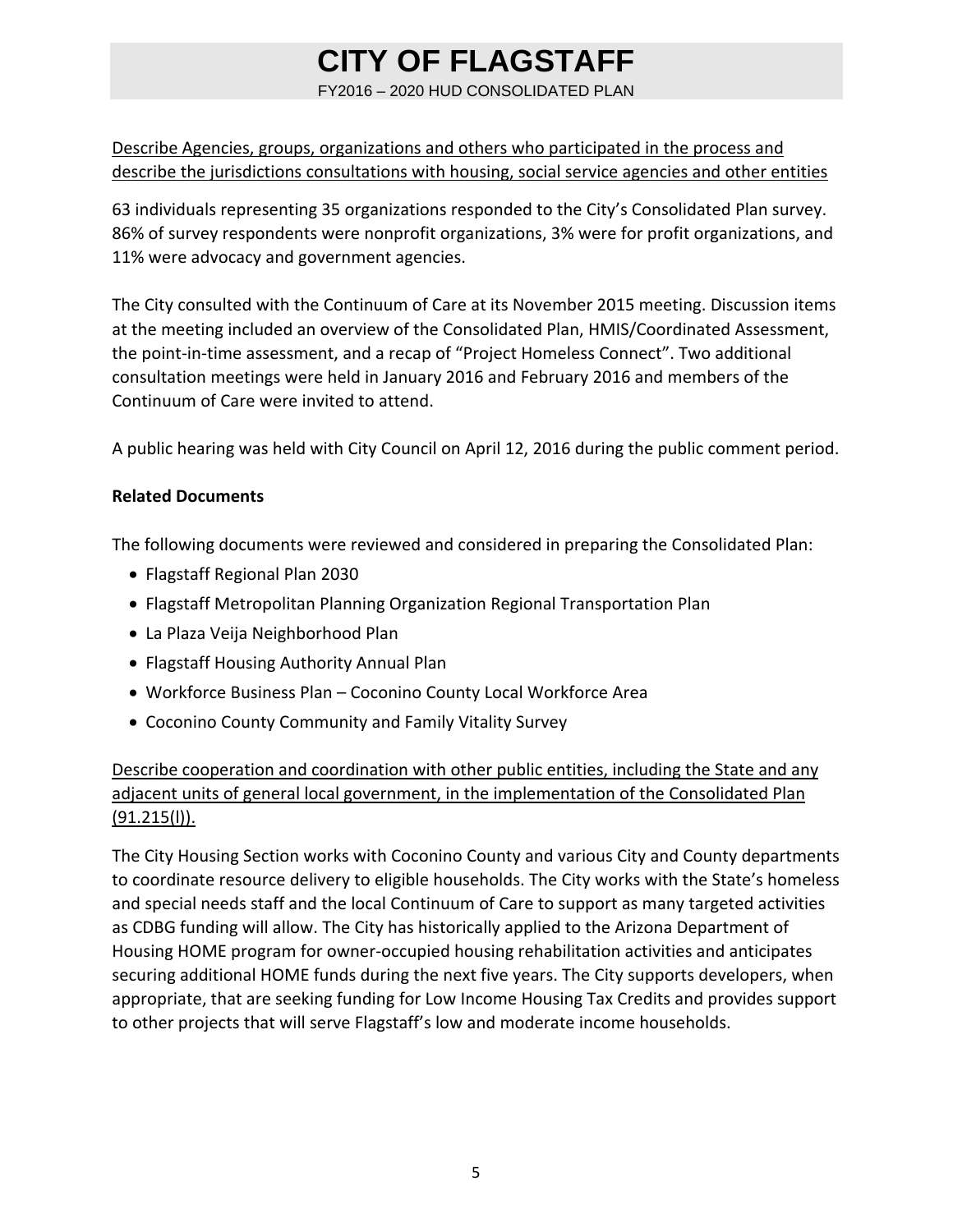Describe Agencies, groups, organizations and others who participated in the process and describe the jurisdictions consultations with housing, social service agencies and other entities

63 individuals representing 35 organizations responded to the City's Consolidated Plan survey. 86% of survey respondents were nonprofit organizations, 3% were for profit organizations, and 11% were advocacy and government agencies.

The City consulted with the Continuum of Care at its November 2015 meeting. Discussion items at the meeting included an overview of the Consolidated Plan, HMIS/Coordinated Assessment, the point-in-time assessment, and a recap of "Project Homeless Connect". Two additional consultation meetings were held in January 2016 and February 2016 and members of the Continuum of Care were invited to attend.

A public hearing was held with City Council on April 12, 2016 during the public comment period.

**Related Documents**

The following documents were reviewed and considered in preparing the Consolidated Plan:

- Flagstaff Regional Plan 2030
- Flagstaff Metropolitan Planning Organization Regional Transportation Plan
- La Plaza Veija Neighborhood Plan
- Flagstaff Housing Authority Annual Plan
- Workforce Business Plan – Coconino County Local Workforce Area
- Coconino County Community and Family Vitality Survey

Describe cooperation and coordination with other public entities, including the State and any adjacent units of general local government, in the implementation of the Consolidated Plan (91.215(l)).

The City Housing Section works with Coconino County and various City and County departments to coordinate resource delivery to eligible households. The City works with the State's homeless and special needs staff and the local Continuum of Care to support as many targeted activities as CDBG funding will allow. The City has historically applied to the Arizona Department of Housing HOME program for owner-occupied housing rehabilitation activities and anticipates securing additional HOME funds during the next five years. The City supports developers, when appropriate, that are seeking funding for Low Income Housing Tax Credits and provides support to other projects that will serve Flagstaff's low and moderate income households.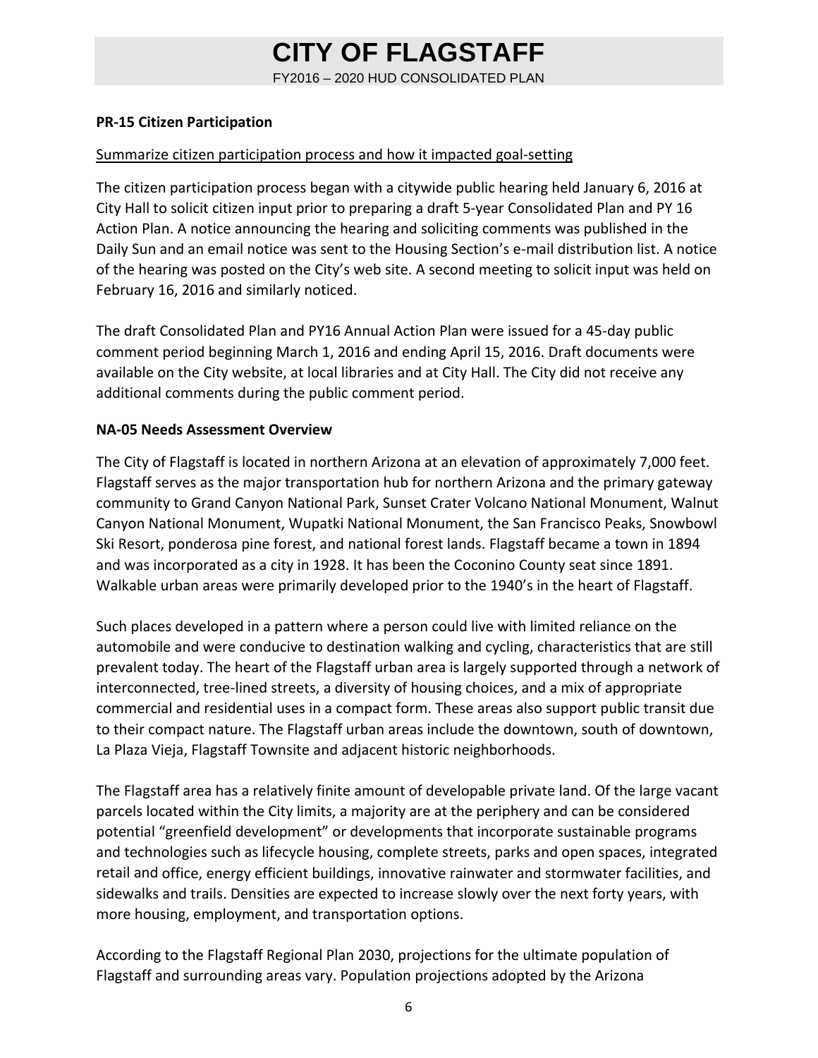**PR-15 Citizen Participation**

Summarize citizen participation process and how it impacted goal-setting

The citizen participation process began with a citywide public hearing held January 6, 2016 at City Hall to solicit citizen input prior to preparing a draft 5-year Consolidated Plan and PY 16 Action Plan. A notice announcing the hearing and soliciting comments was published in the Daily Sun and an email notice was sent to the Housing Section's e-mail distribution list. A notice of the hearing was posted on the City's web site. A second meeting to solicit input was held on February 16, 2016 and similarly noticed.

The draft Consolidated Plan and PY16 Annual Action Plan were issued for a 45-day public comment period beginning March 1, 2016 and ending April 15, 2016. Draft documents were available on the City website, at local libraries and at City Hall. The City did not receive any additional comments during the public comment period.

**NA-05 Needs Assessment Overview**

The City of Flagstaff is located in northern Arizona at an elevation of approximately 7,000 feet. Flagstaff serves as the major transportation hub for northern Arizona and the primary gateway community to Grand Canyon National Park, Sunset Crater Volcano National Monument, Walnut Canyon National Monument, Wupatki National Monument, the San Francisco Peaks, Snowbowl Ski Resort, ponderosa pine forest, and national forest lands. Flagstaff became a town in 1894 and was incorporated as a city in 1928. It has been the Coconino County seat since 1891. Walkable urban areas were primarily developed prior to the 1940's in the heart of Flagstaff.

Such places developed in a pattern where a person could live with limited reliance on the automobile and were conducive to destination walking and cycling, characteristics that are still prevalent today. The heart of the Flagstaff urban area is largely supported through a network of interconnected, tree-lined streets, a diversity of housing choices, and a mix of appropriate commercial and residential uses in a compact form. These areas also support public transit due to their compact nature. The Flagstaff urban areas include the downtown, south of downtown, La Plaza Vieja, Flagstaff Townsite and adjacent historic neighborhoods.

The Flagstaff area has a relatively finite amount of developable private land. Of the large vacant parcels located within the City limits, a majority are at the periphery and can be considered potential "greenfield development" or developments that incorporate sustainable programs and technologies such as lifecycle housing, complete streets, parks and open spaces, integrated retail and office, energy efficient buildings, innovative rainwater and stormwater facilities, and sidewalks and trails. Densities are expected to increase slowly over the next forty years, with more housing, employment, and transportation options.

According to the Flagstaff Regional Plan 2030, projections for the ultimate population of Flagstaff and surrounding areas vary. Population projections adopted by the Arizona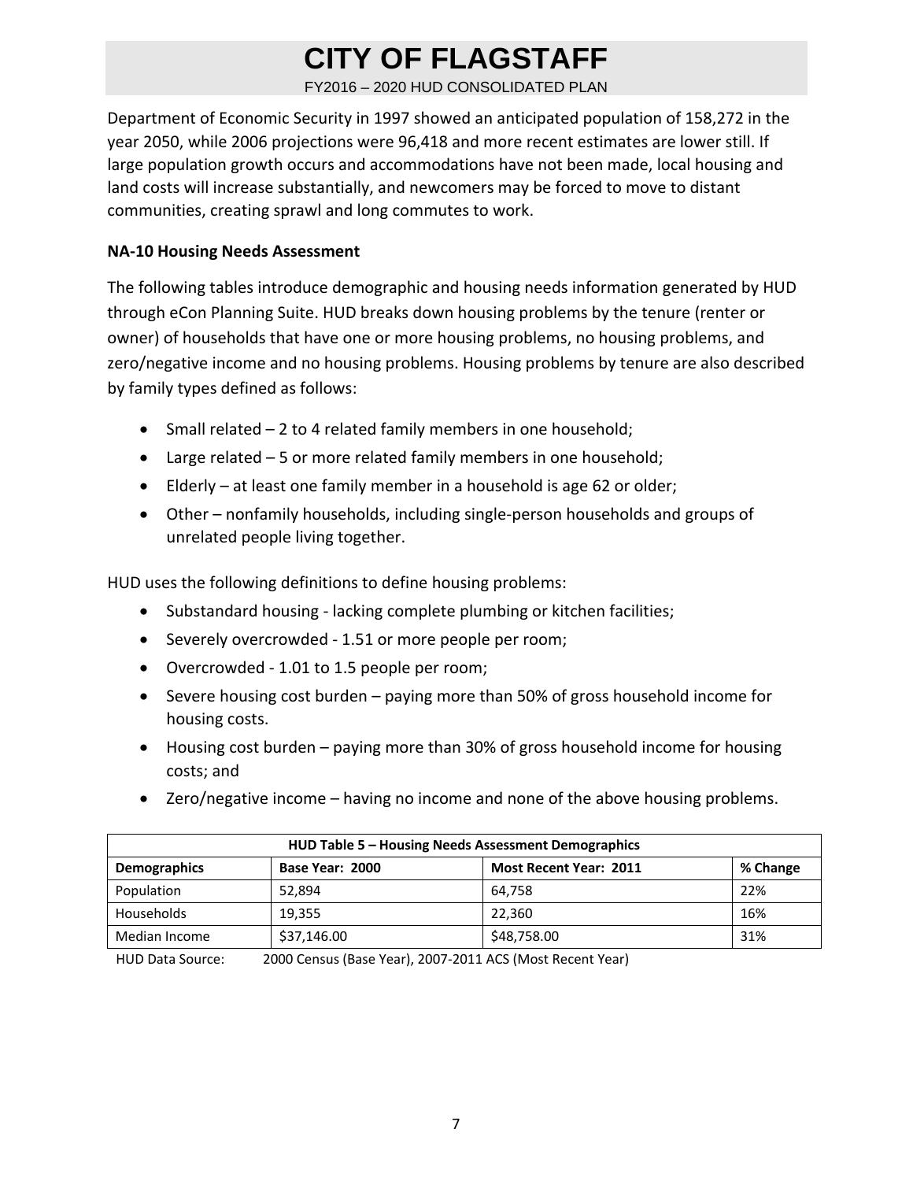Department of Economic Security in 1997 showed an anticipated population of 158,272 in the year 2050, while 2006 projections were 96,418 and more recent estimates are lower still. If large population growth occurs and accommodations have not been made, local housing and land costs will increase substantially, and newcomers may be forced to move to distant communities, creating sprawl and long commutes to work.

### NA-10 Housing Needs Assessment

The following tables introduce demographic and housing needs information generated by HUD through eCon Planning Suite. HUD breaks down housing problems by the tenure (renter or owner) of households that have one or more housing problems, no housing problems, and zero/negative income and no housing problems. Housing problems by tenure are also described by family types defined as follows:

- Small related – 2 to 4 related family members in one household;
- Large related – 5 or more related family members in one household;
- Elderly – at least one family member in a household is age 62 or older;
- Other – nonfamily households, including single-person households and groups of unrelated people living together.

HUD uses the following definitions to define housing problems:

- Substandard housing - lacking complete plumbing or kitchen facilities;
- Severely overcrowded - 1.51 or more people per room;
- Overcrowded - 1.01 to 1.5 people per room;
- Severe housing cost burden – paying more than 50% of gross household income for housing costs.
- Housing cost burden – paying more than 30% of gross household income for housing costs; and
- Zero/negative income – having no income and none of the above housing problems.

**HUD Table 5 – Housing Needs Assessment Demographics**

| Demographics | Base Year: 2000 | Most Recent Year: 2011 | % Change |
|---|---|---|---|
| Population | 52,894 | 64,758 | 22% |
| Households | 19,355 | 22,360 | 16% |
| Median Income | $37,146.00 | $48,758.00 | 31% |

HUD Data Source: 2000 Census (Base Year), 2007-2011 ACS (Most Recent Year)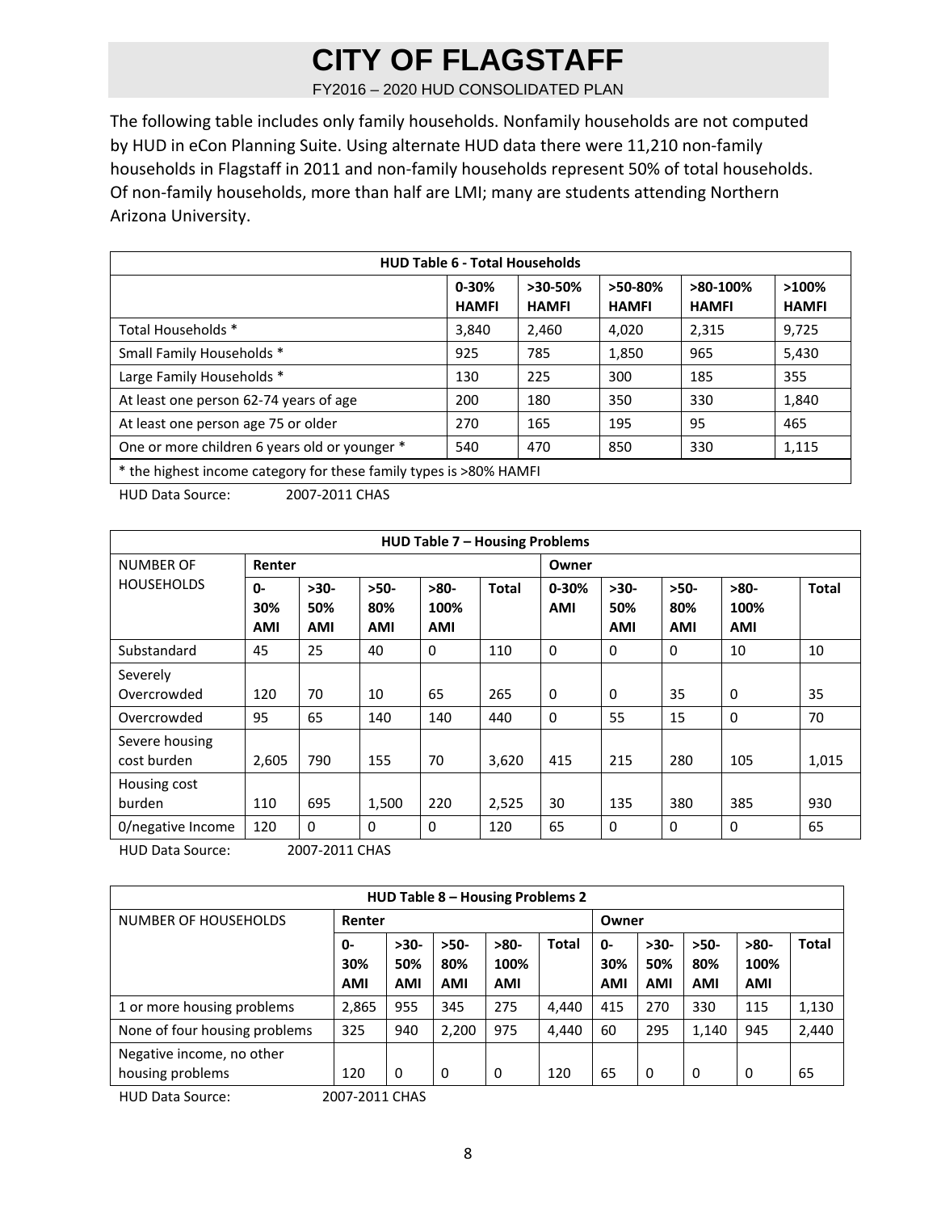The following table includes only family households. Nonfamily households are not computed by HUD in eCon Planning Suite. Using alternate HUD data there were 11,210 non-family households in Flagstaff in 2011 and non-family households represent 50% of total households. Of non-family households, more than half are LMI; many are students attending Northern Arizona University.

| HUD Table 6 - Total Households | | | | | |
|---|---|---|---|---|---|
| | 0-30% HAMFI | >30-50% HAMFI | >50-80% HAMFI | >80-100% HAMFI | >100% HAMFI |
| Total Households * | 3,840 | 2,460 | 4,020 | 2,315 | 9,725 |
| Small Family Households * | 925 | 785 | 1,850 | 965 | 5,430 |
| Large Family Households * | 130 | 225 | 300 | 185 | 355 |
| At least one person 62-74 years of age | 200 | 180 | 350 | 330 | 1,840 |
| At least one person age 75 or older | 270 | 165 | 195 | 95 | 465 |
| One or more children 6 years old or younger * | 540 | 470 | 850 | 330 | 1,115 |
| * the highest income category for these family types is >80% HAMFI | | | | | |

HUD Data Source: 2007-2011 CHAS

| HUD Table 7 – Housing Problems | | | | | | | | | | |
|---|---|---|---|---|---|---|---|---|---|---|
| NUMBER OF HOUSEHOLDS | Renter | | | | | Owner | | | | |
| | 0-30% AMI | >30-50% AMI | >50-80% AMI | >80-100% AMI | Total | 0-30% AMI | >30-50% AMI | >50-80% AMI | >80-100% AMI | Total |
| Substandard | 45 | 25 | 40 | 0 | 110 | 0 | 0 | 0 | 10 | 10 |
| Severely Overcrowded | 120 | 70 | 10 | 65 | 265 | 0 | 0 | 35 | 0 | 35 |
| Overcrowded | 95 | 65 | 140 | 140 | 440 | 0 | 55 | 15 | 0 | 70 |
| Severe housing cost burden | 2,605 | 790 | 155 | 70 | 3,620 | 415 | 215 | 280 | 105 | 1,015 |
| Housing cost burden | 110 | 695 | 1,500 | 220 | 2,525 | 30 | 135 | 380 | 385 | 930 |
| 0/negative Income | 120 | 0 | 0 | 0 | 120 | 65 | 0 | 0 | 0 | 65 |

HUD Data Source: 2007-2011 CHAS

| HUD Table 8 – Housing Problems 2 | | | | | | | | | | |
|---|---|---|---|---|---|---|---|---|---|---|
| NUMBER OF HOUSEHOLDS | Renter | | | | | Owner | | | | |
| | 0-30% AMI | >30-50% AMI | >50-80% AMI | >80-100% AMI | Total | 0-30% AMI | >30-50% AMI | >50-80% AMI | >80-100% AMI | Total |
| 1 or more housing problems | 2,865 | 955 | 345 | 275 | 4,440 | 415 | 270 | 330 | 115 | 1,130 |
| None of four housing problems | 325 | 940 | 2,200 | 975 | 4,440 | 60 | 295 | 1,140 | 945 | 2,440 |
| Negative income, no other housing problems | 120 | 0 | 0 | 0 | 120 | 65 | 0 | 0 | 0 | 65 |

HUD Data Source: 2007-2011 CHAS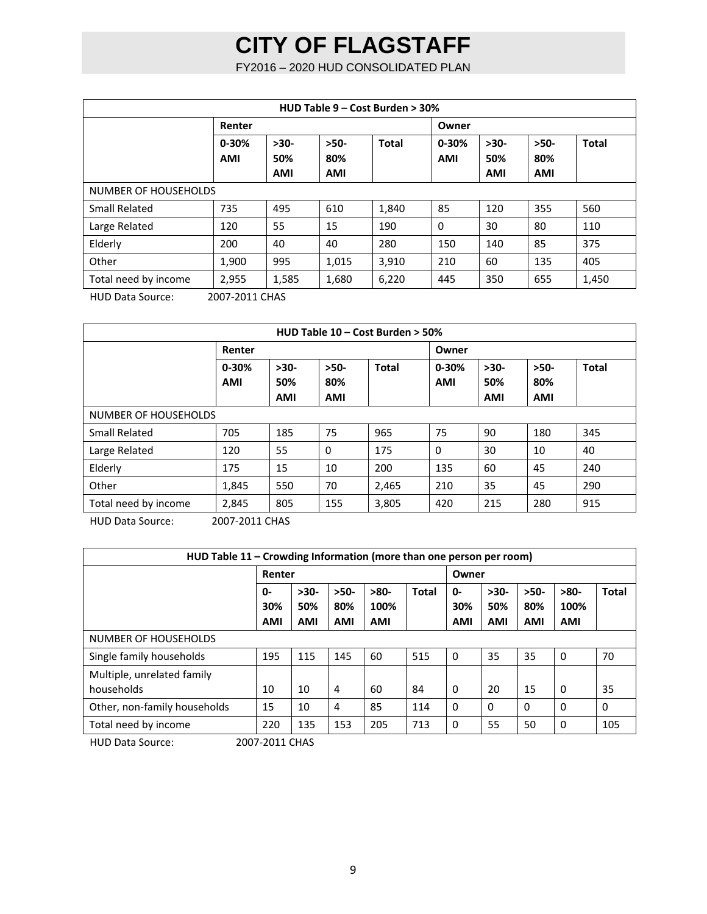| HUD Table 9 – Cost Burden > 30% | | | | | | | | |
|---|---|---|---|---|---|---|---|---|
| | **Renter** | | | | **Owner** | | | |
| | **0-30% AMI** | **>30-50% AMI** | **>50-80% AMI** | **Total** | **0-30% AMI** | **>30-50% AMI** | **>50-80% AMI** | **Total** |
| NUMBER OF HOUSEHOLDS | | | | | | | | |
| Small Related | 735 | 495 | 610 | 1,840 | 85 | 120 | 355 | 560 |
| Large Related | 120 | 55 | 15 | 190 | 0 | 30 | 80 | 110 |
| Elderly | 200 | 40 | 40 | 280 | 150 | 140 | 85 | 375 |
| Other | 1,900 | 995 | 1,015 | 3,910 | 210 | 60 | 135 | 405 |
| Total need by income | 2,955 | 1,585 | 1,680 | 6,220 | 445 | 350 | 655 | 1,450 |

HUD Data Source: 2007-2011 CHAS

| HUD Table 10 – Cost Burden > 50% | | | | | | | | |
|---|---|---|---|---|---|---|---|---|
| | **Renter** | | | | **Owner** | | | |
| | **0-30% AMI** | **>30-50% AMI** | **>50-80% AMI** | **Total** | **0-30% AMI** | **>30-50% AMI** | **>50-80% AMI** | **Total** |
| NUMBER OF HOUSEHOLDS | | | | | | | | |
| Small Related | 705 | 185 | 75 | 965 | 75 | 90 | 180 | 345 |
| Large Related | 120 | 55 | 0 | 175 | 0 | 30 | 10 | 40 |
| Elderly | 175 | 15 | 10 | 200 | 135 | 60 | 45 | 240 |
| Other | 1,845 | 550 | 70 | 2,465 | 210 | 35 | 45 | 290 |
| Total need by income | 2,845 | 805 | 155 | 3,805 | 420 | 215 | 280 | 915 |

HUD Data Source: 2007-2011 CHAS

| HUD Table 11 – Crowding Information (more than one person per room) | | | | | | | | | | |
|---|---|---|---|---|---|---|---|---|---|---|
| | **Renter** | | | | | **Owner** | | | | |
| | **0-30% AMI** | **>30-50% AMI** | **>50-80% AMI** | **>80-100% AMI** | **Total** | **0-30% AMI** | **>30-50% AMI** | **>50-80% AMI** | **>80-100% AMI** | **Total** |
| NUMBER OF HOUSEHOLDS | | | | | | | | | | |
| Single family households | 195 | 115 | 145 | 60 | 515 | 0 | 35 | 35 | 0 | 70 |
| Multiple, unrelated family households | 10 | 10 | 4 | 60 | 84 | 0 | 20 | 15 | 0 | 35 |
| Other, non-family households | 15 | 10 | 4 | 85 | 114 | 0 | 0 | 0 | 0 | 0 |
| Total need by income | 220 | 135 | 153 | 205 | 713 | 0 | 55 | 50 | 0 | 105 |

HUD Data Source: 2007-2011 CHAS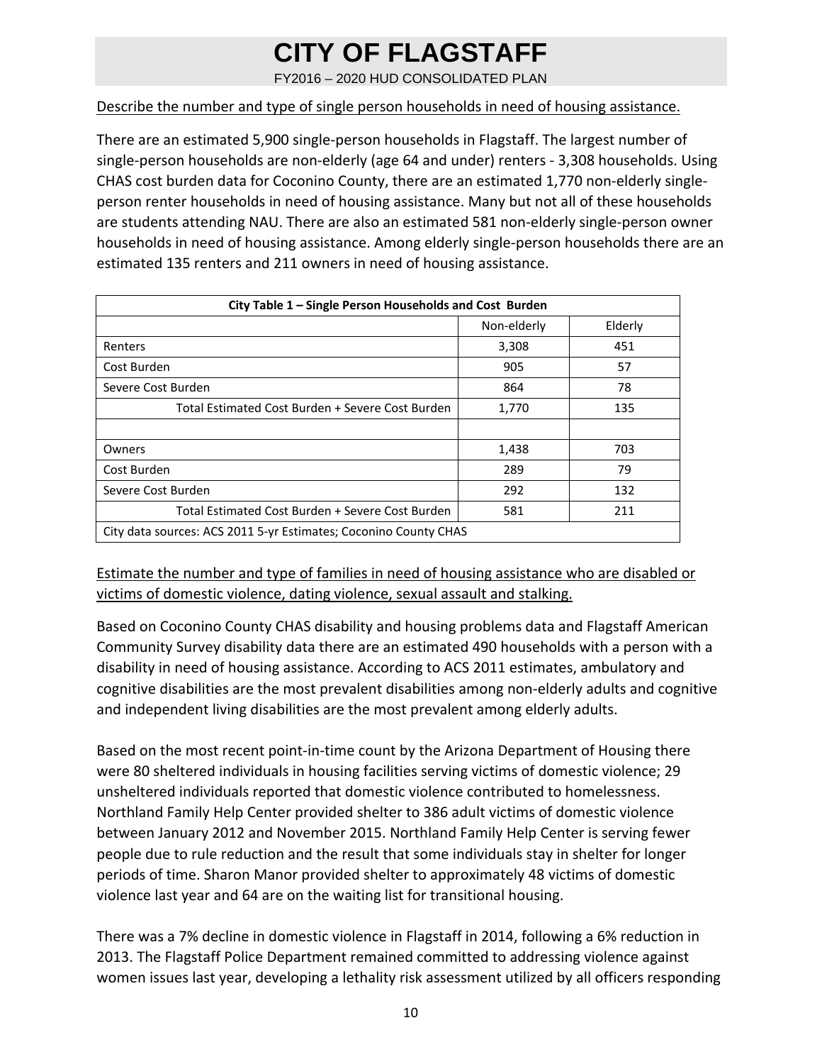Describe the number and type of single person households in need of housing assistance.

There are an estimated 5,900 single-person households in Flagstaff. The largest number of single-person households are non-elderly (age 64 and under) renters - 3,308 households. Using CHAS cost burden data for Coconino County, there are an estimated 1,770 non-elderly single-person renter households in need of housing assistance. Many but not all of these households are students attending NAU. There are also an estimated 581 non-elderly single-person owner households in need of housing assistance. Among elderly single-person households there are an estimated 135 renters and 211 owners in need of housing assistance.

**City Table 1 – Single Person Households and Cost Burden**

| | Non-elderly | Elderly |
|---|---|---|
| Renters | 3,308 | 451 |
| Cost Burden | 905 | 57 |
| Severe Cost Burden | 864 | 78 |
| Total Estimated Cost Burden + Severe Cost Burden | 1,770 | 135 |
| | | |
| Owners | 1,438 | 703 |
| Cost Burden | 289 | 79 |
| Severe Cost Burden | 292 | 132 |
| Total Estimated Cost Burden + Severe Cost Burden | 581 | 211 |
| City data sources: ACS 2011 5-yr Estimates; Coconino County CHAS | | |

Estimate the number and type of families in need of housing assistance who are disabled or victims of domestic violence, dating violence, sexual assault and stalking.

Based on Coconino County CHAS disability and housing problems data and Flagstaff American Community Survey disability data there are an estimated 490 households with a person with a disability in need of housing assistance. According to ACS 2011 estimates, ambulatory and cognitive disabilities are the most prevalent disabilities among non-elderly adults and cognitive and independent living disabilities are the most prevalent among elderly adults.

Based on the most recent point-in-time count by the Arizona Department of Housing there were 80 sheltered individuals in housing facilities serving victims of domestic violence; 29 unsheltered individuals reported that domestic violence contributed to homelessness. Northland Family Help Center provided shelter to 386 adult victims of domestic violence between January 2012 and November 2015. Northland Family Help Center is serving fewer people due to rule reduction and the result that some individuals stay in shelter for longer periods of time. Sharon Manor provided shelter to approximately 48 victims of domestic violence last year and 64 are on the waiting list for transitional housing.

There was a 7% decline in domestic violence in Flagstaff in 2014, following a 6% reduction in 2013. The Flagstaff Police Department remained committed to addressing violence against women issues last year, developing a lethality risk assessment utilized by all officers responding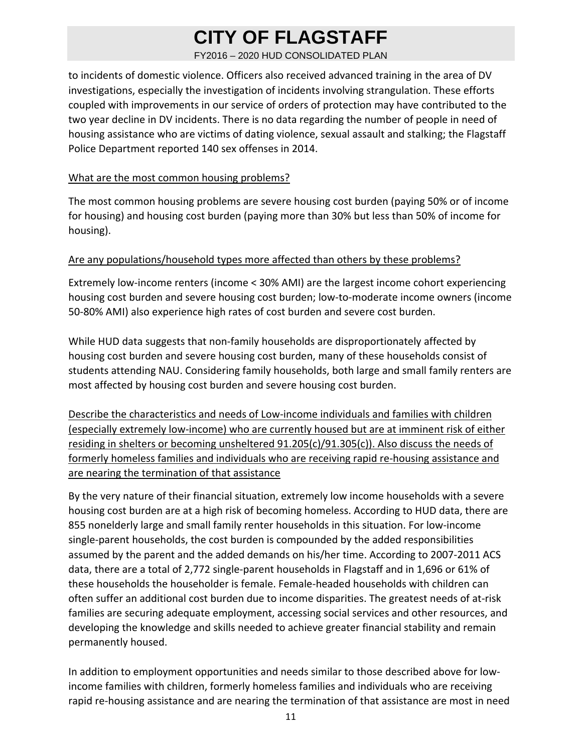to incidents of domestic violence. Officers also received advanced training in the area of DV investigations, especially the investigation of incidents involving strangulation. These efforts coupled with improvements in our service of orders of protection may have contributed to the two year decline in DV incidents. There is no data regarding the number of people in need of housing assistance who are victims of dating violence, sexual assault and stalking; the Flagstaff Police Department reported 140 sex offenses in 2014.

What are the most common housing problems?

The most common housing problems are severe housing cost burden (paying 50% or of income for housing) and housing cost burden (paying more than 30% but less than 50% of income for housing).

Are any populations/household types more affected than others by these problems?

Extremely low-income renters (income < 30% AMI) are the largest income cohort experiencing housing cost burden and severe housing cost burden; low-to-moderate income owners (income 50-80% AMI) also experience high rates of cost burden and severe cost burden.

While HUD data suggests that non-family households are disproportionately affected by housing cost burden and severe housing cost burden, many of these households consist of students attending NAU. Considering family households, both large and small family renters are most affected by housing cost burden and severe housing cost burden.

Describe the characteristics and needs of Low-income individuals and families with children (especially extremely low-income) who are currently housed but are at imminent risk of either residing in shelters or becoming unsheltered 91.205(c)/91.305(c)). Also discuss the needs of formerly homeless families and individuals who are receiving rapid re-housing assistance and are nearing the termination of that assistance

By the very nature of their financial situation, extremely low income households with a severe housing cost burden are at a high risk of becoming homeless. According to HUD data, there are 855 nonelderly large and small family renter households in this situation. For low-income single-parent households, the cost burden is compounded by the added responsibilities assumed by the parent and the added demands on his/her time. According to 2007-2011 ACS data, there are a total of 2,772 single-parent households in Flagstaff and in 1,696 or 61% of these households the householder is female. Female-headed households with children can often suffer an additional cost burden due to income disparities. The greatest needs of at-risk families are securing adequate employment, accessing social services and other resources, and developing the knowledge and skills needed to achieve greater financial stability and remain permanently housed.

In addition to employment opportunities and needs similar to those described above for low-income families with children, formerly homeless families and individuals who are receiving rapid re-housing assistance and are nearing the termination of that assistance are most in need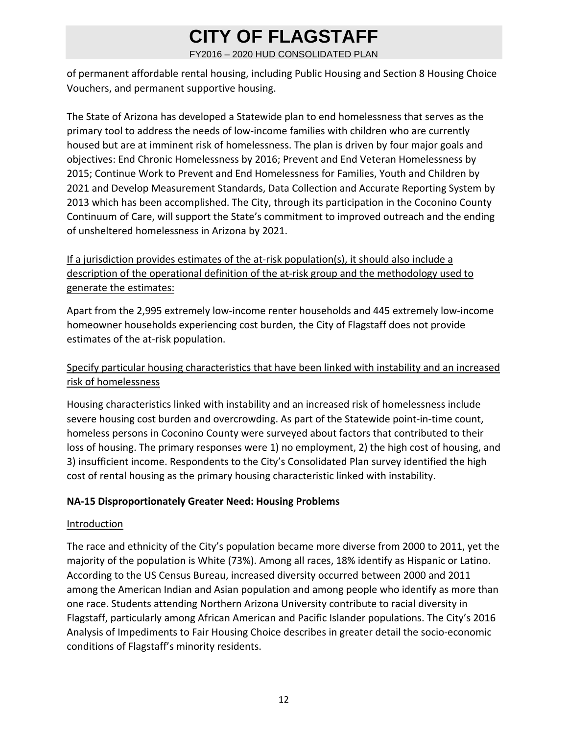of permanent affordable rental housing, including Public Housing and Section 8 Housing Choice Vouchers, and permanent supportive housing.

The State of Arizona has developed a Statewide plan to end homelessness that serves as the primary tool to address the needs of low-income families with children who are currently housed but are at imminent risk of homelessness. The plan is driven by four major goals and objectives: End Chronic Homelessness by 2016; Prevent and End Veteran Homelessness by 2015; Continue Work to Prevent and End Homelessness for Families, Youth and Children by 2021 and Develop Measurement Standards, Data Collection and Accurate Reporting System by 2013 which has been accomplished. The City, through its participation in the Coconino County Continuum of Care, will support the State's commitment to improved outreach and the ending of unsheltered homelessness in Arizona by 2021.

If a jurisdiction provides estimates of the at-risk population(s), it should also include a description of the operational definition of the at-risk group and the methodology used to generate the estimates:

Apart from the 2,995 extremely low-income renter households and 445 extremely low-income homeowner households experiencing cost burden, the City of Flagstaff does not provide estimates of the at-risk population.

Specify particular housing characteristics that have been linked with instability and an increased risk of homelessness

Housing characteristics linked with instability and an increased risk of homelessness include severe housing cost burden and overcrowding. As part of the Statewide point-in-time count, homeless persons in Coconino County were surveyed about factors that contributed to their loss of housing. The primary responses were 1) no employment, 2) the high cost of housing, and 3) insufficient income. Respondents to the City's Consolidated Plan survey identified the high cost of rental housing as the primary housing characteristic linked with instability.

## NA-15 Disproportionately Greater Need: Housing Problems

Introduction

The race and ethnicity of the City's population became more diverse from 2000 to 2011, yet the majority of the population is White (73%). Among all races, 18% identify as Hispanic or Latino. According to the US Census Bureau, increased diversity occurred between 2000 and 2011 among the American Indian and Asian population and among people who identify as more than one race. Students attending Northern Arizona University contribute to racial diversity in Flagstaff, particularly among African American and Pacific Islander populations. The City's 2016 Analysis of Impediments to Fair Housing Choice describes in greater detail the socio-economic conditions of Flagstaff's minority residents.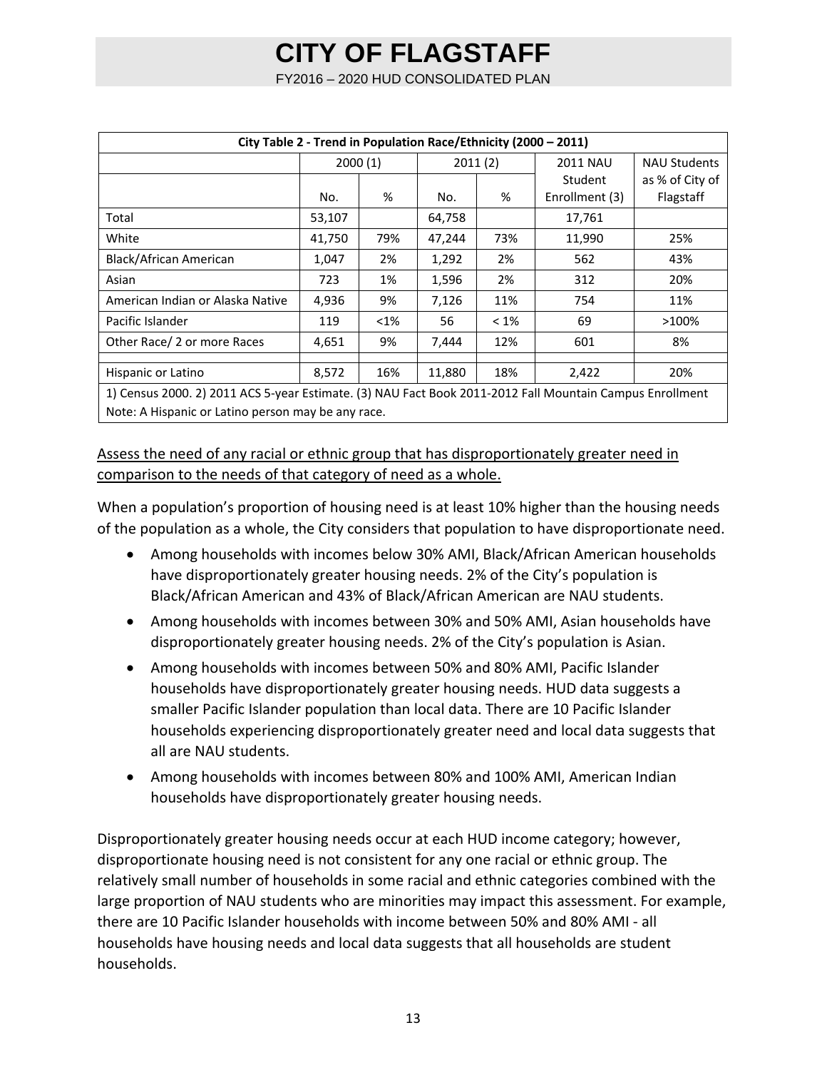| City Table 2 - Trend in Population Race/Ethnicity (2000 – 2011) | | | | | | |
|---|---|---|---|---|---|---|
| | 2000 (1) | | 2011 (2) | | 2011 NAU Student Enrollment (3) | NAU Students as % of City of Flagstaff |
| | No. | % | No. | % | | |
| Total | 53,107 | | 64,758 | | 17,761 | |
| White | 41,750 | 79% | 47,244 | 73% | 11,990 | 25% |
| Black/African American | 1,047 | 2% | 1,292 | 2% | 562 | 43% |
| Asian | 723 | 1% | 1,596 | 2% | 312 | 20% |
| American Indian or Alaska Native | 4,936 | 9% | 7,126 | 11% | 754 | 11% |
| Pacific Islander | 119 | <1% | 56 | < 1% | 69 | >100% |
| Other Race/ 2 or more Races | 4,651 | 9% | 7,444 | 12% | 601 | 8% |
| | | | | | | |
| Hispanic or Latino | 8,572 | 16% | 11,880 | 18% | 2,422 | 20% |

1) Census 2000. 2) 2011 ACS 5-year Estimate. (3) NAU Fact Book 2011-2012 Fall Mountain Campus Enrollment
Note: A Hispanic or Latino person may be any race.

Assess the need of any racial or ethnic group that has disproportionately greater need in comparison to the needs of that category of need as a whole.

When a population's proportion of housing need is at least 10% higher than the housing needs of the population as a whole, the City considers that population to have disproportionate need.

- Among households with incomes below 30% AMI, Black/African American households have disproportionately greater housing needs. 2% of the City's population is Black/African American and 43% of Black/African American are NAU students.
- Among households with incomes between 30% and 50% AMI, Asian households have disproportionately greater housing needs. 2% of the City's population is Asian.
- Among households with incomes between 50% and 80% AMI, Pacific Islander households have disproportionately greater housing needs. HUD data suggests a smaller Pacific Islander population than local data. There are 10 Pacific Islander households experiencing disproportionately greater need and local data suggests that all are NAU students.
- Among households with incomes between 80% and 100% AMI, American Indian households have disproportionately greater housing needs.

Disproportionately greater housing needs occur at each HUD income category; however, disproportionate housing need is not consistent for any one racial or ethnic group. The relatively small number of households in some racial and ethnic categories combined with the large proportion of NAU students who are minorities may impact this assessment. For example, there are 10 Pacific Islander households with income between 50% and 80% AMI - all households have housing needs and local data suggests that all households are student households.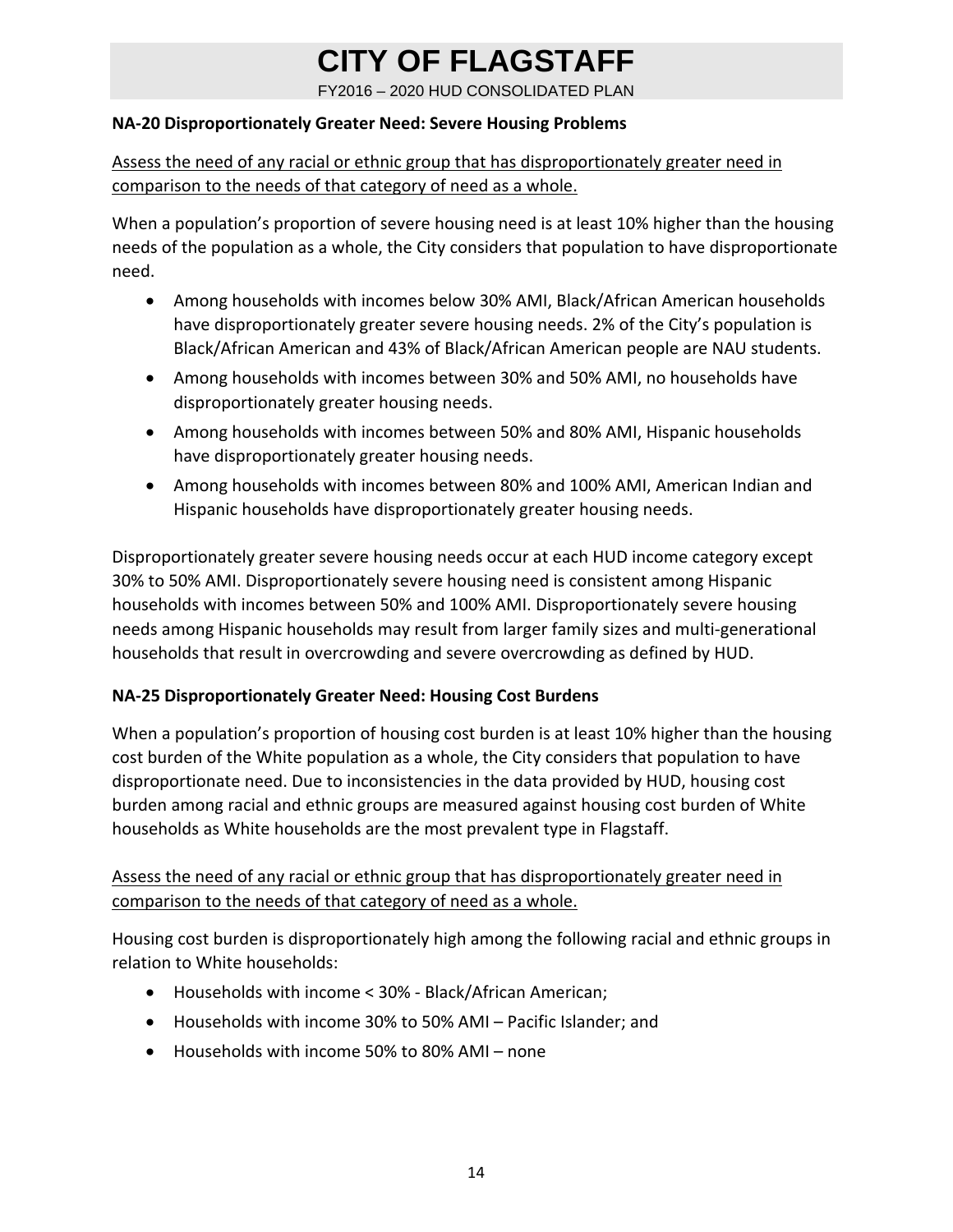**NA-20 Disproportionately Greater Need: Severe Housing Problems**

Assess the need of any racial or ethnic group that has disproportionately greater need in comparison to the needs of that category of need as a whole.

When a population's proportion of severe housing need is at least 10% higher than the housing needs of the population as a whole, the City considers that population to have disproportionate need.

- Among households with incomes below 30% AMI, Black/African American households have disproportionately greater severe housing needs. 2% of the City's population is Black/African American and 43% of Black/African American people are NAU students.
- Among households with incomes between 30% and 50% AMI, no households have disproportionately greater housing needs.
- Among households with incomes between 50% and 80% AMI, Hispanic households have disproportionately greater housing needs.
- Among households with incomes between 80% and 100% AMI, American Indian and Hispanic households have disproportionately greater housing needs.

Disproportionately greater severe housing needs occur at each HUD income category except 30% to 50% AMI. Disproportionately severe housing need is consistent among Hispanic households with incomes between 50% and 100% AMI. Disproportionately severe housing needs among Hispanic households may result from larger family sizes and multi-generational households that result in overcrowding and severe overcrowding as defined by HUD.

**NA-25 Disproportionately Greater Need: Housing Cost Burdens**

When a population's proportion of housing cost burden is at least 10% higher than the housing cost burden of the White population as a whole, the City considers that population to have disproportionate need. Due to inconsistencies in the data provided by HUD, housing cost burden among racial and ethnic groups are measured against housing cost burden of White households as White households are the most prevalent type in Flagstaff.

Assess the need of any racial or ethnic group that has disproportionately greater need in comparison to the needs of that category of need as a whole.

Housing cost burden is disproportionately high among the following racial and ethnic groups in relation to White households:

- Households with income < 30% - Black/African American;
- Households with income 30% to 50% AMI – Pacific Islander; and
- Households with income 50% to 80% AMI – none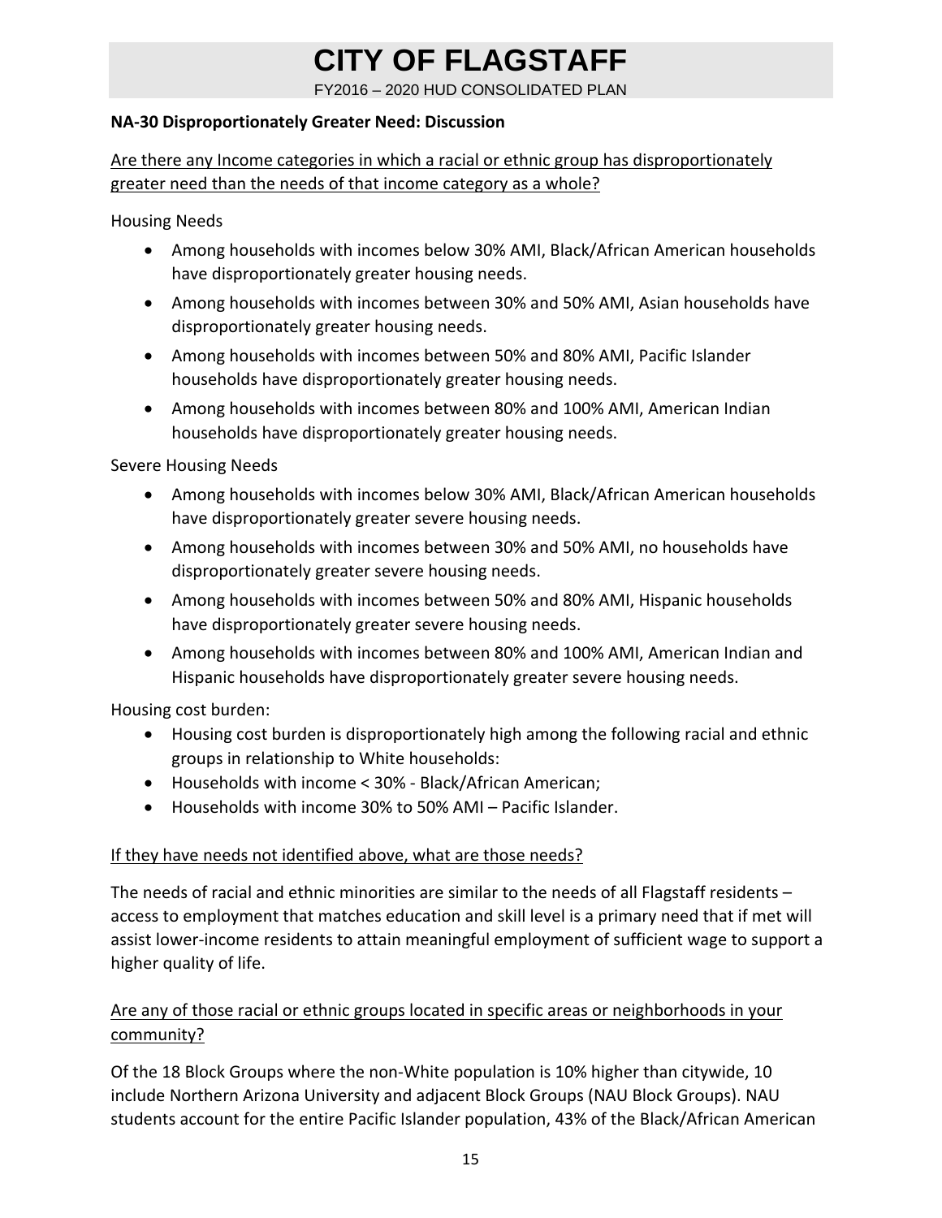**NA-30 Disproportionately Greater Need: Discussion**

Are there any Income categories in which a racial or ethnic group has disproportionately greater need than the needs of that income category as a whole?

Housing Needs

- Among households with incomes below 30% AMI, Black/African American households have disproportionately greater housing needs.
- Among households with incomes between 30% and 50% AMI, Asian households have disproportionately greater housing needs.
- Among households with incomes between 50% and 80% AMI, Pacific Islander households have disproportionately greater housing needs.
- Among households with incomes between 80% and 100% AMI, American Indian households have disproportionately greater housing needs.

Severe Housing Needs

- Among households with incomes below 30% AMI, Black/African American households have disproportionately greater severe housing needs.
- Among households with incomes between 30% and 50% AMI, no households have disproportionately greater severe housing needs.
- Among households with incomes between 50% and 80% AMI, Hispanic households have disproportionately greater severe housing needs.
- Among households with incomes between 80% and 100% AMI, American Indian and Hispanic households have disproportionately greater severe housing needs.

Housing cost burden:

- Housing cost burden is disproportionately high among the following racial and ethnic groups in relationship to White households:
- Households with income < 30% - Black/African American;
- Households with income 30% to 50% AMI – Pacific Islander.

If they have needs not identified above, what are those needs?

The needs of racial and ethnic minorities are similar to the needs of all Flagstaff residents – access to employment that matches education and skill level is a primary need that if met will assist lower-income residents to attain meaningful employment of sufficient wage to support a higher quality of life.

Are any of those racial or ethnic groups located in specific areas or neighborhoods in your community?

Of the 18 Block Groups where the non-White population is 10% higher than citywide, 10 include Northern Arizona University and adjacent Block Groups (NAU Block Groups). NAU students account for the entire Pacific Islander population, 43% of the Black/African American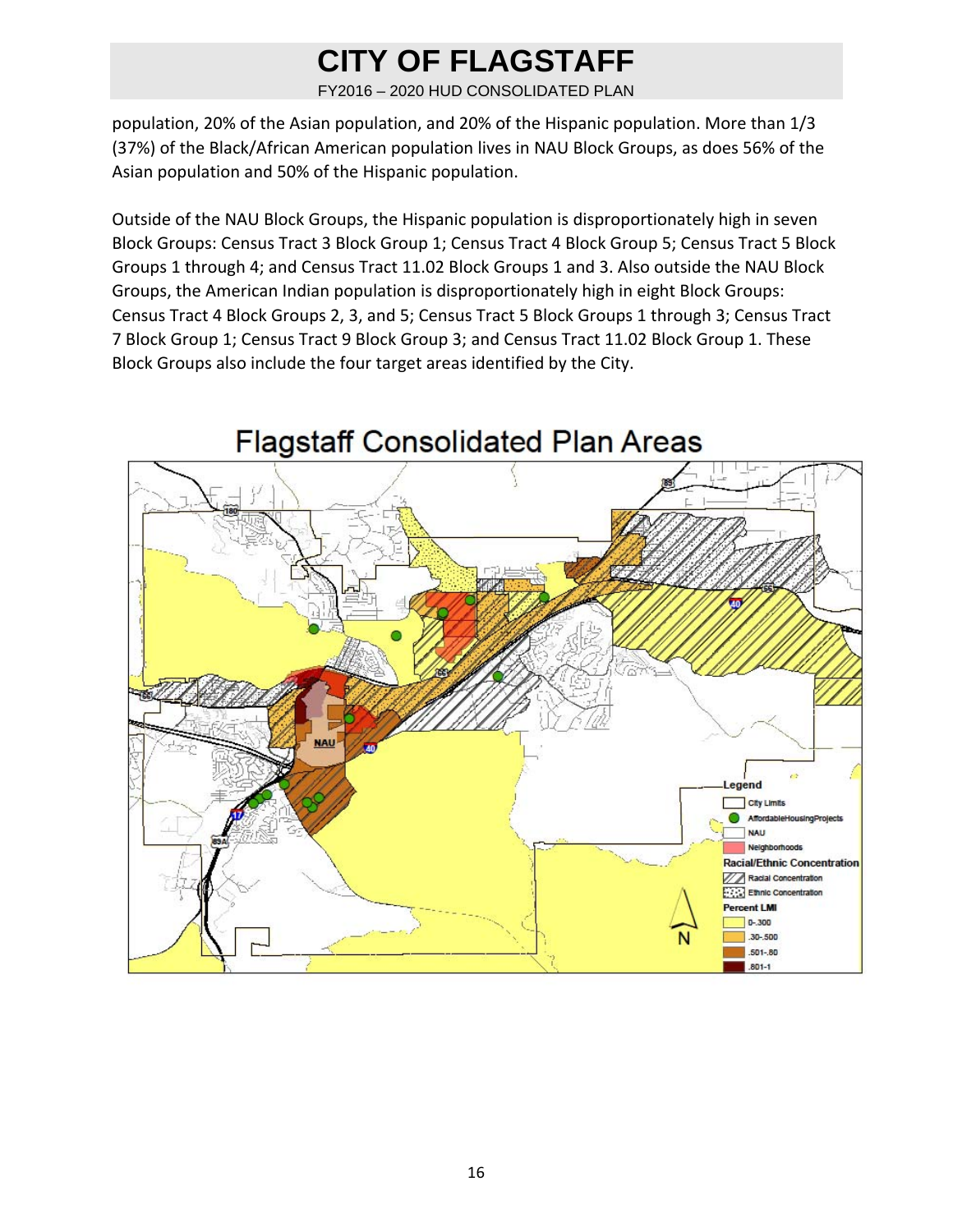population, 20% of the Asian population, and 20% of the Hispanic population. More than 1/3 (37%) of the Black/African American population lives in NAU Block Groups, as does 56% of the Asian population and 50% of the Hispanic population.

Outside of the NAU Block Groups, the Hispanic population is disproportionately high in seven Block Groups: Census Tract 3 Block Group 1; Census Tract 4 Block Group 5; Census Tract 5 Block Groups 1 through 4; and Census Tract 11.02 Block Groups 1 and 3. Also outside the NAU Block Groups, the American Indian population is disproportionately high in eight Block Groups: Census Tract 4 Block Groups 2, 3, and 5; Census Tract 5 Block Groups 1 through 3; Census Tract 7 Block Group 1; Census Tract 9 Block Group 3; and Census Tract 11.02 Block Group 1. These Block Groups also include the four target areas identified by the City.

## Flagstaff Consolidated Plan Areas

Legend
- City Limits
- AffordableHousingProjects
- NAU
- Neighborhoods

Racial/Ethnic Concentration
- Racial Concentration
- Ethnic Concentration

Percent LMI
- 0-.300
- .30-.500
- .501-.80
- .801-1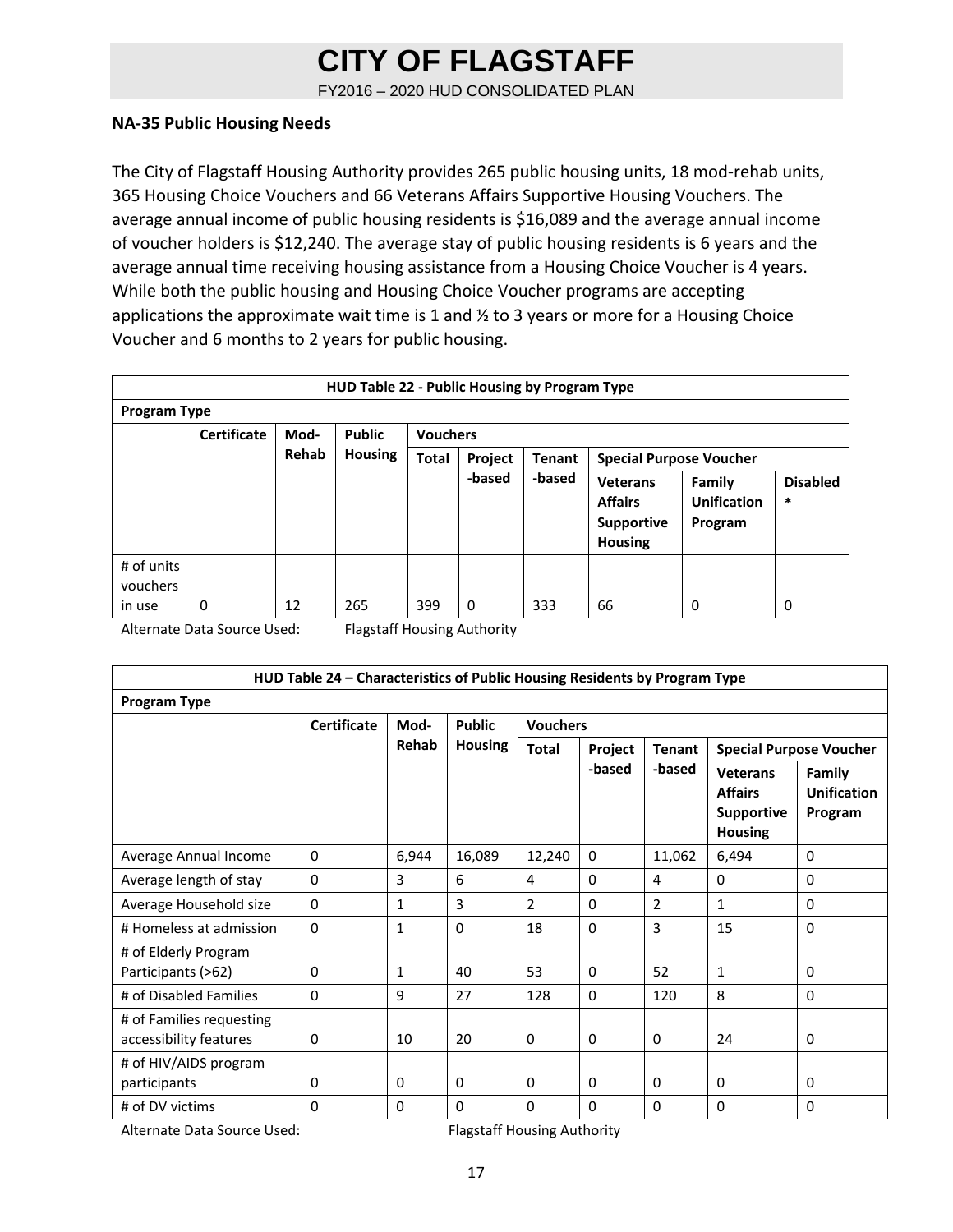## NA-35 Public Housing Needs

The City of Flagstaff Housing Authority provides 265 public housing units, 18 mod-rehab units, 365 Housing Choice Vouchers and 66 Veterans Affairs Supportive Housing Vouchers. The average annual income of public housing residents is $16,089 and the average annual income of voucher holders is $12,240. The average stay of public housing residents is 6 years and the average annual time receiving housing assistance from a Housing Choice Voucher is 4 years. While both the public housing and Housing Choice Voucher programs are accepting applications the approximate wait time is 1 and ½ to 3 years or more for a Housing Choice Voucher and 6 months to 2 years for public housing.

**HUD Table 22 - Public Housing by Program Type**

| Program Type | | | | | | | | | |
|---|---|---|---|---|---|---|---|---|---|
| | Certificate | Mod-Rehab | Public Housing | Vouchers | | | | | |
| | | | | Total | Project -based | Tenant -based | Special Purpose Voucher | | |
| | | | | | | | Veterans Affairs Supportive Housing | Family Unification Program | Disabled * |
| # of units vouchers in use | 0 | 12 | 265 | 399 | 0 | 333 | 66 | 0 | 0 |

Alternate Data Source Used: Flagstaff Housing Authority

**HUD Table 24 – Characteristics of Public Housing Residents by Program Type**

| Program Type | | | | | | | | |
|---|---|---|---|---|---|---|---|---|
| | Certificate | Mod-Rehab | Public Housing | Vouchers | | | | |
| | | | | Total | Project -based | Tenant -based | Special Purpose Voucher | |
| | | | | | | | Veterans Affairs Supportive Housing | Family Unification Program |
| Average Annual Income | 0 | 6,944 | 16,089 | 12,240 | 0 | 11,062 | 6,494 | 0 |
| Average length of stay | 0 | 3 | 6 | 4 | 0 | 4 | 0 | 0 |
| Average Household size | 0 | 1 | 3 | 2 | 0 | 2 | 1 | 0 |
| # Homeless at admission | 0 | 1 | 0 | 18 | 0 | 3 | 15 | 0 |
| # of Elderly Program Participants (>62) | 0 | 1 | 40 | 53 | 0 | 52 | 1 | 0 |
| # of Disabled Families | 0 | 9 | 27 | 128 | 0 | 120 | 8 | 0 |
| # of Families requesting accessibility features | 0 | 10 | 20 | 0 | 0 | 0 | 24 | 0 |
| # of HIV/AIDS program participants | 0 | 0 | 0 | 0 | 0 | 0 | 0 | 0 |
| # of DV victims | 0 | 0 | 0 | 0 | 0 | 0 | 0 | 0 |

Alternate Data Source Used: Flagstaff Housing Authority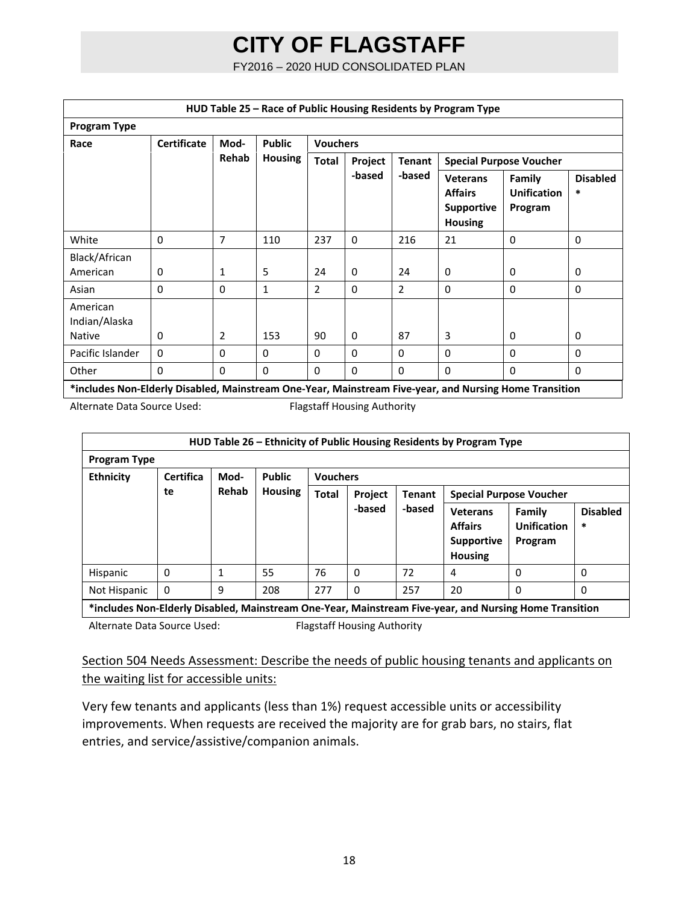| HUD Table 25 – Race of Public Housing Residents by Program Type | | | | | | | | | |
|---|---|---|---|---|---|---|---|---|---|
| **Program Type** | | | | | | | | | |
| **Race** | **Certificate** | **Mod-Rehab** | **Public Housing** | **Vouchers** | | | | | |
| | | | | **Total** | **Project -based** | **Tenant -based** | **Special Purpose Voucher** | | |
| | | | | | | | **Veterans Affairs Supportive Housing** | **Family Unification Program** | **Disabled *** |
| White | 0 | 7 | 110 | 237 | 0 | 216 | 21 | 0 | 0 |
| Black/African American | 0 | 1 | 5 | 24 | 0 | 24 | 0 | 0 | 0 |
| Asian | 0 | 0 | 1 | 2 | 0 | 2 | 0 | 0 | 0 |
| American Indian/Alaska Native | 0 | 2 | 153 | 90 | 0 | 87 | 3 | 0 | 0 |
| Pacific Islander | 0 | 0 | 0 | 0 | 0 | 0 | 0 | 0 | 0 |
| Other | 0 | 0 | 0 | 0 | 0 | 0 | 0 | 0 | 0 |

**\*includes Non-Elderly Disabled, Mainstream One-Year, Mainstream Five-year, and Nursing Home Transition**

Alternate Data Source Used: Flagstaff Housing Authority

| HUD Table 26 – Ethnicity of Public Housing Residents by Program Type | | | | | | | | | |
|---|---|---|---|---|---|---|---|---|---|
| **Program Type** | | | | | | | | | |
| **Ethnicity** | **Certificate** | **Mod-Rehab** | **Public Housing** | **Vouchers** | | | | | |
| | | | | **Total** | **Project -based** | **Tenant -based** | **Special Purpose Voucher** | | |
| | | | | | | | **Veterans Affairs Supportive Housing** | **Family Unification Program** | **Disabled *** |
| Hispanic | 0 | 1 | 55 | 76 | 0 | 72 | 4 | 0 | 0 |
| Not Hispanic | 0 | 9 | 208 | 277 | 0 | 257 | 20 | 0 | 0 |

**\*includes Non-Elderly Disabled, Mainstream One-Year, Mainstream Five-year, and Nursing Home Transition**

Alternate Data Source Used: Flagstaff Housing Authority

Section 504 Needs Assessment: Describe the needs of public housing tenants and applicants on the waiting list for accessible units:

Very few tenants and applicants (less than 1%) request accessible units or accessibility improvements. When requests are received the majority are for grab bars, no stairs, flat entries, and service/assistive/companion animals.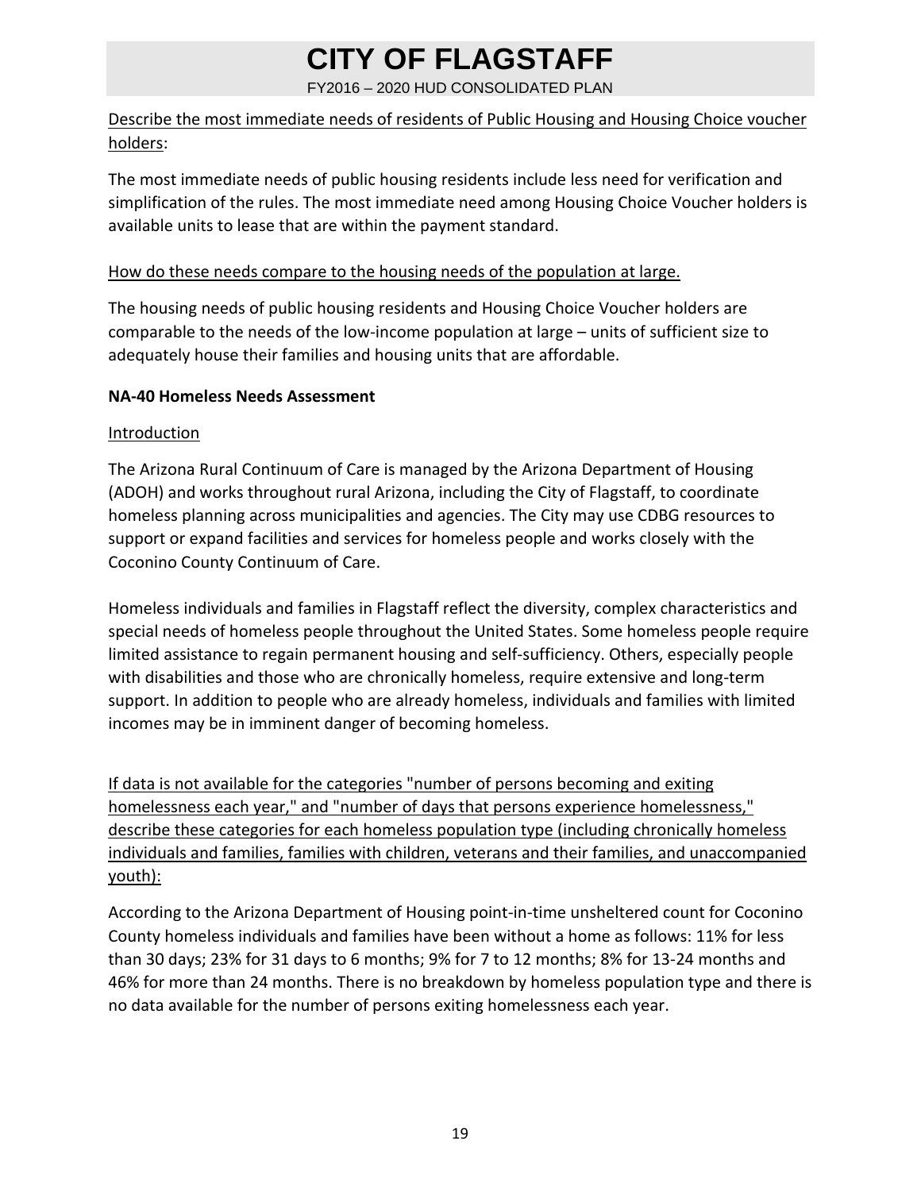Describe the most immediate needs of residents of Public Housing and Housing Choice voucher holders:

The most immediate needs of public housing residents include less need for verification and simplification of the rules. The most immediate need among Housing Choice Voucher holders is available units to lease that are within the payment standard.

How do these needs compare to the housing needs of the population at large.

The housing needs of public housing residents and Housing Choice Voucher holders are comparable to the needs of the low-income population at large – units of sufficient size to adequately house their families and housing units that are affordable.

**NA-40 Homeless Needs Assessment**

Introduction

The Arizona Rural Continuum of Care is managed by the Arizona Department of Housing (ADOH) and works throughout rural Arizona, including the City of Flagstaff, to coordinate homeless planning across municipalities and agencies. The City may use CDBG resources to support or expand facilities and services for homeless people and works closely with the Coconino County Continuum of Care.

Homeless individuals and families in Flagstaff reflect the diversity, complex characteristics and special needs of homeless people throughout the United States. Some homeless people require limited assistance to regain permanent housing and self-sufficiency. Others, especially people with disabilities and those who are chronically homeless, require extensive and long-term support. In addition to people who are already homeless, individuals and families with limited incomes may be in imminent danger of becoming homeless.

If data is not available for the categories "number of persons becoming and exiting homelessness each year," and "number of days that persons experience homelessness," describe these categories for each homeless population type (including chronically homeless individuals and families, families with children, veterans and their families, and unaccompanied youth):

According to the Arizona Department of Housing point-in-time unsheltered count for Coconino County homeless individuals and families have been without a home as follows: 11% for less than 30 days; 23% for 31 days to 6 months; 9% for 7 to 12 months; 8% for 13-24 months and 46% for more than 24 months. There is no breakdown by homeless population type and there is no data available for the number of persons exiting homelessness each year.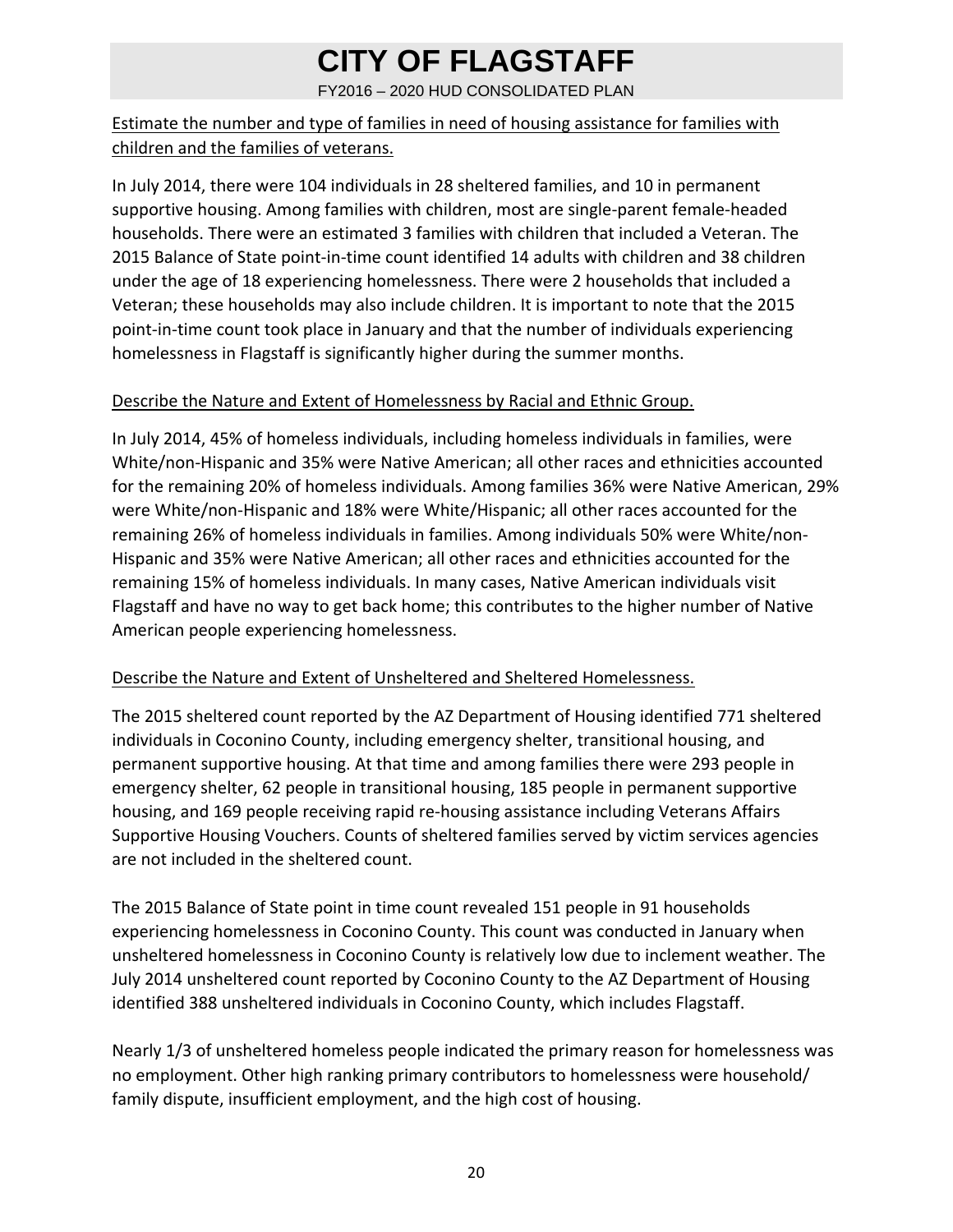Estimate the number and type of families in need of housing assistance for families with children and the families of veterans.

In July 2014, there were 104 individuals in 28 sheltered families, and 10 in permanent supportive housing. Among families with children, most are single-parent female-headed households. There were an estimated 3 families with children that included a Veteran. The 2015 Balance of State point-in-time count identified 14 adults with children and 38 children under the age of 18 experiencing homelessness. There were 2 households that included a Veteran; these households may also include children. It is important to note that the 2015 point-in-time count took place in January and that the number of individuals experiencing homelessness in Flagstaff is significantly higher during the summer months.

Describe the Nature and Extent of Homelessness by Racial and Ethnic Group.

In July 2014, 45% of homeless individuals, including homeless individuals in families, were White/non-Hispanic and 35% were Native American; all other races and ethnicities accounted for the remaining 20% of homeless individuals. Among families 36% were Native American, 29% were White/non-Hispanic and 18% were White/Hispanic; all other races accounted for the remaining 26% of homeless individuals in families. Among individuals 50% were White/non-Hispanic and 35% were Native American; all other races and ethnicities accounted for the remaining 15% of homeless individuals. In many cases, Native American individuals visit Flagstaff and have no way to get back home; this contributes to the higher number of Native American people experiencing homelessness.

Describe the Nature and Extent of Unsheltered and Sheltered Homelessness.

The 2015 sheltered count reported by the AZ Department of Housing identified 771 sheltered individuals in Coconino County, including emergency shelter, transitional housing, and permanent supportive housing. At that time and among families there were 293 people in emergency shelter, 62 people in transitional housing, 185 people in permanent supportive housing, and 169 people receiving rapid re-housing assistance including Veterans Affairs Supportive Housing Vouchers. Counts of sheltered families served by victim services agencies are not included in the sheltered count.

The 2015 Balance of State point in time count revealed 151 people in 91 households experiencing homelessness in Coconino County. This count was conducted in January when unsheltered homelessness in Coconino County is relatively low due to inclement weather. The July 2014 unsheltered count reported by Coconino County to the AZ Department of Housing identified 388 unsheltered individuals in Coconino County, which includes Flagstaff.

Nearly 1/3 of unsheltered homeless people indicated the primary reason for homelessness was no employment. Other high ranking primary contributors to homelessness were household/ family dispute, insufficient employment, and the high cost of housing.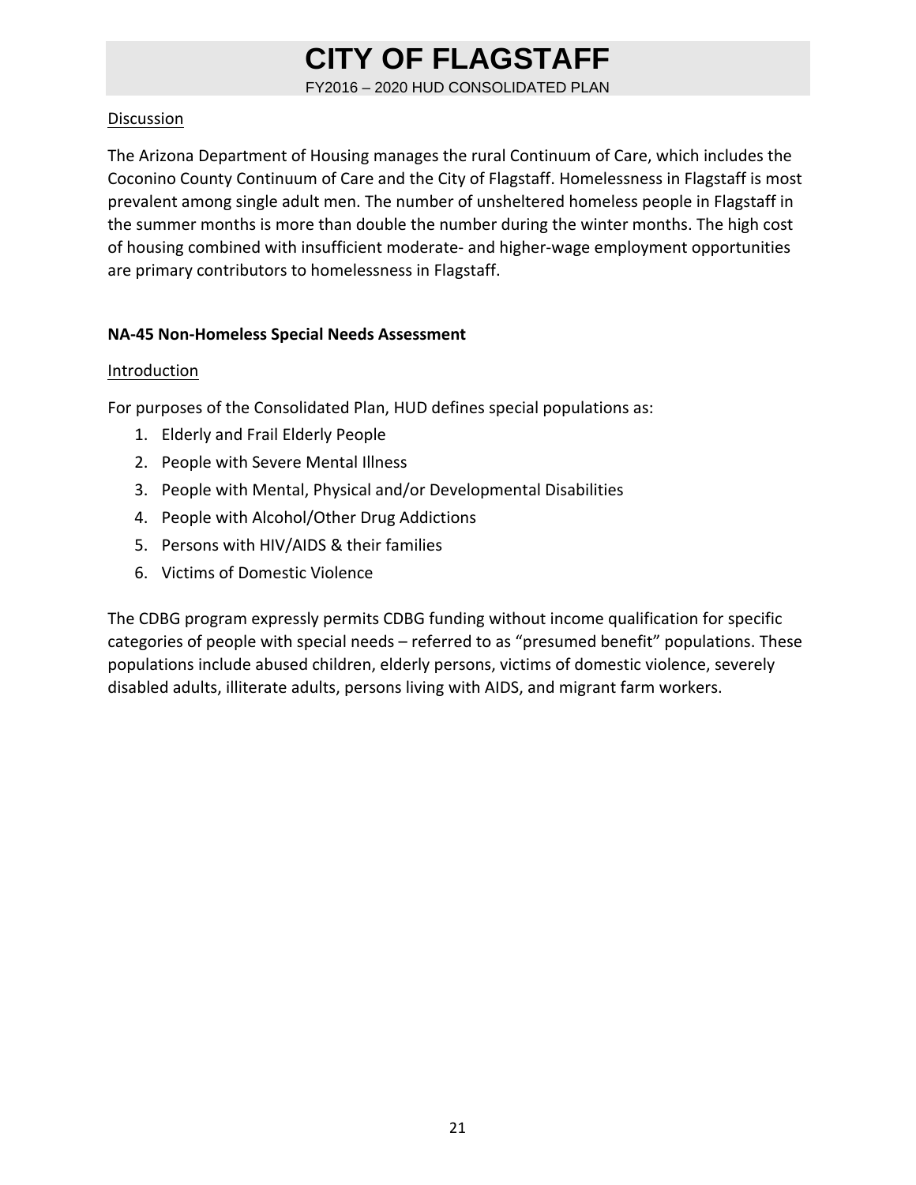Discussion

The Arizona Department of Housing manages the rural Continuum of Care, which includes the Coconino County Continuum of Care and the City of Flagstaff. Homelessness in Flagstaff is most prevalent among single adult men. The number of unsheltered homeless people in Flagstaff in the summer months is more than double the number during the winter months. The high cost of housing combined with insufficient moderate- and higher-wage employment opportunities are primary contributors to homelessness in Flagstaff.

**NA-45 Non-Homeless Special Needs Assessment**

Introduction

For purposes of the Consolidated Plan, HUD defines special populations as:

1. Elderly and Frail Elderly People
2. People with Severe Mental Illness
3. People with Mental, Physical and/or Developmental Disabilities
4. People with Alcohol/Other Drug Addictions
5. Persons with HIV/AIDS & their families
6. Victims of Domestic Violence

The CDBG program expressly permits CDBG funding without income qualification for specific categories of people with special needs – referred to as "presumed benefit" populations. These populations include abused children, elderly persons, victims of domestic violence, severely disabled adults, illiterate adults, persons living with AIDS, and migrant farm workers.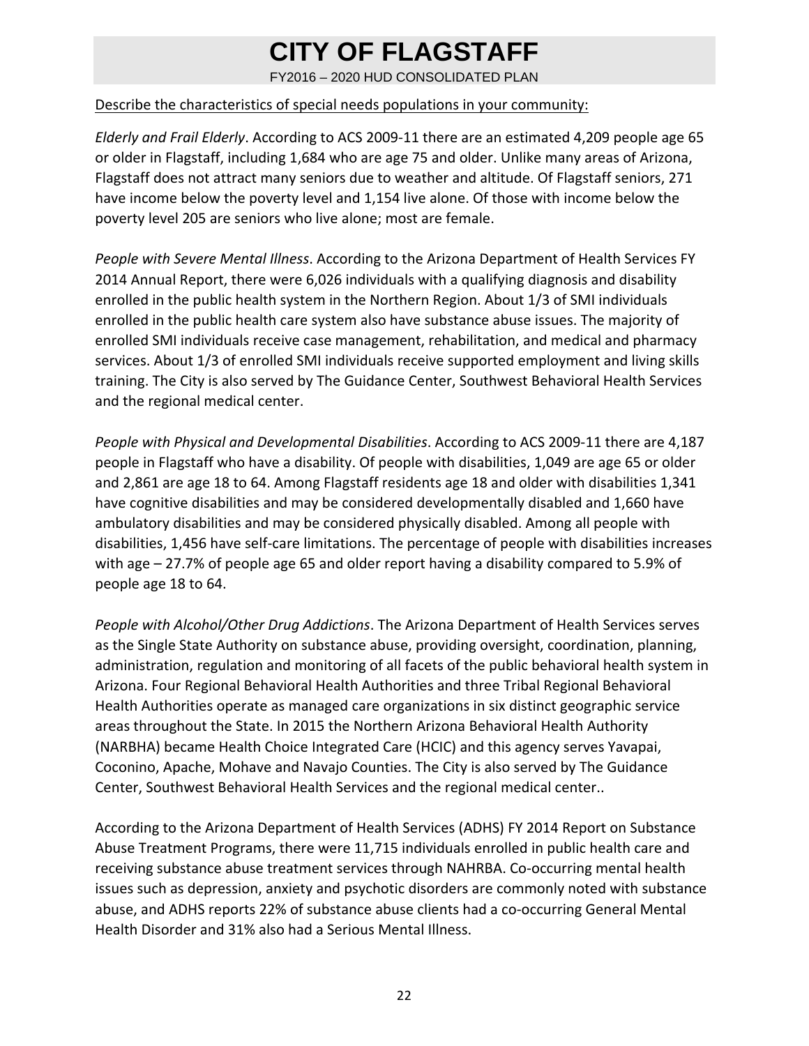Describe the characteristics of special needs populations in your community:

*Elderly and Frail Elderly*. According to ACS 2009-11 there are an estimated 4,209 people age 65 or older in Flagstaff, including 1,684 who are age 75 and older. Unlike many areas of Arizona, Flagstaff does not attract many seniors due to weather and altitude. Of Flagstaff seniors, 271 have income below the poverty level and 1,154 live alone. Of those with income below the poverty level 205 are seniors who live alone; most are female.

*People with Severe Mental Illness*. According to the Arizona Department of Health Services FY 2014 Annual Report, there were 6,026 individuals with a qualifying diagnosis and disability enrolled in the public health system in the Northern Region. About 1/3 of SMI individuals enrolled in the public health care system also have substance abuse issues. The majority of enrolled SMI individuals receive case management, rehabilitation, and medical and pharmacy services. About 1/3 of enrolled SMI individuals receive supported employment and living skills training. The City is also served by The Guidance Center, Southwest Behavioral Health Services and the regional medical center.

*People with Physical and Developmental Disabilities*. According to ACS 2009-11 there are 4,187 people in Flagstaff who have a disability. Of people with disabilities, 1,049 are age 65 or older and 2,861 are age 18 to 64. Among Flagstaff residents age 18 and older with disabilities 1,341 have cognitive disabilities and may be considered developmentally disabled and 1,660 have ambulatory disabilities and may be considered physically disabled. Among all people with disabilities, 1,456 have self-care limitations. The percentage of people with disabilities increases with age – 27.7% of people age 65 and older report having a disability compared to 5.9% of people age 18 to 64.

*People with Alcohol/Other Drug Addictions*. The Arizona Department of Health Services serves as the Single State Authority on substance abuse, providing oversight, coordination, planning, administration, regulation and monitoring of all facets of the public behavioral health system in Arizona. Four Regional Behavioral Health Authorities and three Tribal Regional Behavioral Health Authorities operate as managed care organizations in six distinct geographic service areas throughout the State. In 2015 the Northern Arizona Behavioral Health Authority (NARBHA) became Health Choice Integrated Care (HCIC) and this agency serves Yavapai, Coconino, Apache, Mohave and Navajo Counties. The City is also served by The Guidance Center, Southwest Behavioral Health Services and the regional medical center..

According to the Arizona Department of Health Services (ADHS) FY 2014 Report on Substance Abuse Treatment Programs, there were 11,715 individuals enrolled in public health care and receiving substance abuse treatment services through NAHRBA. Co-occurring mental health issues such as depression, anxiety and psychotic disorders are commonly noted with substance abuse, and ADHS reports 22% of substance abuse clients had a co-occurring General Mental Health Disorder and 31% also had a Serious Mental Illness.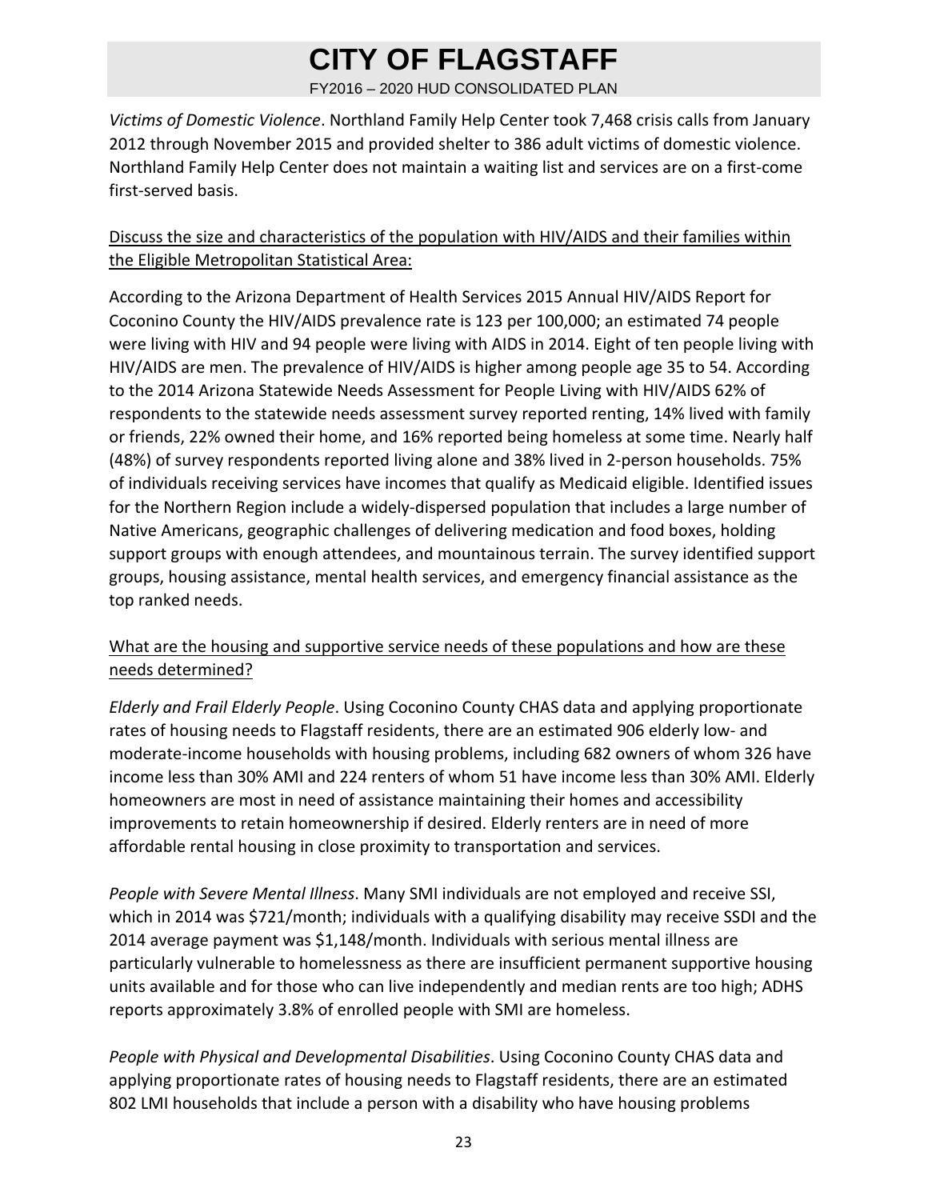*Victims of Domestic Violence*. Northland Family Help Center took 7,468 crisis calls from January 2012 through November 2015 and provided shelter to 386 adult victims of domestic violence. Northland Family Help Center does not maintain a waiting list and services are on a first-come first-served basis.

<u>Discuss the size and characteristics of the population with HIV/AIDS and their families within the Eligible Metropolitan Statistical Area:</u>

According to the Arizona Department of Health Services 2015 Annual HIV/AIDS Report for Coconino County the HIV/AIDS prevalence rate is 123 per 100,000; an estimated 74 people were living with HIV and 94 people were living with AIDS in 2014. Eight of ten people living with HIV/AIDS are men. The prevalence of HIV/AIDS is higher among people age 35 to 54. According to the 2014 Arizona Statewide Needs Assessment for People Living with HIV/AIDS 62% of respondents to the statewide needs assessment survey reported renting, 14% lived with family or friends, 22% owned their home, and 16% reported being homeless at some time. Nearly half (48%) of survey respondents reported living alone and 38% lived in 2-person households. 75% of individuals receiving services have incomes that qualify as Medicaid eligible. Identified issues for the Northern Region include a widely-dispersed population that includes a large number of Native Americans, geographic challenges of delivering medication and food boxes, holding support groups with enough attendees, and mountainous terrain. The survey identified support groups, housing assistance, mental health services, and emergency financial assistance as the top ranked needs.

<u>What are the housing and supportive service needs of these populations and how are these needs determined?</u>

*Elderly and Frail Elderly People*. Using Coconino County CHAS data and applying proportionate rates of housing needs to Flagstaff residents, there are an estimated 906 elderly low- and moderate-income households with housing problems, including 682 owners of whom 326 have income less than 30% AMI and 224 renters of whom 51 have income less than 30% AMI. Elderly homeowners are most in need of assistance maintaining their homes and accessibility improvements to retain homeownership if desired. Elderly renters are in need of more affordable rental housing in close proximity to transportation and services.

*People with Severe Mental Illness*. Many SMI individuals are not employed and receive SSI, which in 2014 was $721/month; individuals with a qualifying disability may receive SSDI and the 2014 average payment was $1,148/month. Individuals with serious mental illness are particularly vulnerable to homelessness as there are insufficient permanent supportive housing units available and for those who can live independently and median rents are too high; ADHS reports approximately 3.8% of enrolled people with SMI are homeless.

*People with Physical and Developmental Disabilities*. Using Coconino County CHAS data and applying proportionate rates of housing needs to Flagstaff residents, there are an estimated 802 LMI households that include a person with a disability who have housing problems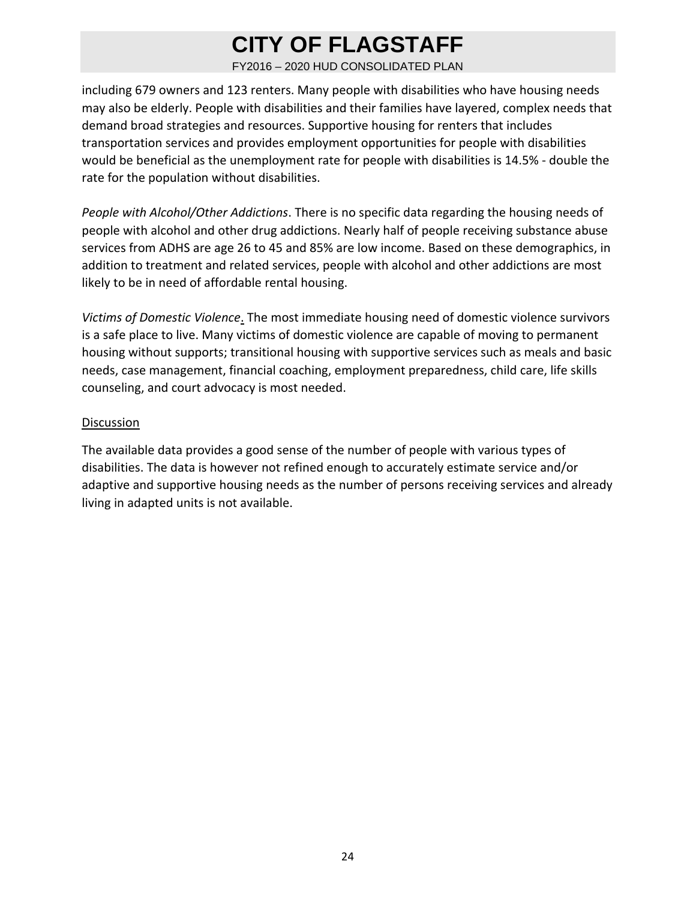including 679 owners and 123 renters. Many people with disabilities who have housing needs may also be elderly. People with disabilities and their families have layered, complex needs that demand broad strategies and resources. Supportive housing for renters that includes transportation services and provides employment opportunities for people with disabilities would be beneficial as the unemployment rate for people with disabilities is 14.5% - double the rate for the population without disabilities.

*People with Alcohol/Other Addictions*. There is no specific data regarding the housing needs of people with alcohol and other drug addictions. Nearly half of people receiving substance abuse services from ADHS are age 26 to 45 and 85% are low income. Based on these demographics, in addition to treatment and related services, people with alcohol and other addictions are most likely to be in need of affordable rental housing.

*Victims of Domestic Violence*. The most immediate housing need of domestic violence survivors is a safe place to live. Many victims of domestic violence are capable of moving to permanent housing without supports; transitional housing with supportive services such as meals and basic needs, case management, financial coaching, employment preparedness, child care, life skills counseling, and court advocacy is most needed.

Discussion

The available data provides a good sense of the number of people with various types of disabilities. The data is however not refined enough to accurately estimate service and/or adaptive and supportive housing needs as the number of persons receiving services and already living in adapted units is not available.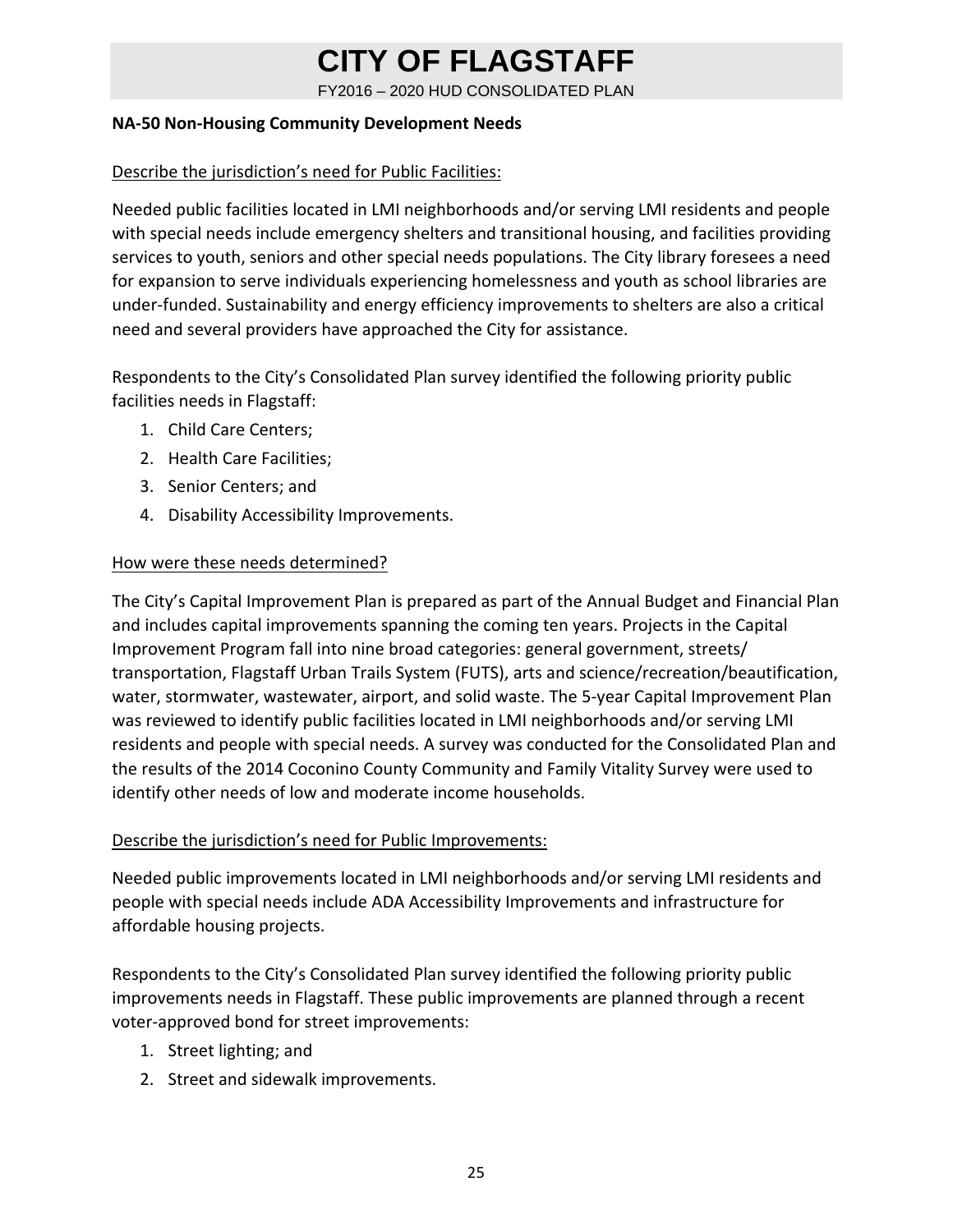## NA-50 Non-Housing Community Development Needs

Describe the jurisdiction's need for Public Facilities:

Needed public facilities located in LMI neighborhoods and/or serving LMI residents and people with special needs include emergency shelters and transitional housing, and facilities providing services to youth, seniors and other special needs populations. The City library foresees a need for expansion to serve individuals experiencing homelessness and youth as school libraries are under-funded. Sustainability and energy efficiency improvements to shelters are also a critical need and several providers have approached the City for assistance.

Respondents to the City's Consolidated Plan survey identified the following priority public facilities needs in Flagstaff:

1. Child Care Centers;
2. Health Care Facilities;
3. Senior Centers; and
4. Disability Accessibility Improvements.

How were these needs determined?

The City's Capital Improvement Plan is prepared as part of the Annual Budget and Financial Plan and includes capital improvements spanning the coming ten years. Projects in the Capital Improvement Program fall into nine broad categories: general government, streets/ transportation, Flagstaff Urban Trails System (FUTS), arts and science/recreation/beautification, water, stormwater, wastewater, airport, and solid waste. The 5-year Capital Improvement Plan was reviewed to identify public facilities located in LMI neighborhoods and/or serving LMI residents and people with special needs. A survey was conducted for the Consolidated Plan and the results of the 2014 Coconino County Community and Family Vitality Survey were used to identify other needs of low and moderate income households.

Describe the jurisdiction's need for Public Improvements:

Needed public improvements located in LMI neighborhoods and/or serving LMI residents and people with special needs include ADA Accessibility Improvements and infrastructure for affordable housing projects.

Respondents to the City's Consolidated Plan survey identified the following priority public improvements needs in Flagstaff. These public improvements are planned through a recent voter-approved bond for street improvements:

1. Street lighting; and
2. Street and sidewalk improvements.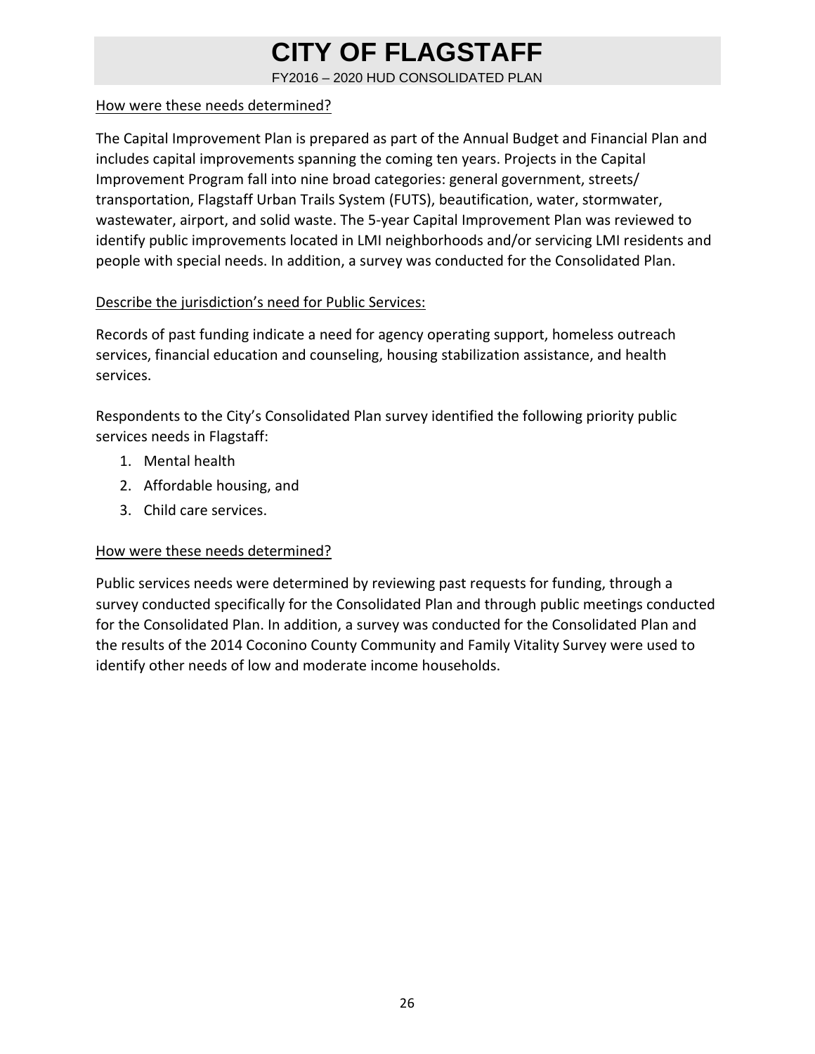How were these needs determined?

The Capital Improvement Plan is prepared as part of the Annual Budget and Financial Plan and includes capital improvements spanning the coming ten years. Projects in the Capital Improvement Program fall into nine broad categories: general government, streets/ transportation, Flagstaff Urban Trails System (FUTS), beautification, water, stormwater, wastewater, airport, and solid waste. The 5-year Capital Improvement Plan was reviewed to identify public improvements located in LMI neighborhoods and/or servicing LMI residents and people with special needs. In addition, a survey was conducted for the Consolidated Plan.

Describe the jurisdiction's need for Public Services:

Records of past funding indicate a need for agency operating support, homeless outreach services, financial education and counseling, housing stabilization assistance, and health services.

Respondents to the City's Consolidated Plan survey identified the following priority public services needs in Flagstaff:

1. Mental health
2. Affordable housing, and
3. Child care services.

How were these needs determined?

Public services needs were determined by reviewing past requests for funding, through a survey conducted specifically for the Consolidated Plan and through public meetings conducted for the Consolidated Plan. In addition, a survey was conducted for the Consolidated Plan and the results of the 2014 Coconino County Community and Family Vitality Survey were used to identify other needs of low and moderate income households.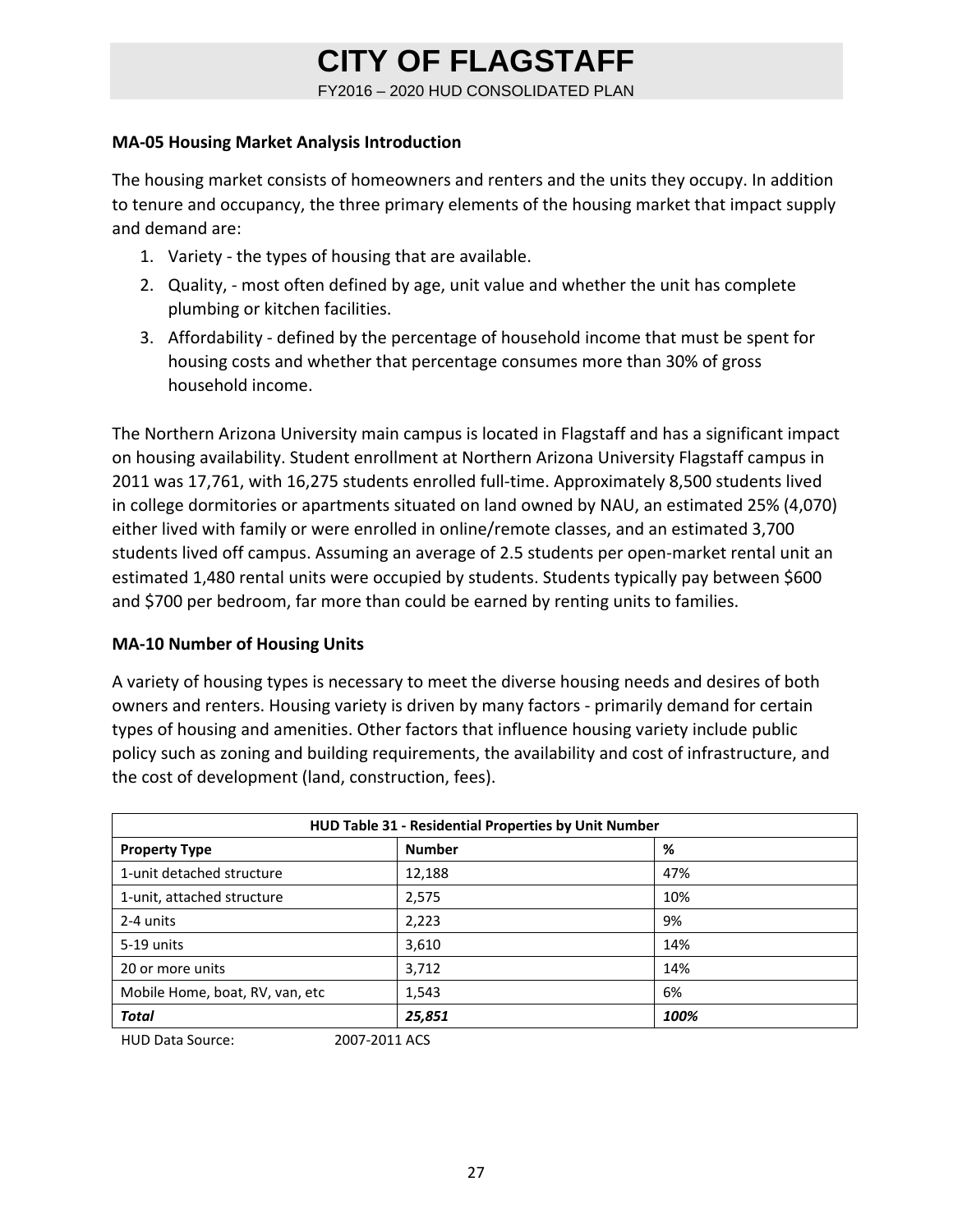## MA-05 Housing Market Analysis Introduction

The housing market consists of homeowners and renters and the units they occupy. In addition to tenure and occupancy, the three primary elements of the housing market that impact supply and demand are:

1. Variety - the types of housing that are available.
2. Quality, - most often defined by age, unit value and whether the unit has complete plumbing or kitchen facilities.
3. Affordability - defined by the percentage of household income that must be spent for housing costs and whether that percentage consumes more than 30% of gross household income.

The Northern Arizona University main campus is located in Flagstaff and has a significant impact on housing availability. Student enrollment at Northern Arizona University Flagstaff campus in 2011 was 17,761, with 16,275 students enrolled full-time. Approximately 8,500 students lived in college dormitories or apartments situated on land owned by NAU, an estimated 25% (4,070) either lived with family or were enrolled in online/remote classes, and an estimated 3,700 students lived off campus. Assuming an average of 2.5 students per open-market rental unit an estimated 1,480 rental units were occupied by students. Students typically pay between $600 and $700 per bedroom, far more than could be earned by renting units to families.

## MA-10 Number of Housing Units

A variety of housing types is necessary to meet the diverse housing needs and desires of both owners and renters. Housing variety is driven by many factors - primarily demand for certain types of housing and amenities. Other factors that influence housing variety include public policy such as zoning and building requirements, the availability and cost of infrastructure, and the cost of development (land, construction, fees).

| HUD Table 31 - Residential Properties by Unit Number | | |
|---|---|---|
| **Property Type** | **Number** | **%** |
| 1-unit detached structure | 12,188 | 47% |
| 1-unit, attached structure | 2,575 | 10% |
| 2-4 units | 2,223 | 9% |
| 5-19 units | 3,610 | 14% |
| 20 or more units | 3,712 | 14% |
| Mobile Home, boat, RV, van, etc | 1,543 | 6% |
| ***Total*** | ***25,851*** | ***100%*** |

HUD Data Source: 2007-2011 ACS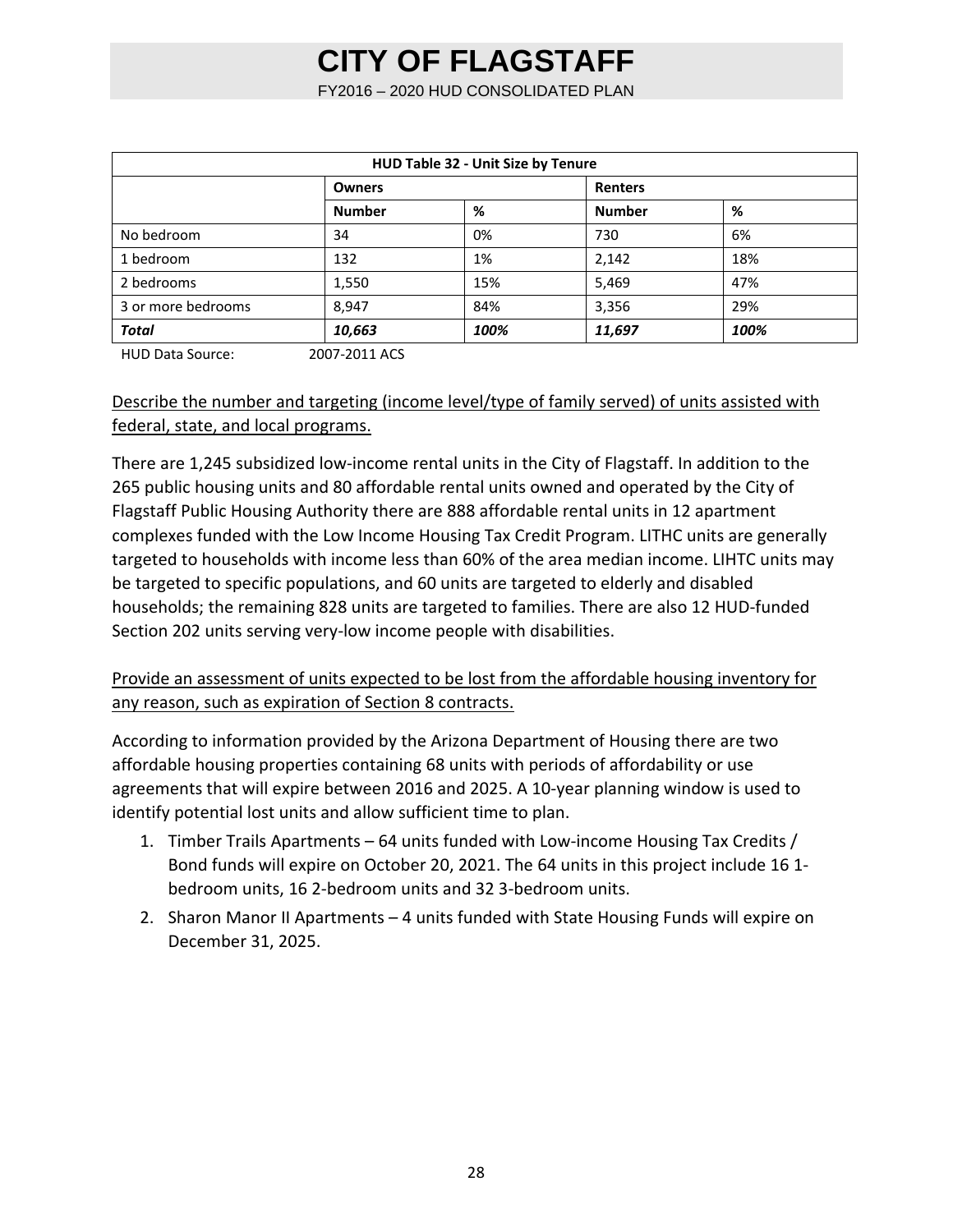| HUD Table 32 - Unit Size by Tenure | | | | |
|---|---|---|---|---|
| | **Owners** | | **Renters** | |
| | **Number** | **%** | **Number** | **%** |
| No bedroom | 34 | 0% | 730 | 6% |
| 1 bedroom | 132 | 1% | 2,142 | 18% |
| 2 bedrooms | 1,550 | 15% | 5,469 | 47% |
| 3 or more bedrooms | 8,947 | 84% | 3,356 | 29% |
| ***Total*** | ***10,663*** | ***100%*** | ***11,697*** | ***100%*** |

HUD Data Source: 2007-2011 ACS

Describe the number and targeting (income level/type of family served) of units assisted with federal, state, and local programs.

There are 1,245 subsidized low-income rental units in the City of Flagstaff. In addition to the 265 public housing units and 80 affordable rental units owned and operated by the City of Flagstaff Public Housing Authority there are 888 affordable rental units in 12 apartment complexes funded with the Low Income Housing Tax Credit Program. LITHC units are generally targeted to households with income less than 60% of the area median income. LIHTC units may be targeted to specific populations, and 60 units are targeted to elderly and disabled households; the remaining 828 units are targeted to families. There are also 12 HUD-funded Section 202 units serving very-low income people with disabilities.

Provide an assessment of units expected to be lost from the affordable housing inventory for any reason, such as expiration of Section 8 contracts.

According to information provided by the Arizona Department of Housing there are two affordable housing properties containing 68 units with periods of affordability or use agreements that will expire between 2016 and 2025. A 10-year planning window is used to identify potential lost units and allow sufficient time to plan.

1. Timber Trails Apartments – 64 units funded with Low-income Housing Tax Credits / Bond funds will expire on October 20, 2021. The 64 units in this project include 16 1-bedroom units, 16 2-bedroom units and 32 3-bedroom units.
2. Sharon Manor II Apartments – 4 units funded with State Housing Funds will expire on December 31, 2025.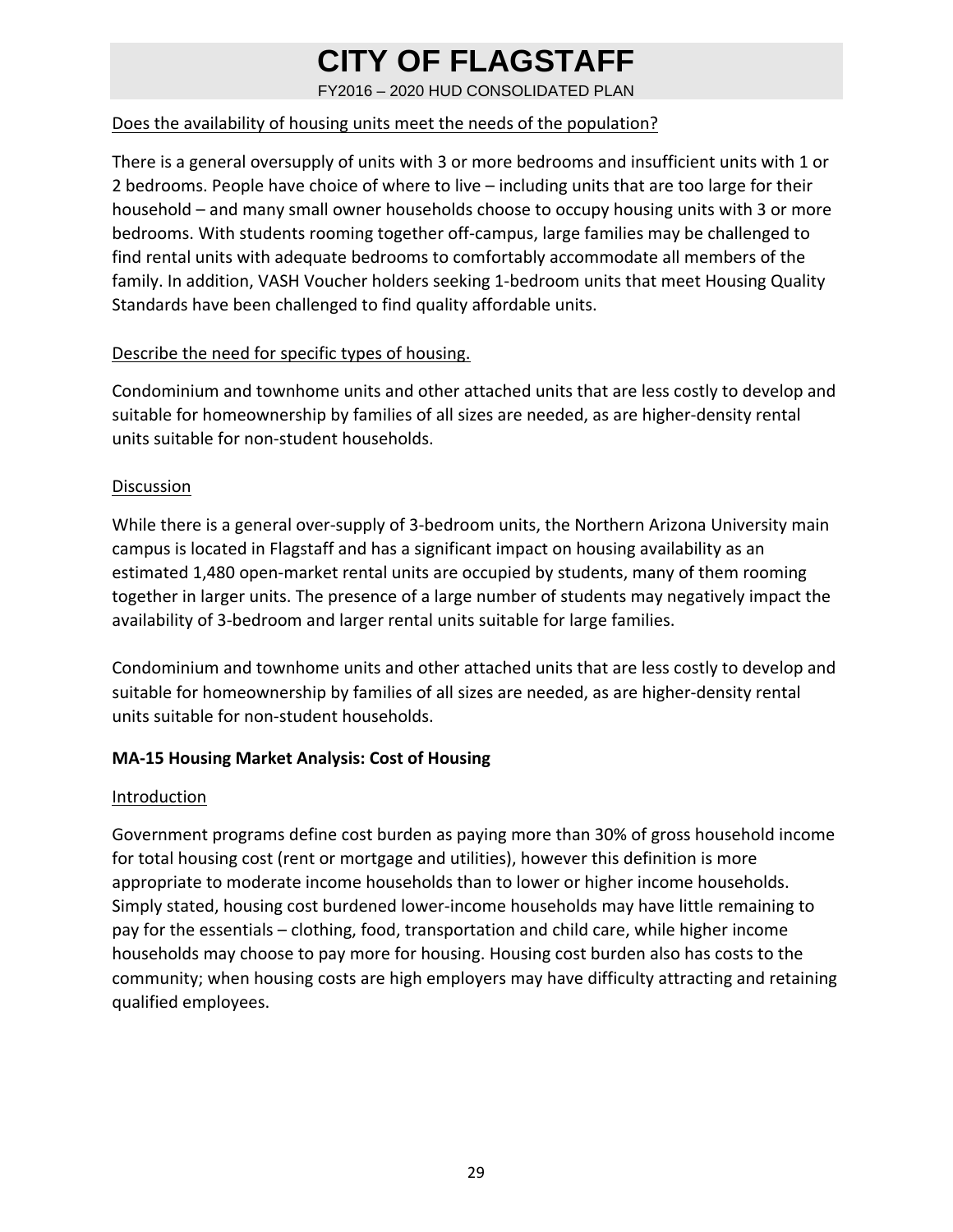Does the availability of housing units meet the needs of the population?

There is a general oversupply of units with 3 or more bedrooms and insufficient units with 1 or 2 bedrooms. People have choice of where to live – including units that are too large for their household – and many small owner households choose to occupy housing units with 3 or more bedrooms. With students rooming together off-campus, large families may be challenged to find rental units with adequate bedrooms to comfortably accommodate all members of the family. In addition, VASH Voucher holders seeking 1-bedroom units that meet Housing Quality Standards have been challenged to find quality affordable units.

Describe the need for specific types of housing.

Condominium and townhome units and other attached units that are less costly to develop and suitable for homeownership by families of all sizes are needed, as are higher-density rental units suitable for non-student households.

Discussion

While there is a general over-supply of 3-bedroom units, the Northern Arizona University main campus is located in Flagstaff and has a significant impact on housing availability as an estimated 1,480 open-market rental units are occupied by students, many of them rooming together in larger units. The presence of a large number of students may negatively impact the availability of 3-bedroom and larger rental units suitable for large families.

Condominium and townhome units and other attached units that are less costly to develop and suitable for homeownership by families of all sizes are needed, as are higher-density rental units suitable for non-student households.

**MA-15 Housing Market Analysis: Cost of Housing**

Introduction

Government programs define cost burden as paying more than 30% of gross household income for total housing cost (rent or mortgage and utilities), however this definition is more appropriate to moderate income households than to lower or higher income households. Simply stated, housing cost burdened lower-income households may have little remaining to pay for the essentials – clothing, food, transportation and child care, while higher income households may choose to pay more for housing. Housing cost burden also has costs to the community; when housing costs are high employers may have difficulty attracting and retaining qualified employees.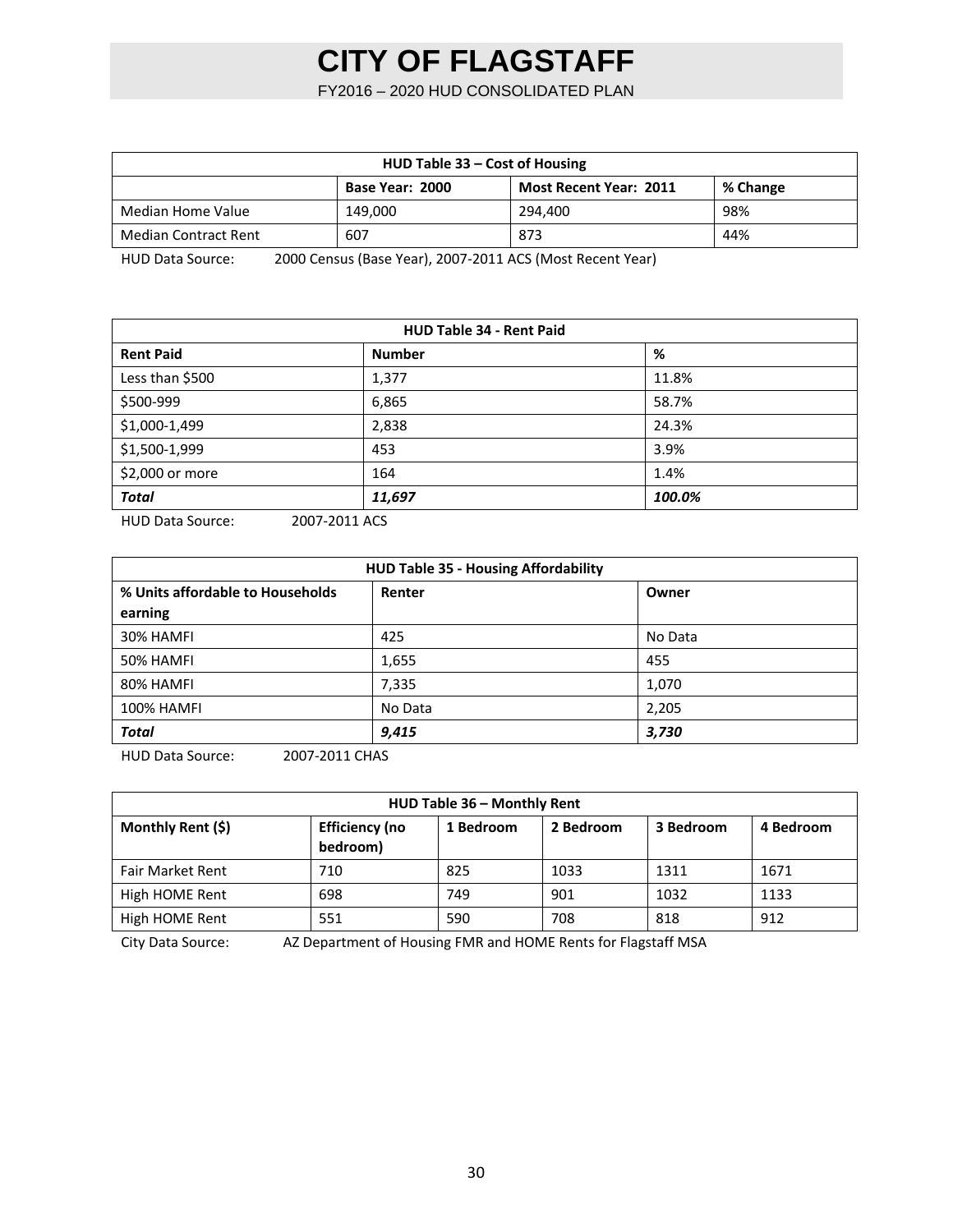| HUD Table 33 – Cost of Housing | | | |
|---|---|---|---|
| | Base Year: 2000 | Most Recent Year: 2011 | % Change |
| Median Home Value | 149,000 | 294,400 | 98% |
| Median Contract Rent | 607 | 873 | 44% |

HUD Data Source: 2000 Census (Base Year), 2007-2011 ACS (Most Recent Year)

| HUD Table 34 - Rent Paid | | |
|---|---|---|
| **Rent Paid** | **Number** | **%** |
| Less than $500 | 1,377 | 11.8% |
| $500-999 | 6,865 | 58.7% |
| $1,000-1,499 | 2,838 | 24.3% |
| $1,500-1,999 | 453 | 3.9% |
| $2,000 or more | 164 | 1.4% |
| ***Total*** | ***11,697*** | ***100.0%*** |

HUD Data Source: 2007-2011 ACS

| HUD Table 35 - Housing Affordability | | |
|---|---|---|
| **% Units affordable to Households earning** | **Renter** | **Owner** |
| 30% HAMFI | 425 | No Data |
| 50% HAMFI | 1,655 | 455 |
| 80% HAMFI | 7,335 | 1,070 |
| 100% HAMFI | No Data | 2,205 |
| ***Total*** | ***9,415*** | ***3,730*** |

HUD Data Source: 2007-2011 CHAS

| HUD Table 36 – Monthly Rent | | | | | |
|---|---|---|---|---|---|
| **Monthly Rent ($)** | **Efficiency (no bedroom)** | **1 Bedroom** | **2 Bedroom** | **3 Bedroom** | **4 Bedroom** |
| Fair Market Rent | 710 | 825 | 1033 | 1311 | 1671 |
| High HOME Rent | 698 | 749 | 901 | 1032 | 1133 |
| High HOME Rent | 551 | 590 | 708 | 818 | 912 |

City Data Source: AZ Department of Housing FMR and HOME Rents for Flagstaff MSA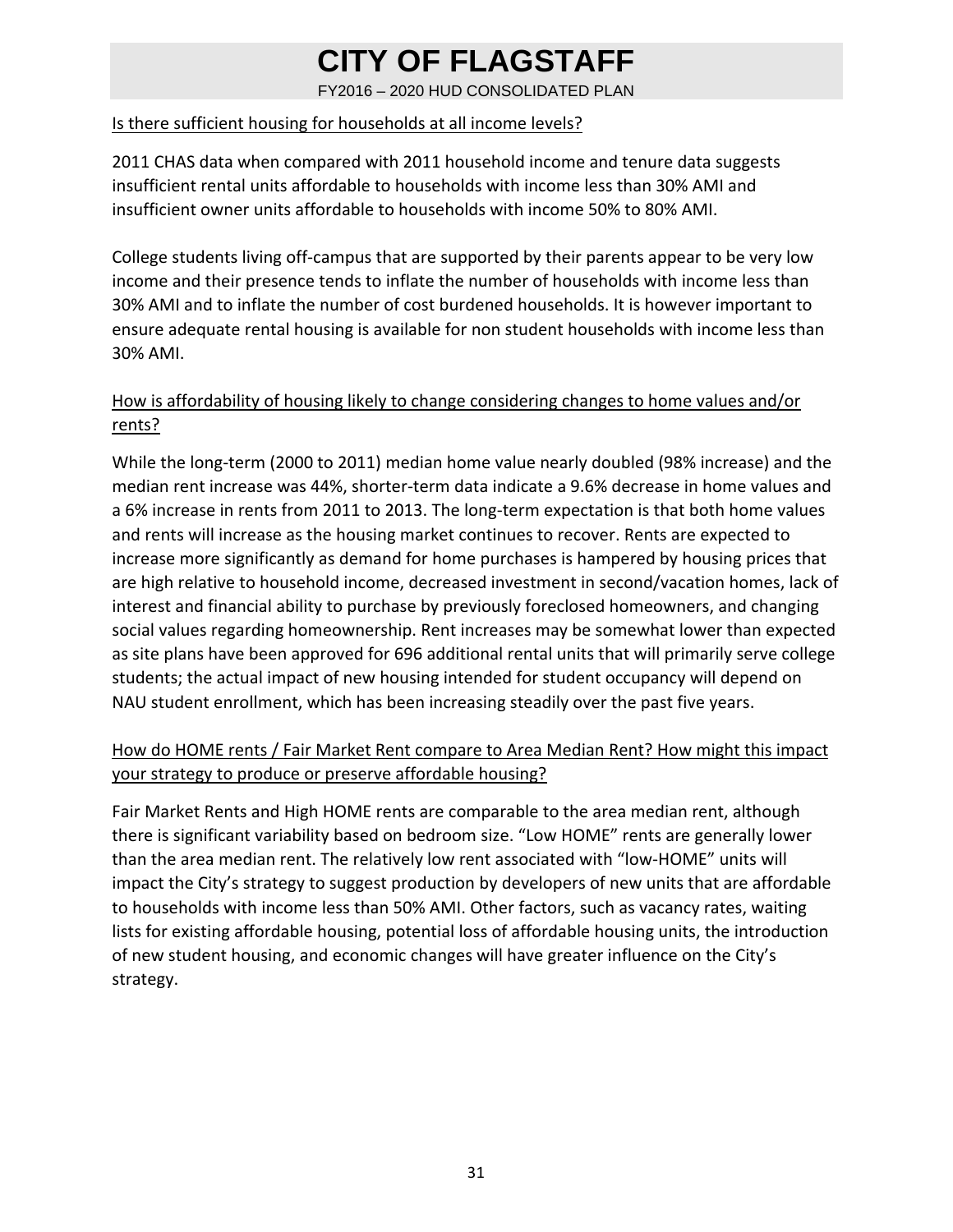Is there sufficient housing for households at all income levels?

2011 CHAS data when compared with 2011 household income and tenure data suggests insufficient rental units affordable to households with income less than 30% AMI and insufficient owner units affordable to households with income 50% to 80% AMI.

College students living off-campus that are supported by their parents appear to be very low income and their presence tends to inflate the number of households with income less than 30% AMI and to inflate the number of cost burdened households. It is however important to ensure adequate rental housing is available for non student households with income less than 30% AMI.

How is affordability of housing likely to change considering changes to home values and/or rents?

While the long-term (2000 to 2011) median home value nearly doubled (98% increase) and the median rent increase was 44%, shorter-term data indicate a 9.6% decrease in home values and a 6% increase in rents from 2011 to 2013. The long-term expectation is that both home values and rents will increase as the housing market continues to recover. Rents are expected to increase more significantly as demand for home purchases is hampered by housing prices that are high relative to household income, decreased investment in second/vacation homes, lack of interest and financial ability to purchase by previously foreclosed homeowners, and changing social values regarding homeownership. Rent increases may be somewhat lower than expected as site plans have been approved for 696 additional rental units that will primarily serve college students; the actual impact of new housing intended for student occupancy will depend on NAU student enrollment, which has been increasing steadily over the past five years.

How do HOME rents / Fair Market Rent compare to Area Median Rent? How might this impact your strategy to produce or preserve affordable housing?

Fair Market Rents and High HOME rents are comparable to the area median rent, although there is significant variability based on bedroom size. "Low HOME" rents are generally lower than the area median rent. The relatively low rent associated with "low-HOME" units will impact the City's strategy to suggest production by developers of new units that are affordable to households with income less than 50% AMI. Other factors, such as vacancy rates, waiting lists for existing affordable housing, potential loss of affordable housing units, the introduction of new student housing, and economic changes will have greater influence on the City's strategy.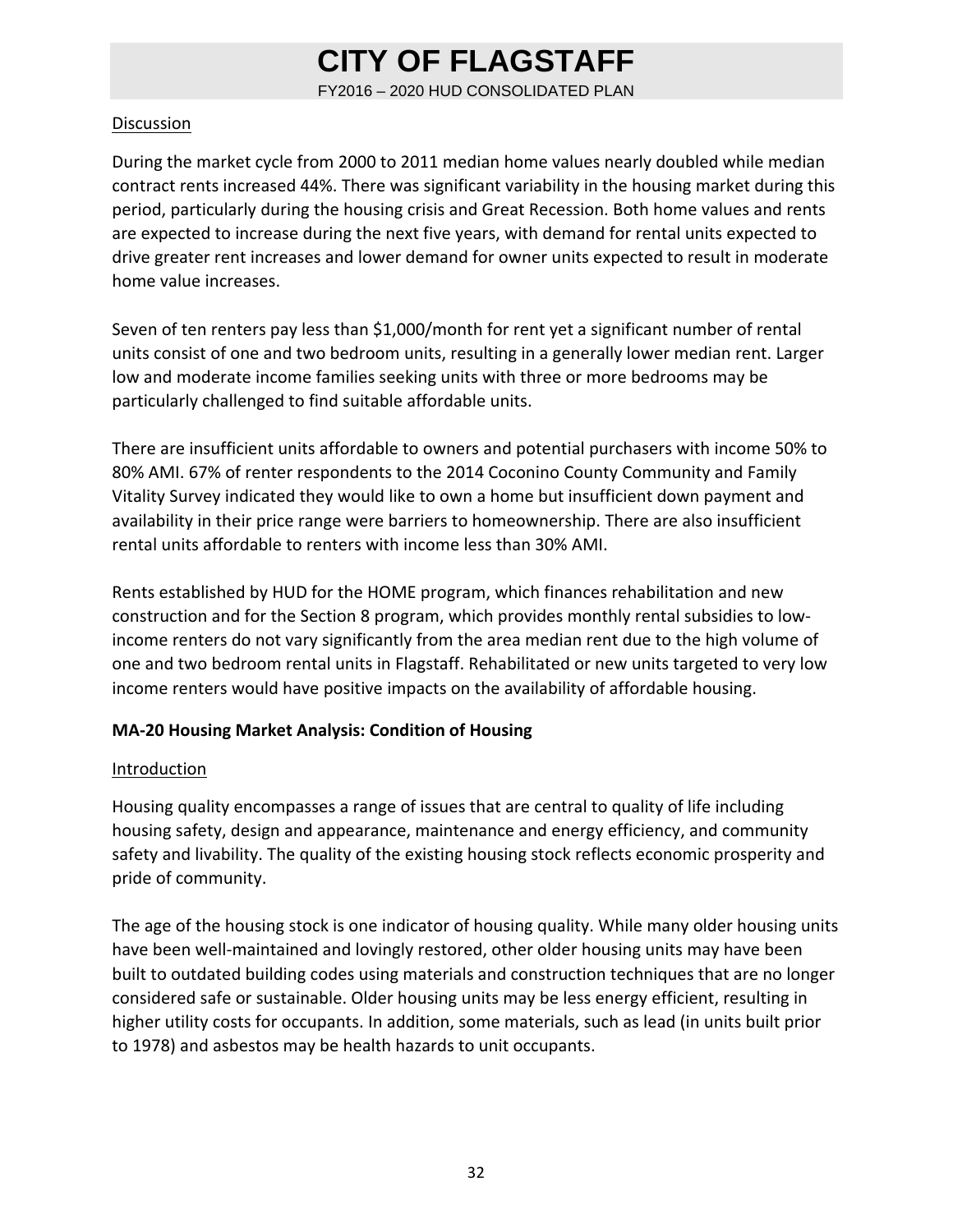Discussion

During the market cycle from 2000 to 2011 median home values nearly doubled while median contract rents increased 44%. There was significant variability in the housing market during this period, particularly during the housing crisis and Great Recession. Both home values and rents are expected to increase during the next five years, with demand for rental units expected to drive greater rent increases and lower demand for owner units expected to result in moderate home value increases.

Seven of ten renters pay less than $1,000/month for rent yet a significant number of rental units consist of one and two bedroom units, resulting in a generally lower median rent. Larger low and moderate income families seeking units with three or more bedrooms may be particularly challenged to find suitable affordable units.

There are insufficient units affordable to owners and potential purchasers with income 50% to 80% AMI. 67% of renter respondents to the 2014 Coconino County Community and Family Vitality Survey indicated they would like to own a home but insufficient down payment and availability in their price range were barriers to homeownership. There are also insufficient rental units affordable to renters with income less than 30% AMI.

Rents established by HUD for the HOME program, which finances rehabilitation and new construction and for the Section 8 program, which provides monthly rental subsidies to low-income renters do not vary significantly from the area median rent due to the high volume of one and two bedroom rental units in Flagstaff. Rehabilitated or new units targeted to very low income renters would have positive impacts on the availability of affordable housing.

## MA-20 Housing Market Analysis: Condition of Housing

Introduction

Housing quality encompasses a range of issues that are central to quality of life including housing safety, design and appearance, maintenance and energy efficiency, and community safety and livability. The quality of the existing housing stock reflects economic prosperity and pride of community.

The age of the housing stock is one indicator of housing quality. While many older housing units have been well-maintained and lovingly restored, other older housing units may have been built to outdated building codes using materials and construction techniques that are no longer considered safe or sustainable. Older housing units may be less energy efficient, resulting in higher utility costs for occupants. In addition, some materials, such as lead (in units built prior to 1978) and asbestos may be health hazards to unit occupants.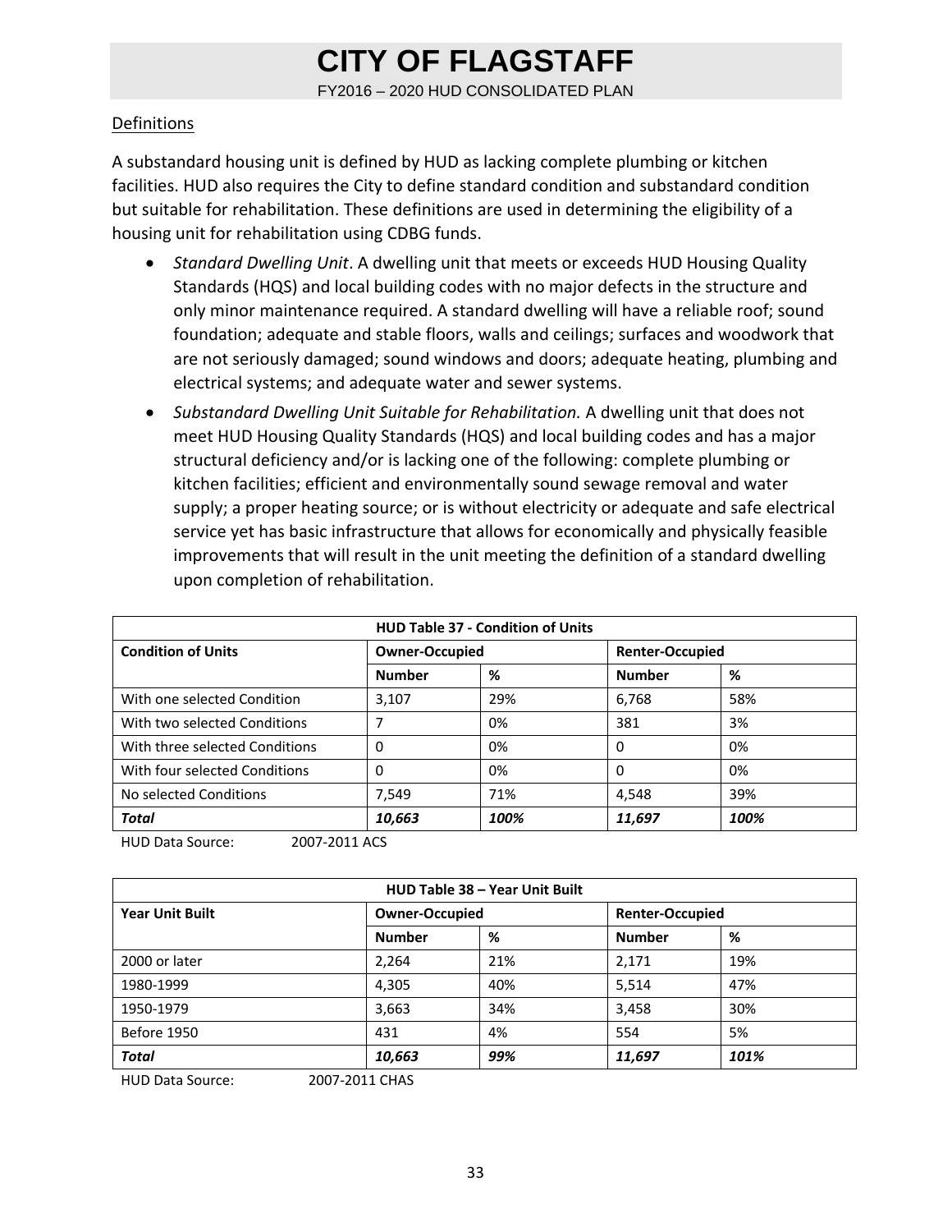## Definitions

A substandard housing unit is defined by HUD as lacking complete plumbing or kitchen facilities. HUD also requires the City to define standard condition and substandard condition but suitable for rehabilitation. These definitions are used in determining the eligibility of a housing unit for rehabilitation using CDBG funds.

- *Standard Dwelling Unit*. A dwelling unit that meets or exceeds HUD Housing Quality Standards (HQS) and local building codes with no major defects in the structure and only minor maintenance required. A standard dwelling will have a reliable roof; sound foundation; adequate and stable floors, walls and ceilings; surfaces and woodwork that are not seriously damaged; sound windows and doors; adequate heating, plumbing and electrical systems; and adequate water and sewer systems.
- *Substandard Dwelling Unit Suitable for Rehabilitation.* A dwelling unit that does not meet HUD Housing Quality Standards (HQS) and local building codes and has a major structural deficiency and/or is lacking one of the following: complete plumbing or kitchen facilities; efficient and environmentally sound sewage removal and water supply; a proper heating source; or is without electricity or adequate and safe electrical service yet has basic infrastructure that allows for economically and physically feasible improvements that will result in the unit meeting the definition of a standard dwelling upon completion of rehabilitation.

**HUD Table 37 - Condition of Units**

| Condition of Units | Owner-Occupied | | Renter-Occupied | |
|---|---|---|---|---|
| | Number | % | Number | % |
| With one selected Condition | 3,107 | 29% | 6,768 | 58% |
| With two selected Conditions | 7 | 0% | 381 | 3% |
| With three selected Conditions | 0 | 0% | 0 | 0% |
| With four selected Conditions | 0 | 0% | 0 | 0% |
| No selected Conditions | 7,549 | 71% | 4,548 | 39% |
| ***Total*** | ***10,663*** | ***100%*** | ***11,697*** | ***100%*** |

HUD Data Source: 2007-2011 ACS

**HUD Table 38 – Year Unit Built**

| Year Unit Built | Owner-Occupied | | Renter-Occupied | |
|---|---|---|---|---|
| | Number | % | Number | % |
| 2000 or later | 2,264 | 21% | 2,171 | 19% |
| 1980-1999 | 4,305 | 40% | 5,514 | 47% |
| 1950-1979 | 3,663 | 34% | 3,458 | 30% |
| Before 1950 | 431 | 4% | 554 | 5% |
| ***Total*** | ***10,663*** | ***99%*** | ***11,697*** | ***101%*** |

HUD Data Source: 2007-2011 CHAS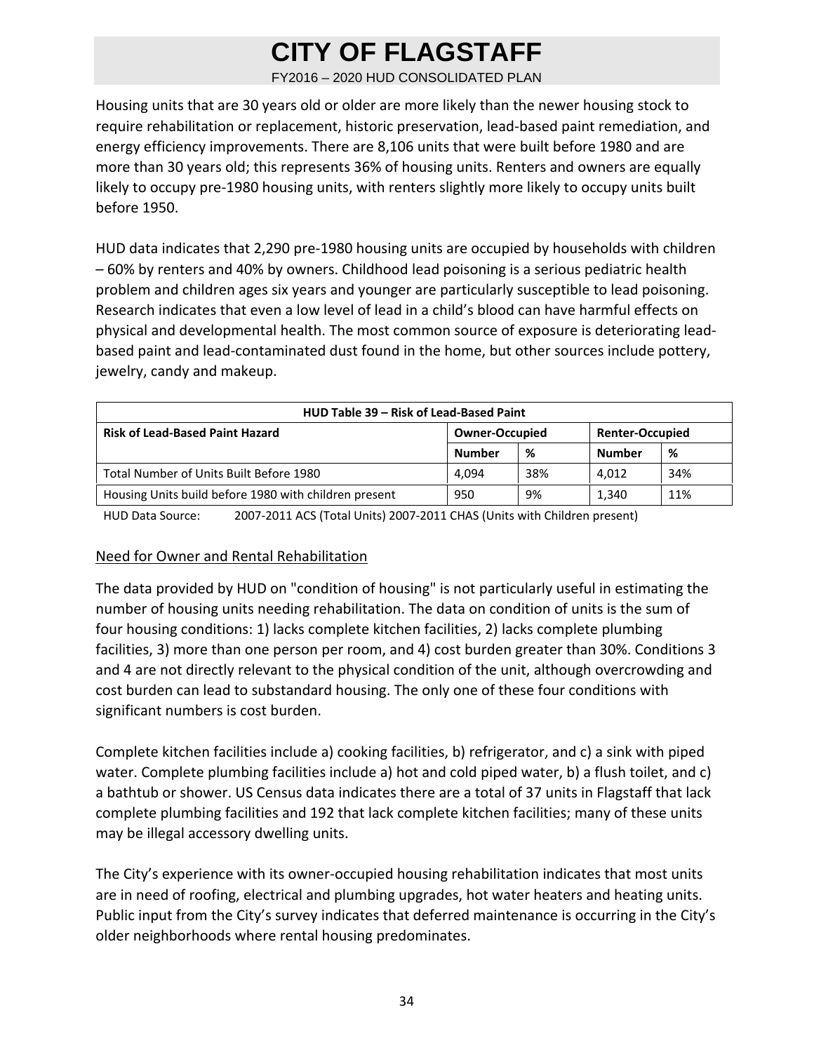Housing units that are 30 years old or older are more likely than the newer housing stock to require rehabilitation or replacement, historic preservation, lead-based paint remediation, and energy efficiency improvements. There are 8,106 units that were built before 1980 and are more than 30 years old; this represents 36% of housing units. Renters and owners are equally likely to occupy pre-1980 housing units, with renters slightly more likely to occupy units built before 1950.

HUD data indicates that 2,290 pre-1980 housing units are occupied by households with children – 60% by renters and 40% by owners. Childhood lead poisoning is a serious pediatric health problem and children ages six years and younger are particularly susceptible to lead poisoning. Research indicates that even a low level of lead in a child's blood can have harmful effects on physical and developmental health. The most common source of exposure is deteriorating lead-based paint and lead-contaminated dust found in the home, but other sources include pottery, jewelry, candy and makeup.

**HUD Table 39 – Risk of Lead-Based Paint**

| Risk of Lead-Based Paint Hazard | Owner-Occupied | | Renter-Occupied | |
|---|---|---|---|---|
| | Number | % | Number | % |
| Total Number of Units Built Before 1980 | 4,094 | 38% | 4,012 | 34% |
| Housing Units build before 1980 with children present | 950 | 9% | 1,340 | 11% |

HUD Data Source: 2007-2011 ACS (Total Units) 2007-2011 CHAS (Units with Children present)

## Need for Owner and Rental Rehabilitation

The data provided by HUD on "condition of housing" is not particularly useful in estimating the number of housing units needing rehabilitation. The data on condition of units is the sum of four housing conditions: 1) lacks complete kitchen facilities, 2) lacks complete plumbing facilities, 3) more than one person per room, and 4) cost burden greater than 30%. Conditions 3 and 4 are not directly relevant to the physical condition of the unit, although overcrowding and cost burden can lead to substandard housing. The only one of these four conditions with significant numbers is cost burden.

Complete kitchen facilities include a) cooking facilities, b) refrigerator, and c) a sink with piped water. Complete plumbing facilities include a) hot and cold piped water, b) a flush toilet, and c) a bathtub or shower. US Census data indicates there are a total of 37 units in Flagstaff that lack complete plumbing facilities and 192 that lack complete kitchen facilities; many of these units may be illegal accessory dwelling units.

The City's experience with its owner-occupied housing rehabilitation indicates that most units are in need of roofing, electrical and plumbing upgrades, hot water heaters and heating units. Public input from the City's survey indicates that deferred maintenance is occurring in the City's older neighborhoods where rental housing predominates.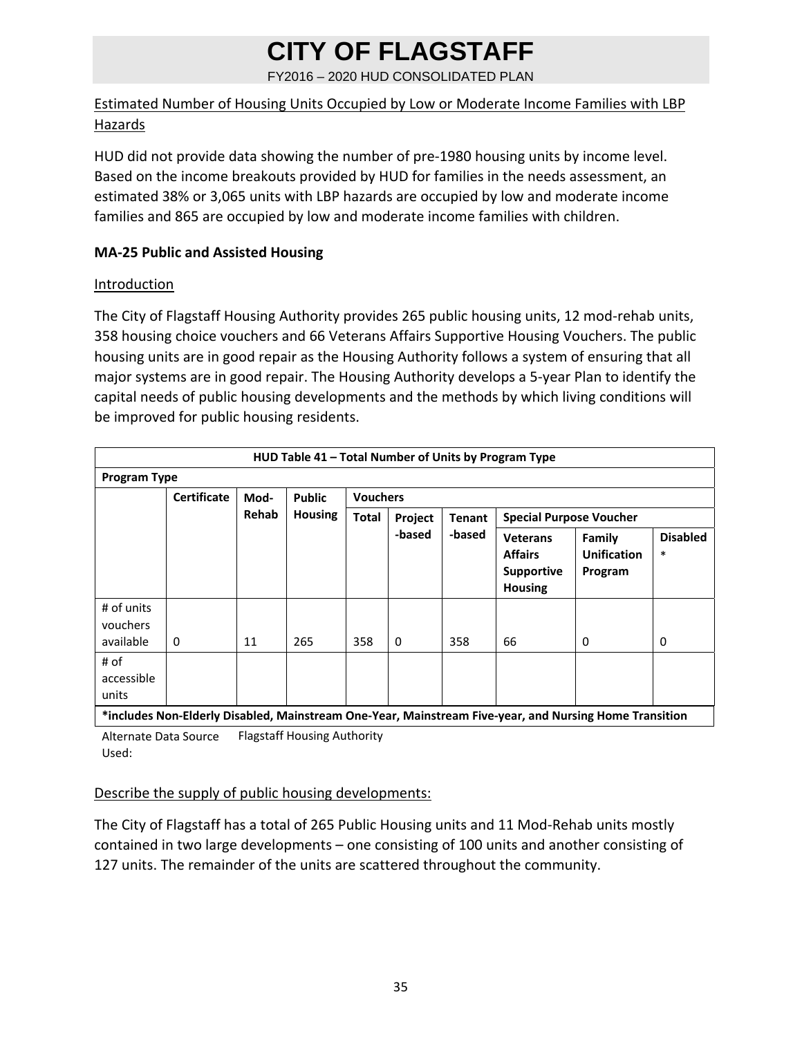Estimated Number of Housing Units Occupied by Low or Moderate Income Families with LBP Hazards

HUD did not provide data showing the number of pre-1980 housing units by income level. Based on the income breakouts provided by HUD for families in the needs assessment, an estimated 38% or 3,065 units with LBP hazards are occupied by low and moderate income families and 865 are occupied by low and moderate income families with children.

**MA-25 Public and Assisted Housing**

Introduction

The City of Flagstaff Housing Authority provides 265 public housing units, 12 mod-rehab units, 358 housing choice vouchers and 66 Veterans Affairs Supportive Housing Vouchers. The public housing units are in good repair as the Housing Authority follows a system of ensuring that all major systems are in good repair. The Housing Authority develops a 5-year Plan to identify the capital needs of public housing developments and the methods by which living conditions will be improved for public housing residents.

**HUD Table 41 – Total Number of Units by Program Type**

| **Program Type** | | | | | | | | | |
|---|---|---|---|---|---|---|---|---|---|
| | **Certificate** | **Mod-Rehab** | **Public Housing** | **Vouchers** | | | | | |
| | | | | **Total** | **Project-based** | **Tenant-based** | **Special Purpose Voucher** | | |
| | | | | | | | **Veterans Affairs Supportive Housing** | **Family Unification Program** | **Disabled*** |
| # of units vouchers available | 0 | 11 | 265 | 358 | 0 | 358 | 66 | 0 | 0 |
| # of accessible units | | | | | | | | | |

***includes Non-Elderly Disabled, Mainstream One-Year, Mainstream Five-year, and Nursing Home Transition**

Alternate Data Source Used: Flagstaff Housing Authority

Describe the supply of public housing developments:

The City of Flagstaff has a total of 265 Public Housing units and 11 Mod-Rehab units mostly contained in two large developments – one consisting of 100 units and another consisting of 127 units. The remainder of the units are scattered throughout the community.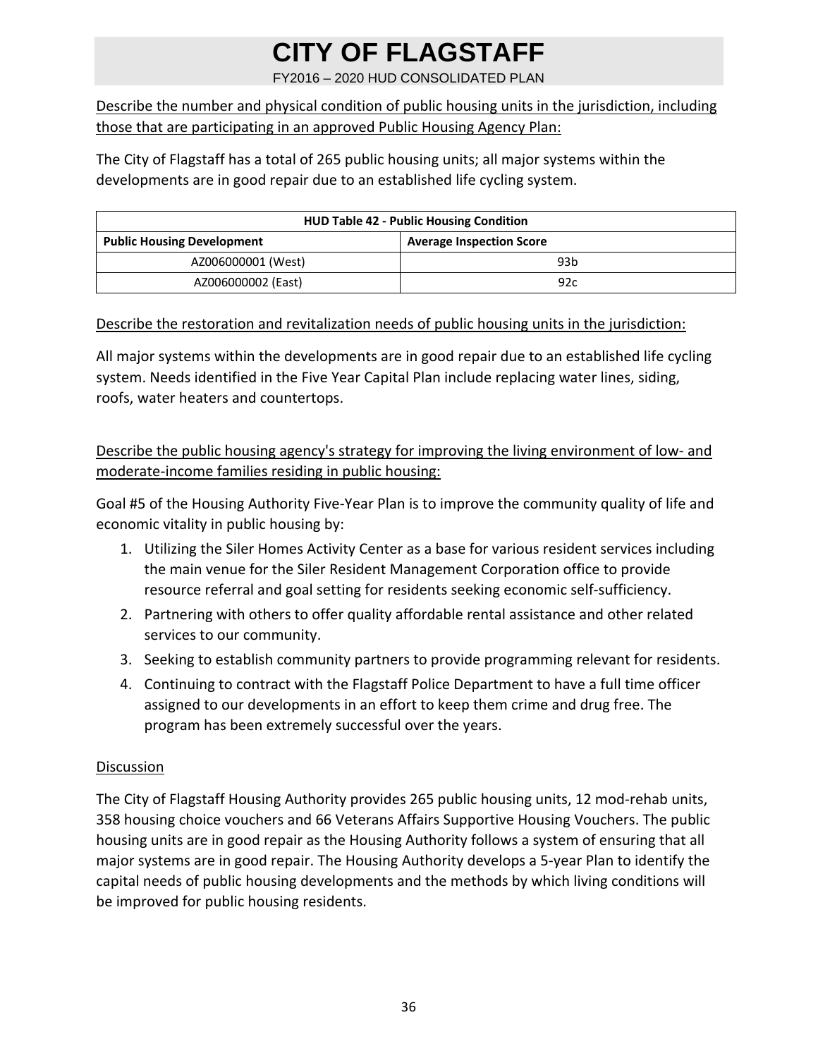Describe the number and physical condition of public housing units in the jurisdiction, including those that are participating in an approved Public Housing Agency Plan:

The City of Flagstaff has a total of 265 public housing units; all major systems within the developments are in good repair due to an established life cycling system.

| HUD Table 42 - Public Housing Condition | |
|---|---|
| **Public Housing Development** | **Average Inspection Score** |
| AZ006000001 (West) | 93b |
| AZ006000002 (East) | 92c |

Describe the restoration and revitalization needs of public housing units in the jurisdiction:

All major systems within the developments are in good repair due to an established life cycling system. Needs identified in the Five Year Capital Plan include replacing water lines, siding, roofs, water heaters and countertops.

Describe the public housing agency's strategy for improving the living environment of low- and moderate-income families residing in public housing:

Goal #5 of the Housing Authority Five-Year Plan is to improve the community quality of life and economic vitality in public housing by:

1. Utilizing the Siler Homes Activity Center as a base for various resident services including the main venue for the Siler Resident Management Corporation office to provide resource referral and goal setting for residents seeking economic self-sufficiency.
2. Partnering with others to offer quality affordable rental assistance and other related services to our community.
3. Seeking to establish community partners to provide programming relevant for residents.
4. Continuing to contract with the Flagstaff Police Department to have a full time officer assigned to our developments in an effort to keep them crime and drug free. The program has been extremely successful over the years.

Discussion

The City of Flagstaff Housing Authority provides 265 public housing units, 12 mod-rehab units, 358 housing choice vouchers and 66 Veterans Affairs Supportive Housing Vouchers. The public housing units are in good repair as the Housing Authority follows a system of ensuring that all major systems are in good repair. The Housing Authority develops a 5-year Plan to identify the capital needs of public housing developments and the methods by which living conditions will be improved for public housing residents.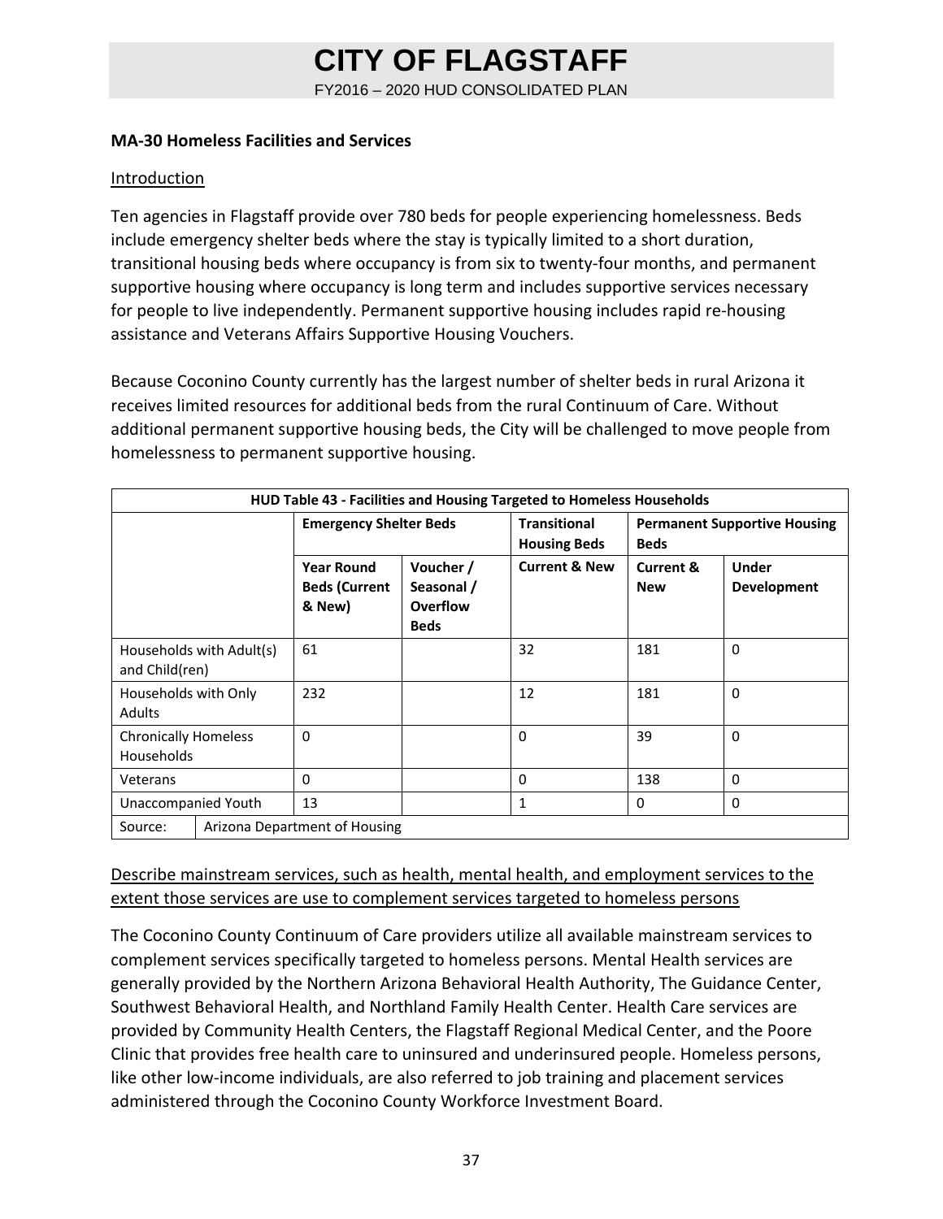**MA-30 Homeless Facilities and Services**

Introduction

Ten agencies in Flagstaff provide over 780 beds for people experiencing homelessness. Beds include emergency shelter beds where the stay is typically limited to a short duration, transitional housing beds where occupancy is from six to twenty-four months, and permanent supportive housing where occupancy is long term and includes supportive services necessary for people to live independently. Permanent supportive housing includes rapid re-housing assistance and Veterans Affairs Supportive Housing Vouchers.

Because Coconino County currently has the largest number of shelter beds in rural Arizona it receives limited resources for additional beds from the rural Continuum of Care. Without additional permanent supportive housing beds, the City will be challenged to move people from homelessness to permanent supportive housing.

**HUD Table 43 - Facilities and Housing Targeted to Homeless Households**

| | Emergency Shelter Beds | | Transitional Housing Beds | Permanent Supportive Housing Beds | |
|---|---|---|---|---|---|
| | Year Round Beds (Current & New) | Voucher / Seasonal / Overflow Beds | Current & New | Current & New | Under Development |
| Households with Adult(s) and Child(ren) | 61 | | 32 | 181 | 0 |
| Households with Only Adults | 232 | | 12 | 181 | 0 |
| Chronically Homeless Households | 0 | | 0 | 39 | 0 |
| Veterans | 0 | | 0 | 138 | 0 |
| Unaccompanied Youth | 13 | | 1 | 0 | 0 |

Source: Arizona Department of Housing

Describe mainstream services, such as health, mental health, and employment services to the extent those services are use to complement services targeted to homeless persons

The Coconino County Continuum of Care providers utilize all available mainstream services to complement services specifically targeted to homeless persons. Mental Health services are generally provided by the Northern Arizona Behavioral Health Authority, The Guidance Center, Southwest Behavioral Health, and Northland Family Health Center. Health Care services are provided by Community Health Centers, the Flagstaff Regional Medical Center, and the Poore Clinic that provides free health care to uninsured and underinsured people. Homeless persons, like other low-income individuals, are also referred to job training and placement services administered through the Coconino County Workforce Investment Board.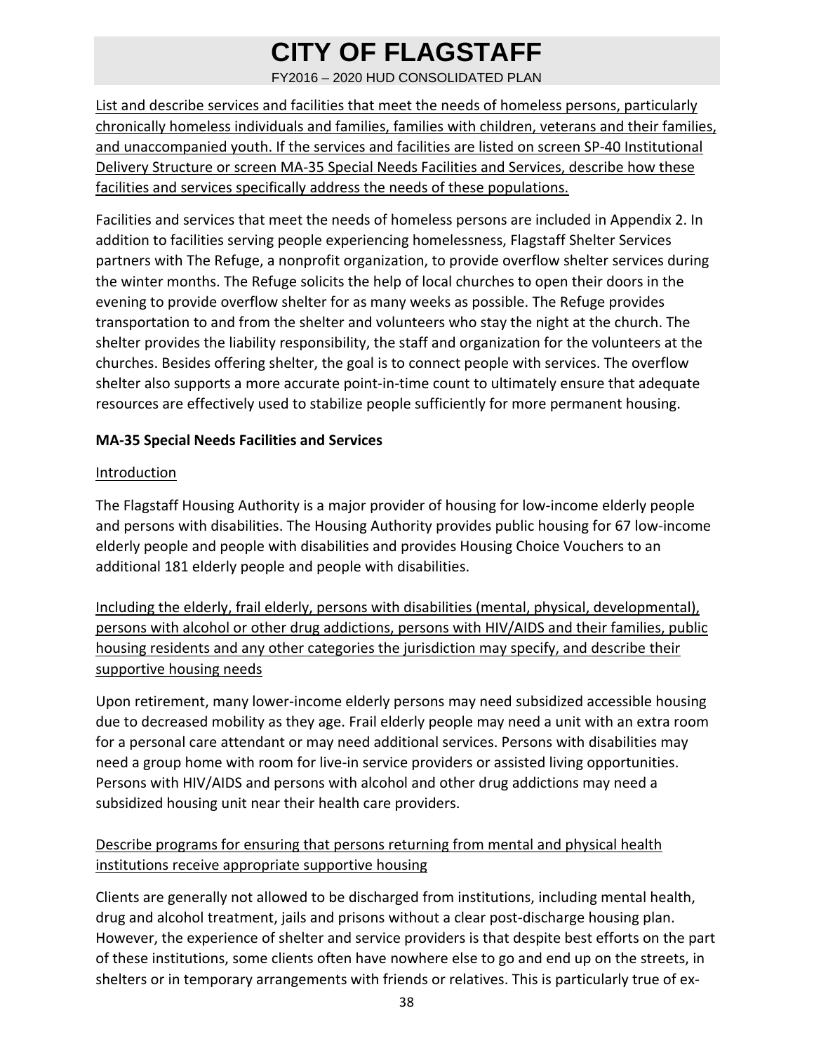List and describe services and facilities that meet the needs of homeless persons, particularly chronically homeless individuals and families, families with children, veterans and their families, and unaccompanied youth. If the services and facilities are listed on screen SP-40 Institutional Delivery Structure or screen MA-35 Special Needs Facilities and Services, describe how these facilities and services specifically address the needs of these populations.

Facilities and services that meet the needs of homeless persons are included in Appendix 2. In addition to facilities serving people experiencing homelessness, Flagstaff Shelter Services partners with The Refuge, a nonprofit organization, to provide overflow shelter services during the winter months. The Refuge solicits the help of local churches to open their doors in the evening to provide overflow shelter for as many weeks as possible. The Refuge provides transportation to and from the shelter and volunteers who stay the night at the church. The shelter provides the liability responsibility, the staff and organization for the volunteers at the churches. Besides offering shelter, the goal is to connect people with services. The overflow shelter also supports a more accurate point-in-time count to ultimately ensure that adequate resources are effectively used to stabilize people sufficiently for more permanent housing.

## MA-35 Special Needs Facilities and Services

Introduction

The Flagstaff Housing Authority is a major provider of housing for low-income elderly people and persons with disabilities. The Housing Authority provides public housing for 67 low-income elderly people and people with disabilities and provides Housing Choice Vouchers to an additional 181 elderly people and people with disabilities.

Including the elderly, frail elderly, persons with disabilities (mental, physical, developmental), persons with alcohol or other drug addictions, persons with HIV/AIDS and their families, public housing residents and any other categories the jurisdiction may specify, and describe their supportive housing needs

Upon retirement, many lower-income elderly persons may need subsidized accessible housing due to decreased mobility as they age. Frail elderly people may need a unit with an extra room for a personal care attendant or may need additional services. Persons with disabilities may need a group home with room for live-in service providers or assisted living opportunities. Persons with HIV/AIDS and persons with alcohol and other drug addictions may need a subsidized housing unit near their health care providers.

Describe programs for ensuring that persons returning from mental and physical health institutions receive appropriate supportive housing

Clients are generally not allowed to be discharged from institutions, including mental health, drug and alcohol treatment, jails and prisons without a clear post-discharge housing plan. However, the experience of shelter and service providers is that despite best efforts on the part of these institutions, some clients often have nowhere else to go and end up on the streets, in shelters or in temporary arrangements with friends or relatives. This is particularly true of ex-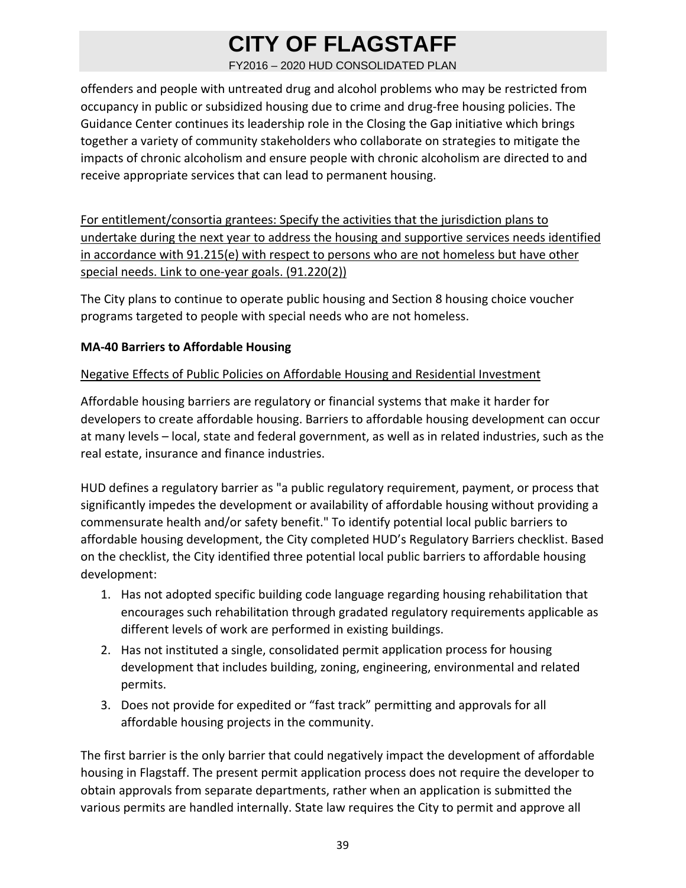offenders and people with untreated drug and alcohol problems who may be restricted from occupancy in public or subsidized housing due to crime and drug-free housing policies. The Guidance Center continues its leadership role in the Closing the Gap initiative which brings together a variety of community stakeholders who collaborate on strategies to mitigate the impacts of chronic alcoholism and ensure people with chronic alcoholism are directed to and receive appropriate services that can lead to permanent housing.

For entitlement/consortia grantees: Specify the activities that the jurisdiction plans to undertake during the next year to address the housing and supportive services needs identified in accordance with 91.215(e) with respect to persons who are not homeless but have other special needs. Link to one-year goals. (91.220(2))

The City plans to continue to operate public housing and Section 8 housing choice voucher programs targeted to people with special needs who are not homeless.

**MA-40 Barriers to Affordable Housing**

Negative Effects of Public Policies on Affordable Housing and Residential Investment

Affordable housing barriers are regulatory or financial systems that make it harder for developers to create affordable housing. Barriers to affordable housing development can occur at many levels – local, state and federal government, as well as in related industries, such as the real estate, insurance and finance industries.

HUD defines a regulatory barrier as "a public regulatory requirement, payment, or process that significantly impedes the development or availability of affordable housing without providing a commensurate health and/or safety benefit." To identify potential local public barriers to affordable housing development, the City completed HUD's Regulatory Barriers checklist. Based on the checklist, the City identified three potential local public barriers to affordable housing development:

1. Has not adopted specific building code language regarding housing rehabilitation that encourages such rehabilitation through gradated regulatory requirements applicable as different levels of work are performed in existing buildings.
2. Has not instituted a single, consolidated permit application process for housing development that includes building, zoning, engineering, environmental and related permits.
3. Does not provide for expedited or "fast track" permitting and approvals for all affordable housing projects in the community.

The first barrier is the only barrier that could negatively impact the development of affordable housing in Flagstaff. The present permit application process does not require the developer to obtain approvals from separate departments, rather when an application is submitted the various permits are handled internally. State law requires the City to permit and approve all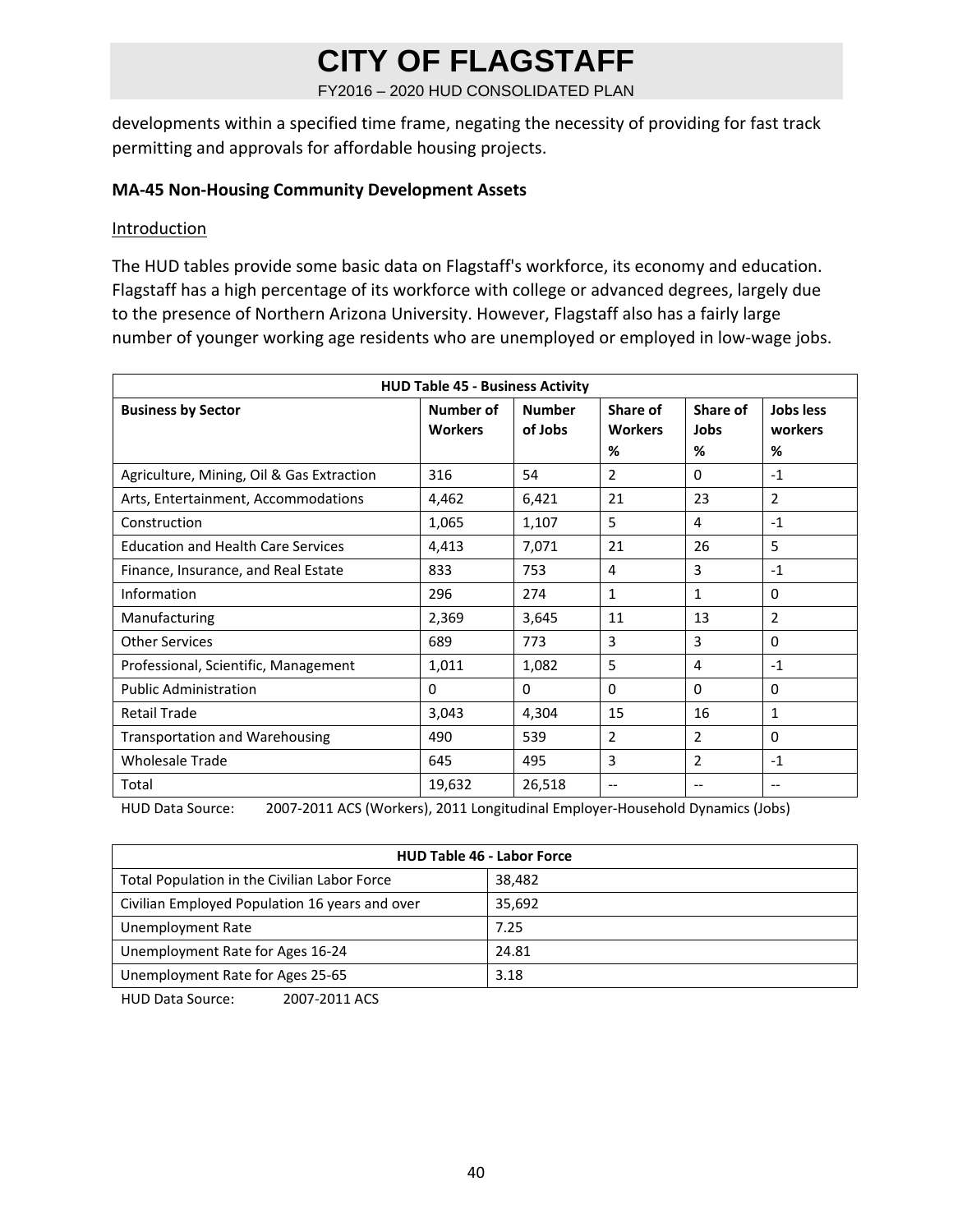developments within a specified time frame, negating the necessity of providing for fast track permitting and approvals for affordable housing projects.

**MA-45 Non-Housing Community Development Assets**

Introduction

The HUD tables provide some basic data on Flagstaff's workforce, its economy and education. Flagstaff has a high percentage of its workforce with college or advanced degrees, largely due to the presence of Northern Arizona University. However, Flagstaff also has a fairly large number of younger working age residents who are unemployed or employed in low-wage jobs.

**HUD Table 45 - Business Activity**

| Business by Sector | Number of Workers | Number of Jobs | Share of Workers % | Share of Jobs % | Jobs less workers % |
|---|---|---|---|---|---|
| Agriculture, Mining, Oil & Gas Extraction | 316 | 54 | 2 | 0 | -1 |
| Arts, Entertainment, Accommodations | 4,462 | 6,421 | 21 | 23 | 2 |
| Construction | 1,065 | 1,107 | 5 | 4 | -1 |
| Education and Health Care Services | 4,413 | 7,071 | 21 | 26 | 5 |
| Finance, Insurance, and Real Estate | 833 | 753 | 4 | 3 | -1 |
| Information | 296 | 274 | 1 | 1 | 0 |
| Manufacturing | 2,369 | 3,645 | 11 | 13 | 2 |
| Other Services | 689 | 773 | 3 | 3 | 0 |
| Professional, Scientific, Management | 1,011 | 1,082 | 5 | 4 | -1 |
| Public Administration | 0 | 0 | 0 | 0 | 0 |
| Retail Trade | 3,043 | 4,304 | 15 | 16 | 1 |
| Transportation and Warehousing | 490 | 539 | 2 | 2 | 0 |
| Wholesale Trade | 645 | 495 | 3 | 2 | -1 |
| Total | 19,632 | 26,518 | -- | -- | -- |

HUD Data Source: 2007-2011 ACS (Workers), 2011 Longitudinal Employer-Household Dynamics (Jobs)

**HUD Table 46 - Labor Force**

| | |
|---|---|
| Total Population in the Civilian Labor Force | 38,482 |
| Civilian Employed Population 16 years and over | 35,692 |
| Unemployment Rate | 7.25 |
| Unemployment Rate for Ages 16-24 | 24.81 |
| Unemployment Rate for Ages 25-65 | 3.18 |

HUD Data Source: 2007-2011 ACS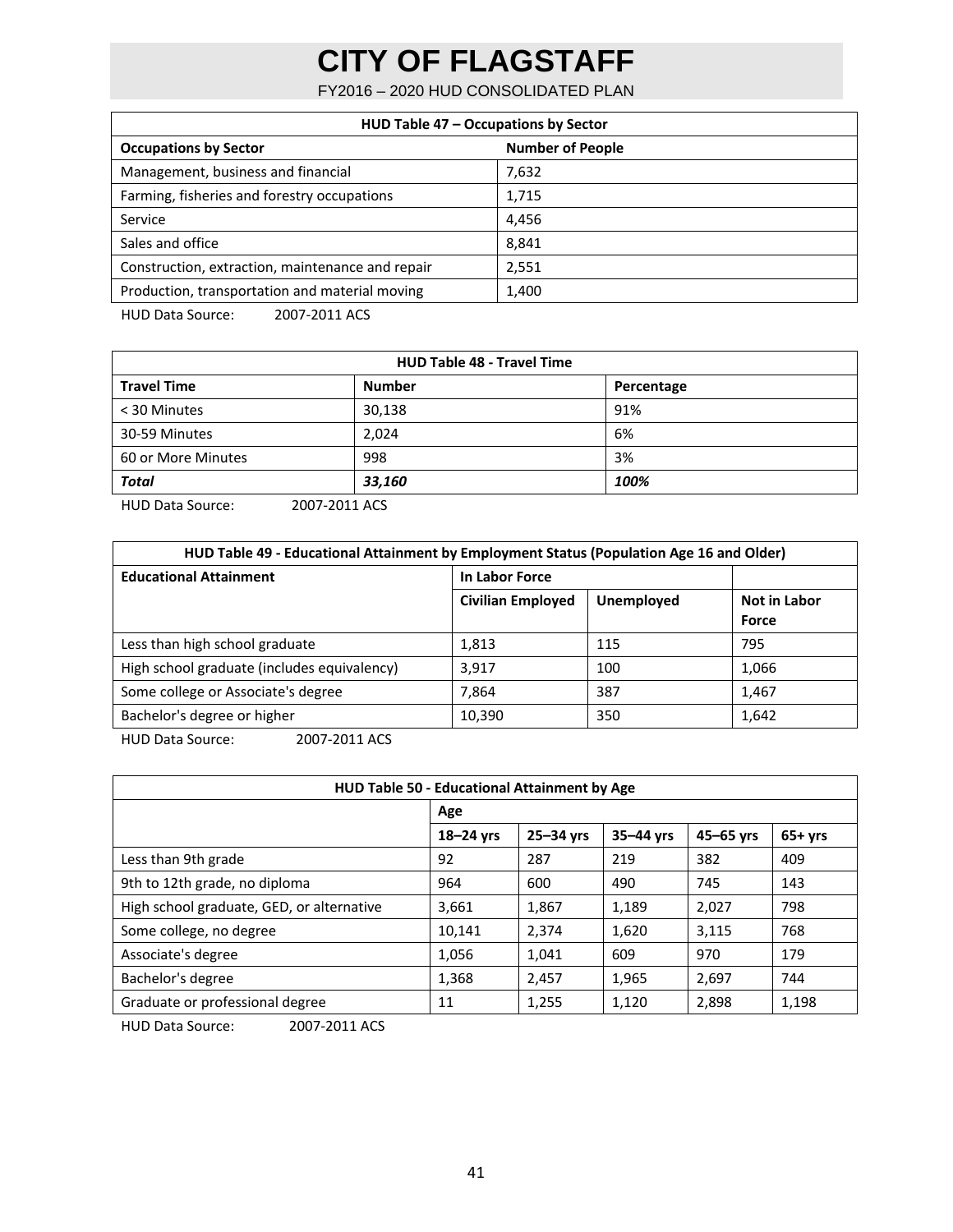| HUD Table 47 – Occupations by Sector | |
|---|---|
| **Occupations by Sector** | **Number of People** |
| Management, business and financial | 7,632 |
| Farming, fisheries and forestry occupations | 1,715 |
| Service | 4,456 |
| Sales and office | 8,841 |
| Construction, extraction, maintenance and repair | 2,551 |
| Production, transportation and material moving | 1,400 |

HUD Data Source: 2007-2011 ACS

| HUD Table 48 - Travel Time | | |
|---|---|---|
| **Travel Time** | **Number** | **Percentage** |
| < 30 Minutes | 30,138 | 91% |
| 30-59 Minutes | 2,024 | 6% |
| 60 or More Minutes | 998 | 3% |
| ***Total*** | ***33,160*** | ***100%*** |

HUD Data Source: 2007-2011 ACS

| HUD Table 49 - Educational Attainment by Employment Status (Population Age 16 and Older) | | | |
|---|---|---|---|
| **Educational Attainment** | **In Labor Force** | | |
| | **Civilian Employed** | **Unemployed** | **Not in Labor Force** |
| Less than high school graduate | 1,813 | 115 | 795 |
| High school graduate (includes equivalency) | 3,917 | 100 | 1,066 |
| Some college or Associate's degree | 7,864 | 387 | 1,467 |
| Bachelor's degree or higher | 10,390 | 350 | 1,642 |

HUD Data Source: 2007-2011 ACS

| HUD Table 50 - Educational Attainment by Age | | | | | |
|---|---|---|---|---|---|
| | **Age** | | | | |
| | **18–24 yrs** | **25–34 yrs** | **35–44 yrs** | **45–65 yrs** | **65+ yrs** |
| Less than 9th grade | 92 | 287 | 219 | 382 | 409 |
| 9th to 12th grade, no diploma | 964 | 600 | 490 | 745 | 143 |
| High school graduate, GED, or alternative | 3,661 | 1,867 | 1,189 | 2,027 | 798 |
| Some college, no degree | 10,141 | 2,374 | 1,620 | 3,115 | 768 |
| Associate's degree | 1,056 | 1,041 | 609 | 970 | 179 |
| Bachelor's degree | 1,368 | 2,457 | 1,965 | 2,697 | 744 |
| Graduate or professional degree | 11 | 1,255 | 1,120 | 2,898 | 1,198 |

HUD Data Source: 2007-2011 ACS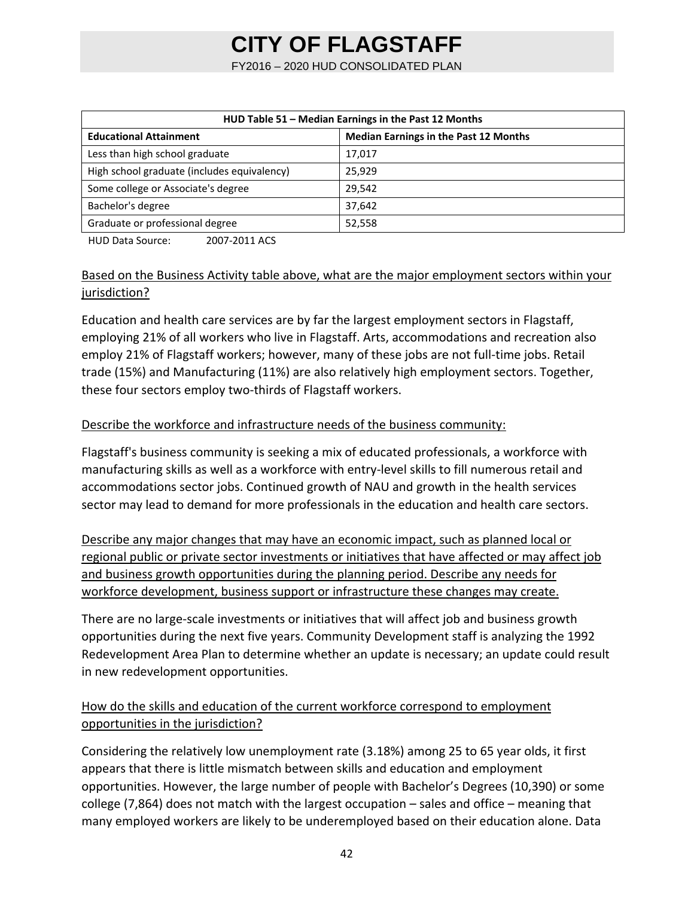| HUD Table 51 – Median Earnings in the Past 12 Months | |
|---|---|
| **Educational Attainment** | **Median Earnings in the Past 12 Months** |
| Less than high school graduate | 17,017 |
| High school graduate (includes equivalency) | 25,929 |
| Some college or Associate's degree | 29,542 |
| Bachelor's degree | 37,642 |
| Graduate or professional degree | 52,558 |

HUD Data Source: 2007-2011 ACS

Based on the Business Activity table above, what are the major employment sectors within your jurisdiction?

Education and health care services are by far the largest employment sectors in Flagstaff, employing 21% of all workers who live in Flagstaff. Arts, accommodations and recreation also employ 21% of Flagstaff workers; however, many of these jobs are not full-time jobs. Retail trade (15%) and Manufacturing (11%) are also relatively high employment sectors. Together, these four sectors employ two-thirds of Flagstaff workers.

Describe the workforce and infrastructure needs of the business community:

Flagstaff's business community is seeking a mix of educated professionals, a workforce with manufacturing skills as well as a workforce with entry-level skills to fill numerous retail and accommodations sector jobs. Continued growth of NAU and growth in the health services sector may lead to demand for more professionals in the education and health care sectors.

Describe any major changes that may have an economic impact, such as planned local or regional public or private sector investments or initiatives that have affected or may affect job and business growth opportunities during the planning period. Describe any needs for workforce development, business support or infrastructure these changes may create.

There are no large-scale investments or initiatives that will affect job and business growth opportunities during the next five years. Community Development staff is analyzing the 1992 Redevelopment Area Plan to determine whether an update is necessary; an update could result in new redevelopment opportunities.

How do the skills and education of the current workforce correspond to employment opportunities in the jurisdiction?

Considering the relatively low unemployment rate (3.18%) among 25 to 65 year olds, it first appears that there is little mismatch between skills and education and employment opportunities. However, the large number of people with Bachelor's Degrees (10,390) or some college (7,864) does not match with the largest occupation – sales and office – meaning that many employed workers are likely to be underemployed based on their education alone. Data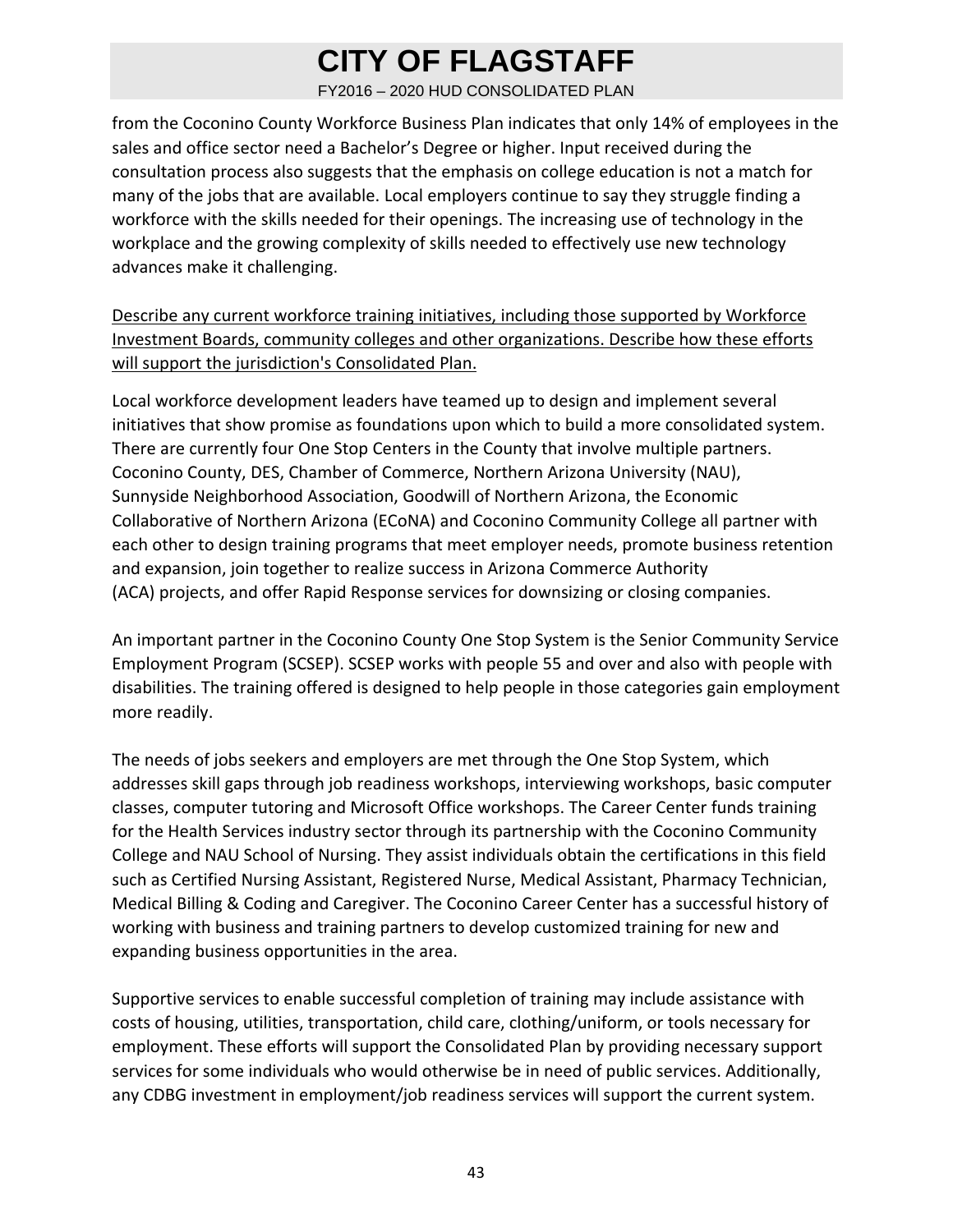from the Coconino County Workforce Business Plan indicates that only 14% of employees in the sales and office sector need a Bachelor's Degree or higher. Input received during the consultation process also suggests that the emphasis on college education is not a match for many of the jobs that are available. Local employers continue to say they struggle finding a workforce with the skills needed for their openings. The increasing use of technology in the workplace and the growing complexity of skills needed to effectively use new technology advances make it challenging.

Describe any current workforce training initiatives, including those supported by Workforce Investment Boards, community colleges and other organizations. Describe how these efforts will support the jurisdiction's Consolidated Plan.

Local workforce development leaders have teamed up to design and implement several initiatives that show promise as foundations upon which to build a more consolidated system. There are currently four One Stop Centers in the County that involve multiple partners. Coconino County, DES, Chamber of Commerce, Northern Arizona University (NAU), Sunnyside Neighborhood Association, Goodwill of Northern Arizona, the Economic Collaborative of Northern Arizona (ECoNA) and Coconino Community College all partner with each other to design training programs that meet employer needs, promote business retention and expansion, join together to realize success in Arizona Commerce Authority (ACA) projects, and offer Rapid Response services for downsizing or closing companies.

An important partner in the Coconino County One Stop System is the Senior Community Service Employment Program (SCSEP). SCSEP works with people 55 and over and also with people with disabilities. The training offered is designed to help people in those categories gain employment more readily.

The needs of jobs seekers and employers are met through the One Stop System, which addresses skill gaps through job readiness workshops, interviewing workshops, basic computer classes, computer tutoring and Microsoft Office workshops. The Career Center funds training for the Health Services industry sector through its partnership with the Coconino Community College and NAU School of Nursing. They assist individuals obtain the certifications in this field such as Certified Nursing Assistant, Registered Nurse, Medical Assistant, Pharmacy Technician, Medical Billing & Coding and Caregiver. The Coconino Career Center has a successful history of working with business and training partners to develop customized training for new and expanding business opportunities in the area.

Supportive services to enable successful completion of training may include assistance with costs of housing, utilities, transportation, child care, clothing/uniform, or tools necessary for employment. These efforts will support the Consolidated Plan by providing necessary support services for some individuals who would otherwise be in need of public services. Additionally, any CDBG investment in employment/job readiness services will support the current system.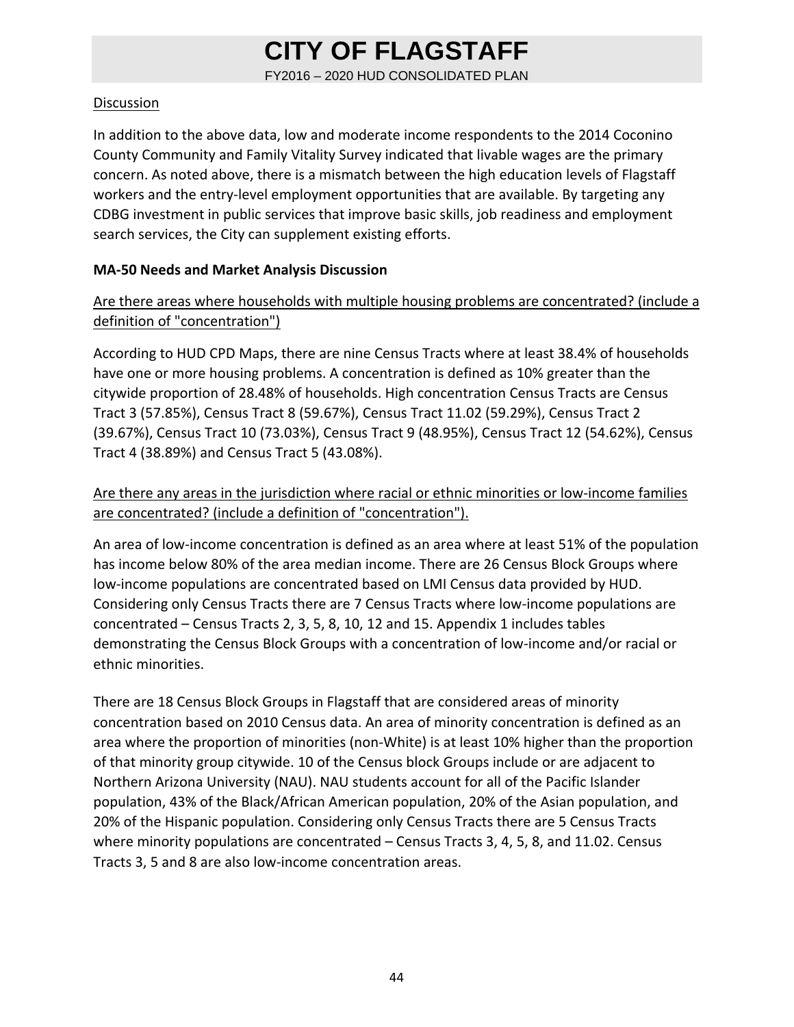Discussion

In addition to the above data, low and moderate income respondents to the 2014 Coconino County Community and Family Vitality Survey indicated that livable wages are the primary concern. As noted above, there is a mismatch between the high education levels of Flagstaff workers and the entry-level employment opportunities that are available. By targeting any CDBG investment in public services that improve basic skills, job readiness and employment search services, the City can supplement existing efforts.

**MA-50 Needs and Market Analysis Discussion**

Are there areas where households with multiple housing problems are concentrated? (include a definition of "concentration")

According to HUD CPD Maps, there are nine Census Tracts where at least 38.4% of households have one or more housing problems. A concentration is defined as 10% greater than the citywide proportion of 28.48% of households. High concentration Census Tracts are Census Tract 3 (57.85%), Census Tract 8 (59.67%), Census Tract 11.02 (59.29%), Census Tract 2 (39.67%), Census Tract 10 (73.03%), Census Tract 9 (48.95%), Census Tract 12 (54.62%), Census Tract 4 (38.89%) and Census Tract 5 (43.08%).

Are there any areas in the jurisdiction where racial or ethnic minorities or low-income families are concentrated? (include a definition of "concentration").

An area of low-income concentration is defined as an area where at least 51% of the population has income below 80% of the area median income. There are 26 Census Block Groups where low-income populations are concentrated based on LMI Census data provided by HUD. Considering only Census Tracts there are 7 Census Tracts where low-income populations are concentrated – Census Tracts 2, 3, 5, 8, 10, 12 and 15. Appendix 1 includes tables demonstrating the Census Block Groups with a concentration of low-income and/or racial or ethnic minorities.

There are 18 Census Block Groups in Flagstaff that are considered areas of minority concentration based on 2010 Census data. An area of minority concentration is defined as an area where the proportion of minorities (non-White) is at least 10% higher than the proportion of that minority group citywide. 10 of the Census block Groups include or are adjacent to Northern Arizona University (NAU). NAU students account for all of the Pacific Islander population, 43% of the Black/African American population, 20% of the Asian population, and 20% of the Hispanic population. Considering only Census Tracts there are 5 Census Tracts where minority populations are concentrated – Census Tracts 3, 4, 5, 8, and 11.02. Census Tracts 3, 5 and 8 are also low-income concentration areas.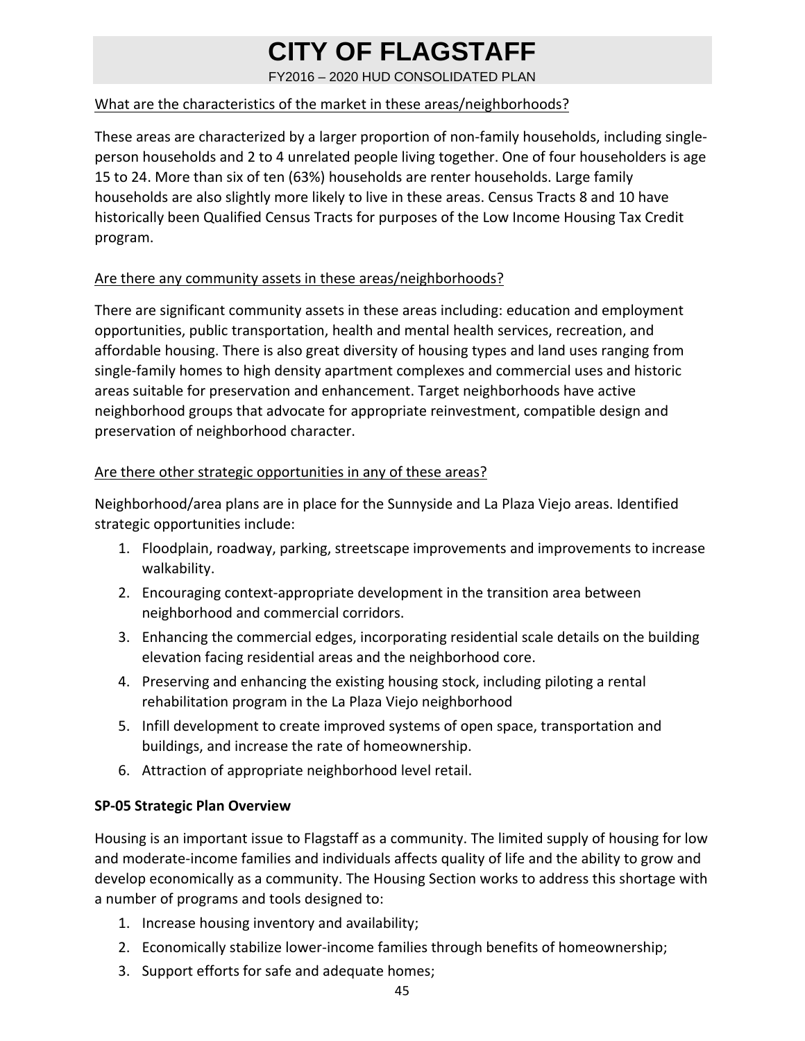What are the characteristics of the market in these areas/neighborhoods?

These areas are characterized by a larger proportion of non-family households, including single-person households and 2 to 4 unrelated people living together. One of four householders is age 15 to 24. More than six of ten (63%) households are renter households. Large family households are also slightly more likely to live in these areas. Census Tracts 8 and 10 have historically been Qualified Census Tracts for purposes of the Low Income Housing Tax Credit program.

Are there any community assets in these areas/neighborhoods?

There are significant community assets in these areas including: education and employment opportunities, public transportation, health and mental health services, recreation, and affordable housing. There is also great diversity of housing types and land uses ranging from single-family homes to high density apartment complexes and commercial uses and historic areas suitable for preservation and enhancement. Target neighborhoods have active neighborhood groups that advocate for appropriate reinvestment, compatible design and preservation of neighborhood character.

Are there other strategic opportunities in any of these areas?

Neighborhood/area plans are in place for the Sunnyside and La Plaza Viejo areas. Identified strategic opportunities include:

1. Floodplain, roadway, parking, streetscape improvements and improvements to increase walkability.
2. Encouraging context-appropriate development in the transition area between neighborhood and commercial corridors.
3. Enhancing the commercial edges, incorporating residential scale details on the building elevation facing residential areas and the neighborhood core.
4. Preserving and enhancing the existing housing stock, including piloting a rental rehabilitation program in the La Plaza Viejo neighborhood
5. Infill development to create improved systems of open space, transportation and buildings, and increase the rate of homeownership.
6. Attraction of appropriate neighborhood level retail.

**SP-05 Strategic Plan Overview**

Housing is an important issue to Flagstaff as a community. The limited supply of housing for low and moderate-income families and individuals affects quality of life and the ability to grow and develop economically as a community. The Housing Section works to address this shortage with a number of programs and tools designed to:

1. Increase housing inventory and availability;
2. Economically stabilize lower-income families through benefits of homeownership;
3. Support efforts for safe and adequate homes;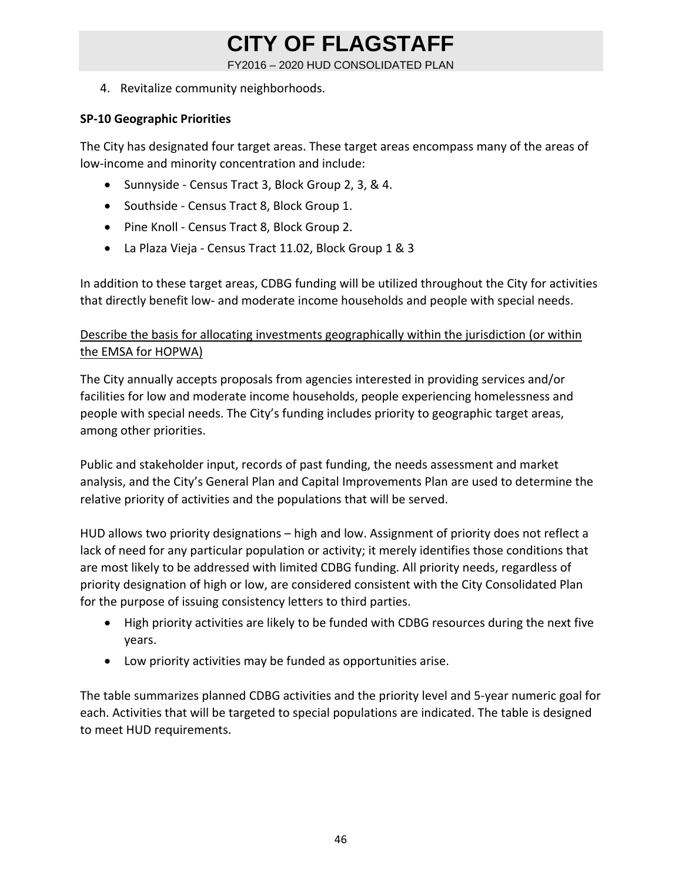4. Revitalize community neighborhoods.

**SP-10 Geographic Priorities**

The City has designated four target areas. These target areas encompass many of the areas of low-income and minority concentration and include:

- Sunnyside - Census Tract 3, Block Group 2, 3, & 4.
- Southside - Census Tract 8, Block Group 1.
- Pine Knoll - Census Tract 8, Block Group 2.
- La Plaza Vieja - Census Tract 11.02, Block Group 1 & 3

In addition to these target areas, CDBG funding will be utilized throughout the City for activities that directly benefit low- and moderate income households and people with special needs.

Describe the basis for allocating investments geographically within the jurisdiction (or within the EMSA for HOPWA)

The City annually accepts proposals from agencies interested in providing services and/or facilities for low and moderate income households, people experiencing homelessness and people with special needs. The City's funding includes priority to geographic target areas, among other priorities.

Public and stakeholder input, records of past funding, the needs assessment and market analysis, and the City's General Plan and Capital Improvements Plan are used to determine the relative priority of activities and the populations that will be served.

HUD allows two priority designations – high and low. Assignment of priority does not reflect a lack of need for any particular population or activity; it merely identifies those conditions that are most likely to be addressed with limited CDBG funding. All priority needs, regardless of priority designation of high or low, are considered consistent with the City Consolidated Plan for the purpose of issuing consistency letters to third parties.

- High priority activities are likely to be funded with CDBG resources during the next five years.
- Low priority activities may be funded as opportunities arise.

The table summarizes planned CDBG activities and the priority level and 5-year numeric goal for each. Activities that will be targeted to special populations are indicated. The table is designed to meet HUD requirements.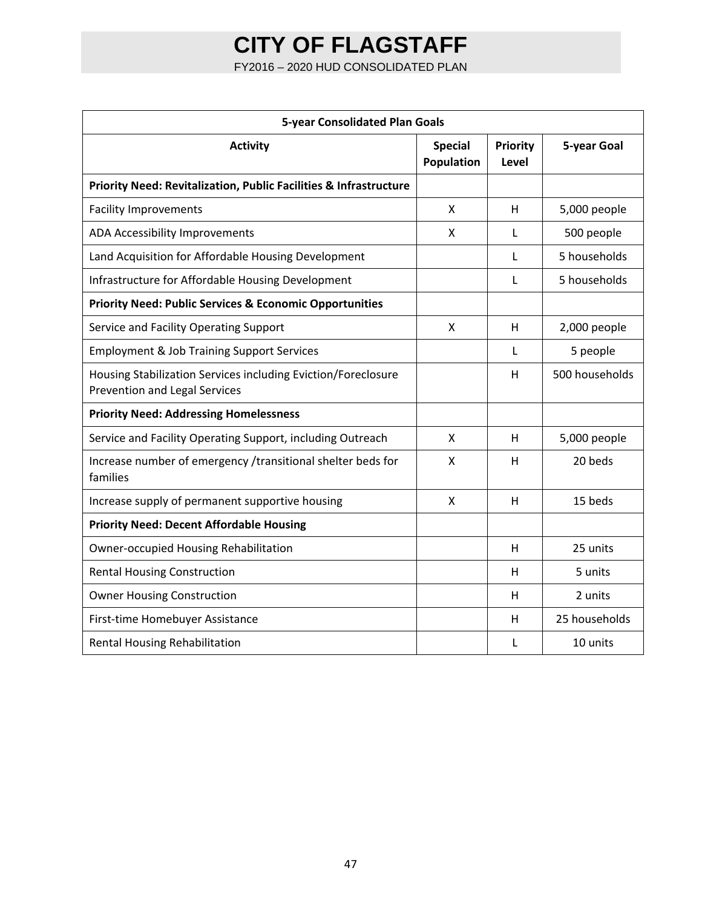| 5-year Consolidated Plan Goals | | | |
|---|---|---|---|
| **Activity** | **Special Population** | **Priority Level** | **5-year Goal** |
| **Priority Need: Revitalization, Public Facilities & Infrastructure** | | | |
| Facility Improvements | X | H | 5,000 people |
| ADA Accessibility Improvements | X | L | 500 people |
| Land Acquisition for Affordable Housing Development | | L | 5 households |
| Infrastructure for Affordable Housing Development | | L | 5 households |
| **Priority Need: Public Services & Economic Opportunities** | | | |
| Service and Facility Operating Support | X | H | 2,000 people |
| Employment & Job Training Support Services | | L | 5 people |
| Housing Stabilization Services including Eviction/Foreclosure Prevention and Legal Services | | H | 500 households |
| **Priority Need: Addressing Homelessness** | | | |
| Service and Facility Operating Support, including Outreach | X | H | 5,000 people |
| Increase number of emergency /transitional shelter beds for families | X | H | 20 beds |
| Increase supply of permanent supportive housing | X | H | 15 beds |
| **Priority Need: Decent Affordable Housing** | | | |
| Owner-occupied Housing Rehabilitation | | H | 25 units |
| Rental Housing Construction | | H | 5 units |
| Owner Housing Construction | | H | 2 units |
| First-time Homebuyer Assistance | | H | 25 households |
| Rental Housing Rehabilitation | | L | 10 units |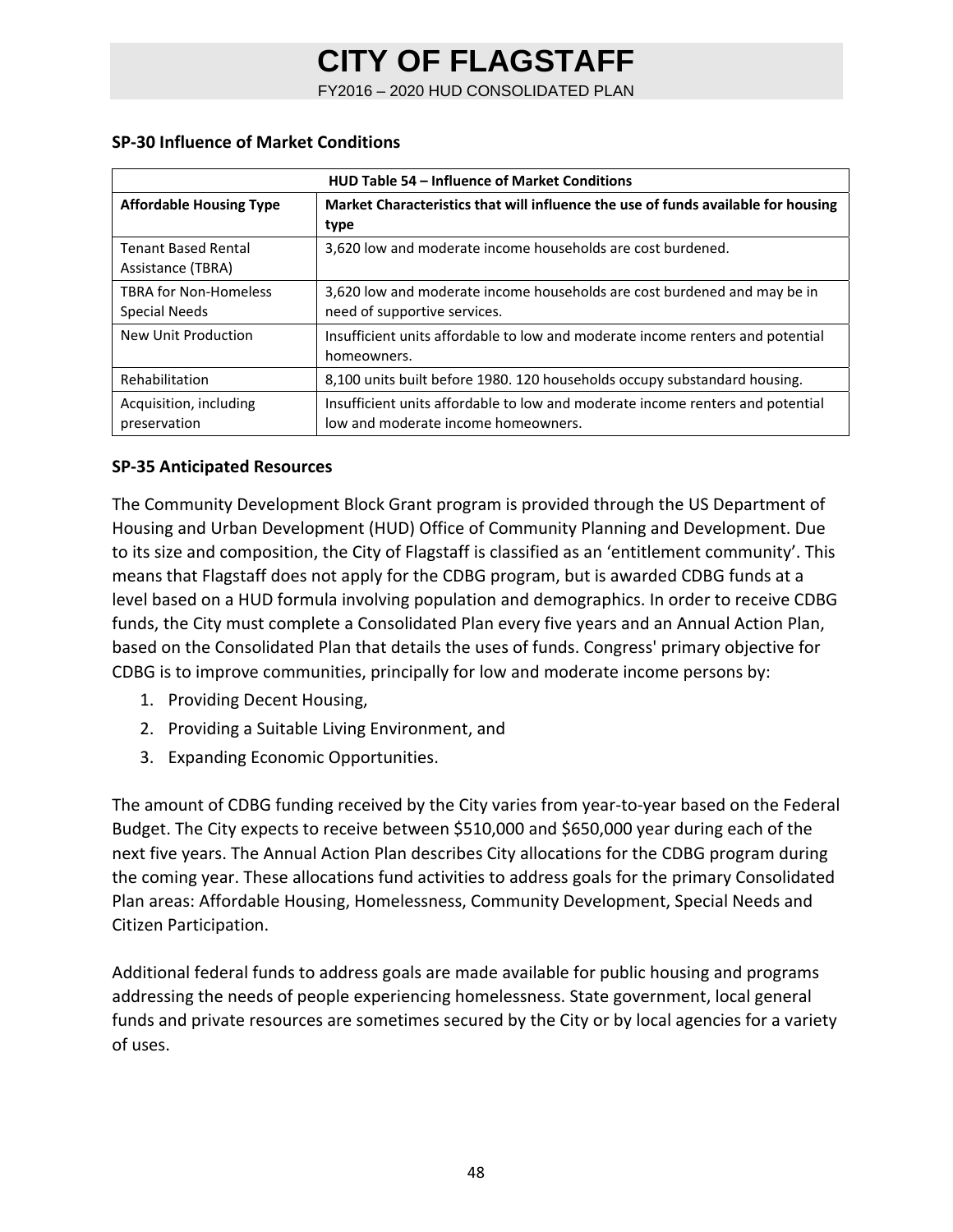## SP-30 Influence of Market Conditions

| HUD Table 54 – Influence of Market Conditions | |
|---|---|
| **Affordable Housing Type** | **Market Characteristics that will influence the use of funds available for housing type** |
| Tenant Based Rental Assistance (TBRA) | 3,620 low and moderate income households are cost burdened. |
| TBRA for Non-Homeless Special Needs | 3,620 low and moderate income households are cost burdened and may be in need of supportive services. |
| New Unit Production | Insufficient units affordable to low and moderate income renters and potential homeowners. |
| Rehabilitation | 8,100 units built before 1980. 120 households occupy substandard housing. |
| Acquisition, including preservation | Insufficient units affordable to low and moderate income renters and potential low and moderate income homeowners. |

## SP-35 Anticipated Resources

The Community Development Block Grant program is provided through the US Department of Housing and Urban Development (HUD) Office of Community Planning and Development. Due to its size and composition, the City of Flagstaff is classified as an 'entitlement community'. This means that Flagstaff does not apply for the CDBG program, but is awarded CDBG funds at a level based on a HUD formula involving population and demographics. In order to receive CDBG funds, the City must complete a Consolidated Plan every five years and an Annual Action Plan, based on the Consolidated Plan that details the uses of funds. Congress' primary objective for CDBG is to improve communities, principally for low and moderate income persons by:

1. Providing Decent Housing,
2. Providing a Suitable Living Environment, and
3. Expanding Economic Opportunities.

The amount of CDBG funding received by the City varies from year-to-year based on the Federal Budget. The City expects to receive between $510,000 and $650,000 year during each of the next five years. The Annual Action Plan describes City allocations for the CDBG program during the coming year. These allocations fund activities to address goals for the primary Consolidated Plan areas: Affordable Housing, Homelessness, Community Development, Special Needs and Citizen Participation.

Additional federal funds to address goals are made available for public housing and programs addressing the needs of people experiencing homelessness. State government, local general funds and private resources are sometimes secured by the City or by local agencies for a variety of uses.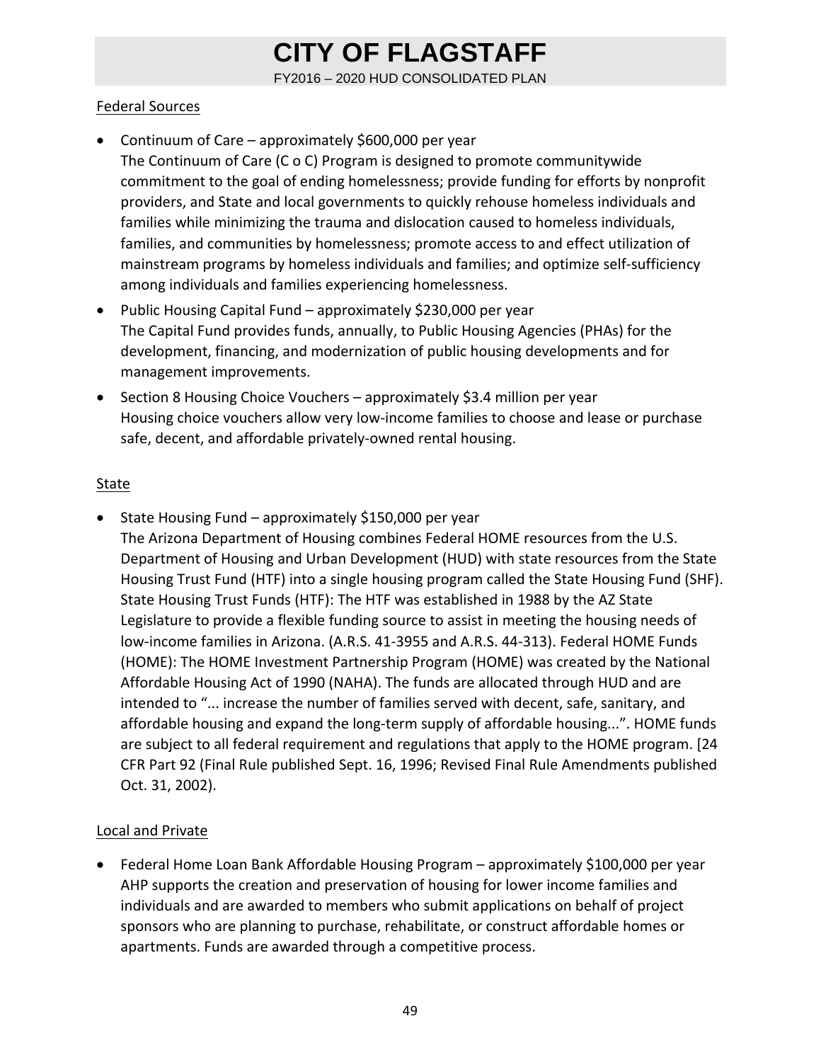Federal Sources

- Continuum of Care – approximately $600,000 per year
  The Continuum of Care (C o C) Program is designed to promote communitywide commitment to the goal of ending homelessness; provide funding for efforts by nonprofit providers, and State and local governments to quickly rehouse homeless individuals and families while minimizing the trauma and dislocation caused to homeless individuals, families, and communities by homelessness; promote access to and effect utilization of mainstream programs by homeless individuals and families; and optimize self-sufficiency among individuals and families experiencing homelessness.
- Public Housing Capital Fund – approximately $230,000 per year
  The Capital Fund provides funds, annually, to Public Housing Agencies (PHAs) for the development, financing, and modernization of public housing developments and for management improvements.
- Section 8 Housing Choice Vouchers – approximately $3.4 million per year
  Housing choice vouchers allow very low-income families to choose and lease or purchase safe, decent, and affordable privately-owned rental housing.

State

- State Housing Fund – approximately $150,000 per year
  The Arizona Department of Housing combines Federal HOME resources from the U.S. Department of Housing and Urban Development (HUD) with state resources from the State Housing Trust Fund (HTF) into a single housing program called the State Housing Fund (SHF). State Housing Trust Funds (HTF): The HTF was established in 1988 by the AZ State Legislature to provide a flexible funding source to assist in meeting the housing needs of low-income families in Arizona. (A.R.S. 41-3955 and A.R.S. 44-313). Federal HOME Funds (HOME): The HOME Investment Partnership Program (HOME) was created by the National Affordable Housing Act of 1990 (NAHA). The funds are allocated through HUD and are intended to "... increase the number of families served with decent, safe, sanitary, and affordable housing and expand the long-term supply of affordable housing...". HOME funds are subject to all federal requirement and regulations that apply to the HOME program. [24 CFR Part 92 (Final Rule published Sept. 16, 1996; Revised Final Rule Amendments published Oct. 31, 2002).

Local and Private

- Federal Home Loan Bank Affordable Housing Program – approximately $100,000 per year
  AHP supports the creation and preservation of housing for lower income families and individuals and are awarded to members who submit applications on behalf of project sponsors who are planning to purchase, rehabilitate, or construct affordable homes or apartments. Funds are awarded through a competitive process.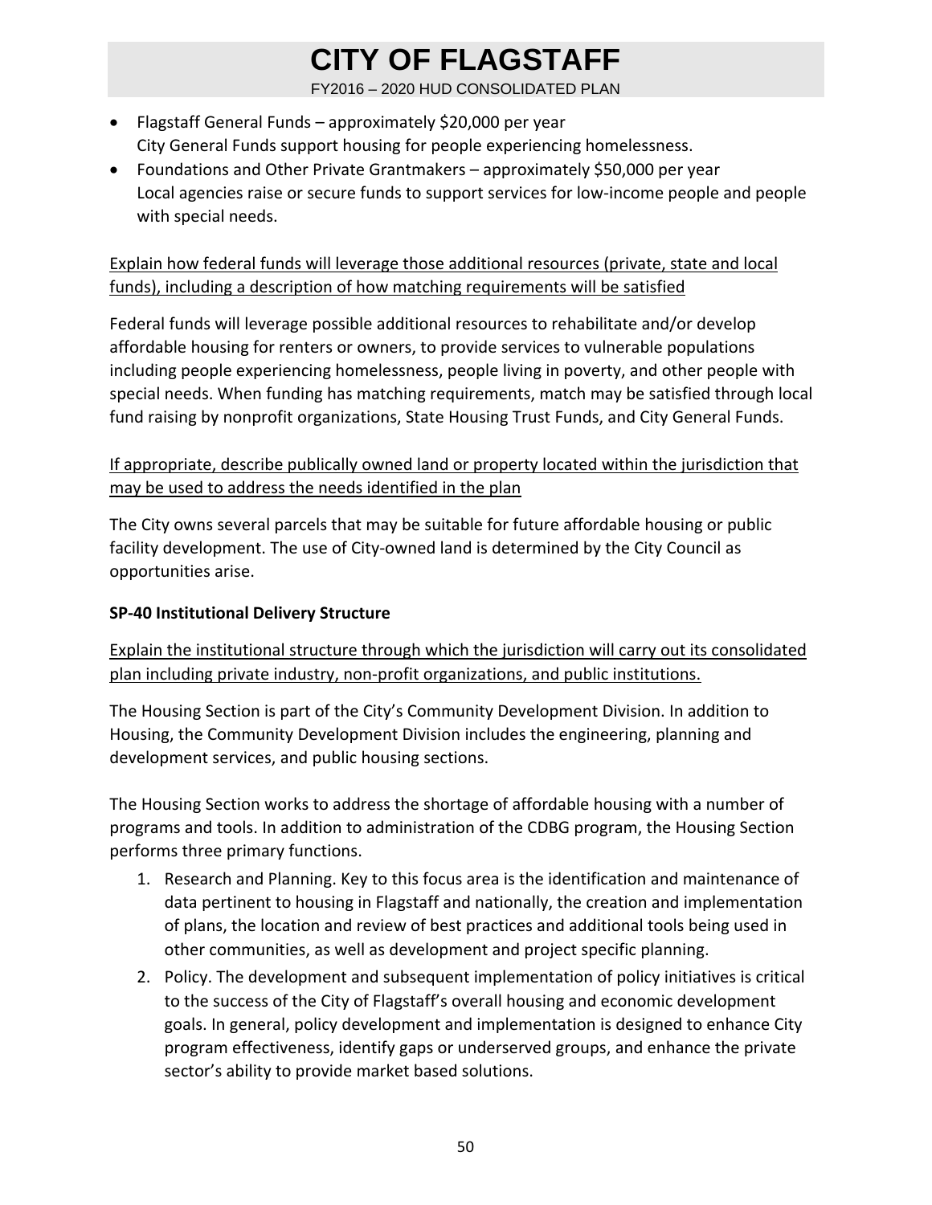- Flagstaff General Funds – approximately $20,000 per year
  City General Funds support housing for people experiencing homelessness.
- Foundations and Other Private Grantmakers – approximately $50,000 per year
  Local agencies raise or secure funds to support services for low-income people and people with special needs.

Explain how federal funds will leverage those additional resources (private, state and local funds), including a description of how matching requirements will be satisfied

Federal funds will leverage possible additional resources to rehabilitate and/or develop affordable housing for renters or owners, to provide services to vulnerable populations including people experiencing homelessness, people living in poverty, and other people with special needs. When funding has matching requirements, match may be satisfied through local fund raising by nonprofit organizations, State Housing Trust Funds, and City General Funds.

If appropriate, describe publically owned land or property located within the jurisdiction that may be used to address the needs identified in the plan

The City owns several parcels that may be suitable for future affordable housing or public facility development. The use of City-owned land is determined by the City Council as opportunities arise.

**SP-40 Institutional Delivery Structure**

Explain the institutional structure through which the jurisdiction will carry out its consolidated plan including private industry, non-profit organizations, and public institutions.

The Housing Section is part of the City's Community Development Division. In addition to Housing, the Community Development Division includes the engineering, planning and development services, and public housing sections.

The Housing Section works to address the shortage of affordable housing with a number of programs and tools. In addition to administration of the CDBG program, the Housing Section performs three primary functions.

1. Research and Planning. Key to this focus area is the identification and maintenance of data pertinent to housing in Flagstaff and nationally, the creation and implementation of plans, the location and review of best practices and additional tools being used in other communities, as well as development and project specific planning.
2. Policy. The development and subsequent implementation of policy initiatives is critical to the success of the City of Flagstaff's overall housing and economic development goals. In general, policy development and implementation is designed to enhance City program effectiveness, identify gaps or underserved groups, and enhance the private sector's ability to provide market based solutions.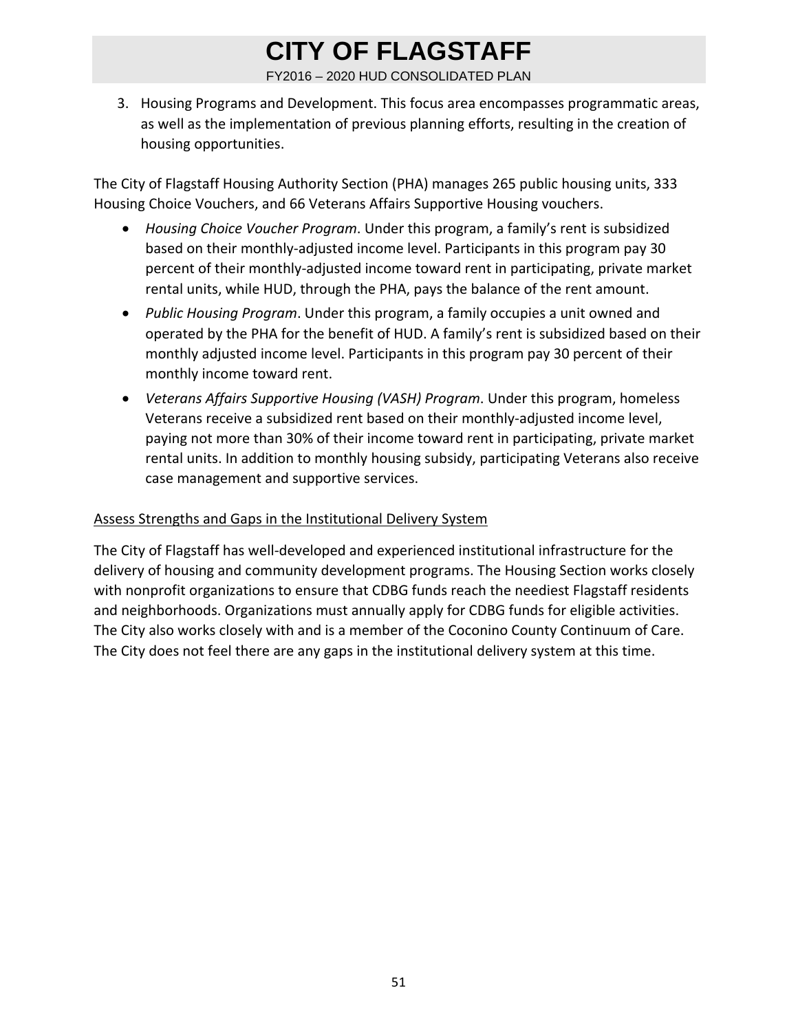3. Housing Programs and Development. This focus area encompasses programmatic areas, as well as the implementation of previous planning efforts, resulting in the creation of housing opportunities.

The City of Flagstaff Housing Authority Section (PHA) manages 265 public housing units, 333 Housing Choice Vouchers, and 66 Veterans Affairs Supportive Housing vouchers.

- *Housing Choice Voucher Program*. Under this program, a family's rent is subsidized based on their monthly-adjusted income level. Participants in this program pay 30 percent of their monthly-adjusted income toward rent in participating, private market rental units, while HUD, through the PHA, pays the balance of the rent amount.
- *Public Housing Program*. Under this program, a family occupies a unit owned and operated by the PHA for the benefit of HUD. A family's rent is subsidized based on their monthly adjusted income level. Participants in this program pay 30 percent of their monthly income toward rent.
- *Veterans Affairs Supportive Housing (VASH) Program*. Under this program, homeless Veterans receive a subsidized rent based on their monthly-adjusted income level, paying not more than 30% of their income toward rent in participating, private market rental units. In addition to monthly housing subsidy, participating Veterans also receive case management and supportive services.

<u>Assess Strengths and Gaps in the Institutional Delivery System</u>

The City of Flagstaff has well-developed and experienced institutional infrastructure for the delivery of housing and community development programs. The Housing Section works closely with nonprofit organizations to ensure that CDBG funds reach the neediest Flagstaff residents and neighborhoods. Organizations must annually apply for CDBG funds for eligible activities. The City also works closely with and is a member of the Coconino County Continuum of Care. The City does not feel there are any gaps in the institutional delivery system at this time.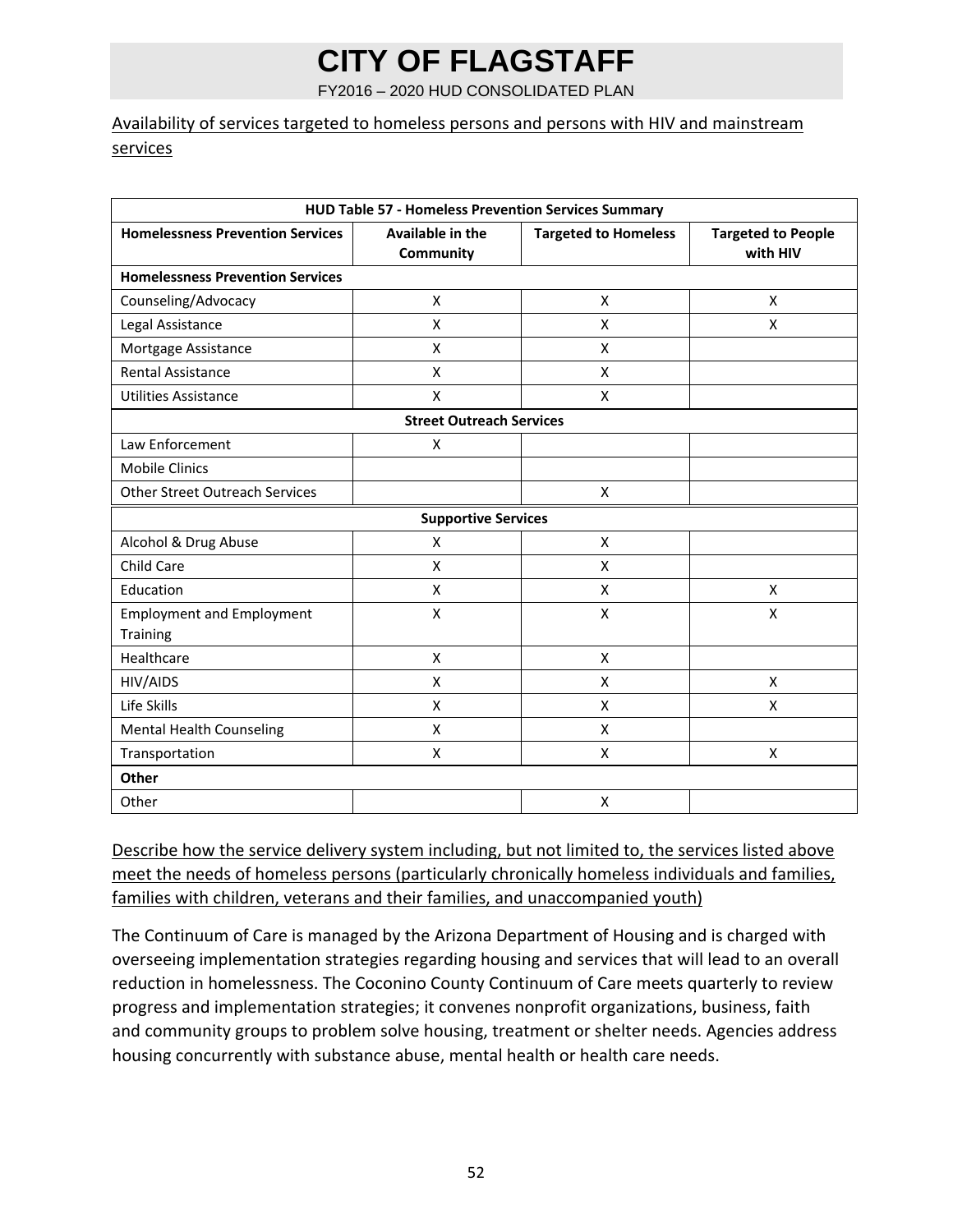Availability of services targeted to homeless persons and persons with HIV and mainstream services

| HUD Table 57 - Homeless Prevention Services Summary | | | |
|---|---|---|---|
| **Homelessness Prevention Services** | **Available in the Community** | **Targeted to Homeless** | **Targeted to People with HIV** |
| **Homelessness Prevention Services** | | | |
| Counseling/Advocacy | X | X | X |
| Legal Assistance | X | X | X |
| Mortgage Assistance | X | X | |
| Rental Assistance | X | X | |
| Utilities Assistance | X | X | |
| **Street Outreach Services** | | | |
| Law Enforcement | X | | |
| Mobile Clinics | | | |
| Other Street Outreach Services | | X | |
| **Supportive Services** | | | |
| Alcohol & Drug Abuse | X | X | |
| Child Care | X | X | |
| Education | X | X | X |
| Employment and Employment Training | X | X | X |
| Healthcare | X | X | |
| HIV/AIDS | X | X | X |
| Life Skills | X | X | X |
| Mental Health Counseling | X | X | |
| Transportation | X | X | X |
| **Other** | | | |
| Other | | X | |

Describe how the service delivery system including, but not limited to, the services listed above meet the needs of homeless persons (particularly chronically homeless individuals and families, families with children, veterans and their families, and unaccompanied youth)

The Continuum of Care is managed by the Arizona Department of Housing and is charged with overseeing implementation strategies regarding housing and services that will lead to an overall reduction in homelessness. The Coconino County Continuum of Care meets quarterly to review progress and implementation strategies; it convenes nonprofit organizations, business, faith and community groups to problem solve housing, treatment or shelter needs. Agencies address housing concurrently with substance abuse, mental health or health care needs.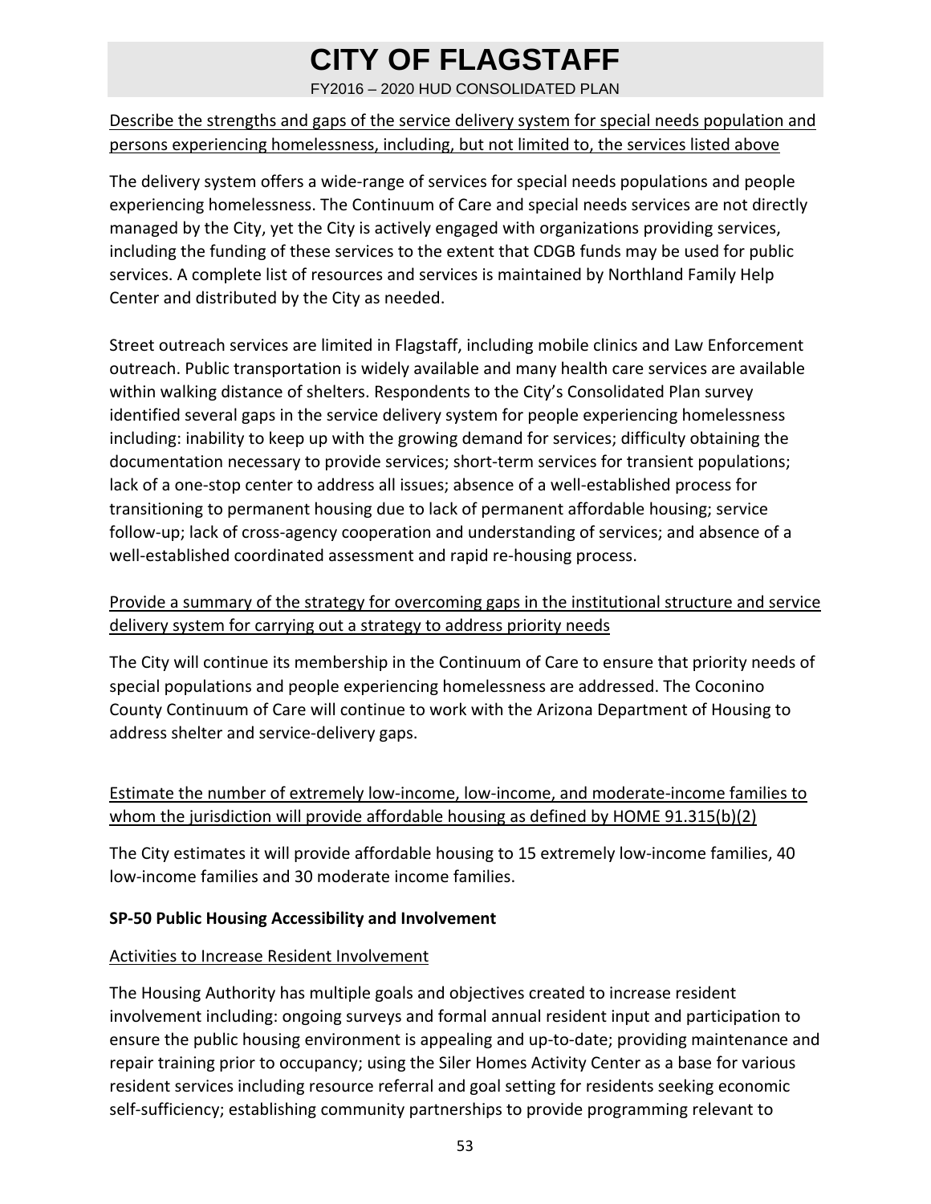Describe the strengths and gaps of the service delivery system for special needs population and persons experiencing homelessness, including, but not limited to, the services listed above

The delivery system offers a wide-range of services for special needs populations and people experiencing homelessness. The Continuum of Care and special needs services are not directly managed by the City, yet the City is actively engaged with organizations providing services, including the funding of these services to the extent that CDGB funds may be used for public services. A complete list of resources and services is maintained by Northland Family Help Center and distributed by the City as needed.

Street outreach services are limited in Flagstaff, including mobile clinics and Law Enforcement outreach. Public transportation is widely available and many health care services are available within walking distance of shelters. Respondents to the City's Consolidated Plan survey identified several gaps in the service delivery system for people experiencing homelessness including: inability to keep up with the growing demand for services; difficulty obtaining the documentation necessary to provide services; short-term services for transient populations; lack of a one-stop center to address all issues; absence of a well-established process for transitioning to permanent housing due to lack of permanent affordable housing; service follow-up; lack of cross-agency cooperation and understanding of services; and absence of a well-established coordinated assessment and rapid re-housing process.

Provide a summary of the strategy for overcoming gaps in the institutional structure and service delivery system for carrying out a strategy to address priority needs

The City will continue its membership in the Continuum of Care to ensure that priority needs of special populations and people experiencing homelessness are addressed. The Coconino County Continuum of Care will continue to work with the Arizona Department of Housing to address shelter and service-delivery gaps.

Estimate the number of extremely low-income, low-income, and moderate-income families to whom the jurisdiction will provide affordable housing as defined by HOME 91.315(b)(2)

The City estimates it will provide affordable housing to 15 extremely low-income families, 40 low-income families and 30 moderate income families.

**SP-50 Public Housing Accessibility and Involvement**

Activities to Increase Resident Involvement

The Housing Authority has multiple goals and objectives created to increase resident involvement including: ongoing surveys and formal annual resident input and participation to ensure the public housing environment is appealing and up-to-date; providing maintenance and repair training prior to occupancy; using the Siler Homes Activity Center as a base for various resident services including resource referral and goal setting for residents seeking economic self-sufficiency; establishing community partnerships to provide programming relevant to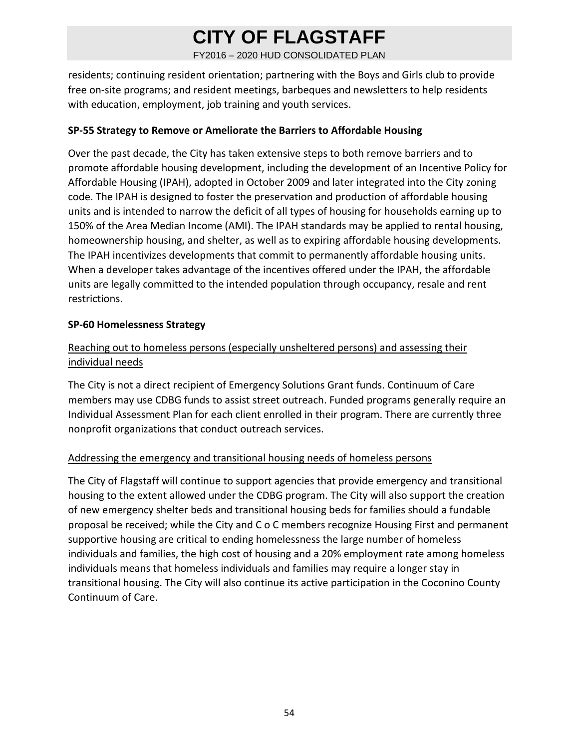residents; continuing resident orientation; partnering with the Boys and Girls club to provide free on-site programs; and resident meetings, barbeques and newsletters to help residents with education, employment, job training and youth services.

### SP-55 Strategy to Remove or Ameliorate the Barriers to Affordable Housing

Over the past decade, the City has taken extensive steps to both remove barriers and to promote affordable housing development, including the development of an Incentive Policy for Affordable Housing (IPAH), adopted in October 2009 and later integrated into the City zoning code. The IPAH is designed to foster the preservation and production of affordable housing units and is intended to narrow the deficit of all types of housing for households earning up to 150% of the Area Median Income (AMI). The IPAH standards may be applied to rental housing, homeownership housing, and shelter, as well as to expiring affordable housing developments. The IPAH incentivizes developments that commit to permanently affordable housing units. When a developer takes advantage of the incentives offered under the IPAH, the affordable units are legally committed to the intended population through occupancy, resale and rent restrictions.

### SP-60 Homelessness Strategy

<u>Reaching out to homeless persons (especially unsheltered persons) and assessing their individual needs</u>

The City is not a direct recipient of Emergency Solutions Grant funds. Continuum of Care members may use CDBG funds to assist street outreach. Funded programs generally require an Individual Assessment Plan for each client enrolled in their program. There are currently three nonprofit organizations that conduct outreach services.

<u>Addressing the emergency and transitional housing needs of homeless persons</u>

The City of Flagstaff will continue to support agencies that provide emergency and transitional housing to the extent allowed under the CDBG program. The City will also support the creation of new emergency shelter beds and transitional housing beds for families should a fundable proposal be received; while the City and C o C members recognize Housing First and permanent supportive housing are critical to ending homelessness the large number of homeless individuals and families, the high cost of housing and a 20% employment rate among homeless individuals means that homeless individuals and families may require a longer stay in transitional housing. The City will also continue its active participation in the Coconino County Continuum of Care.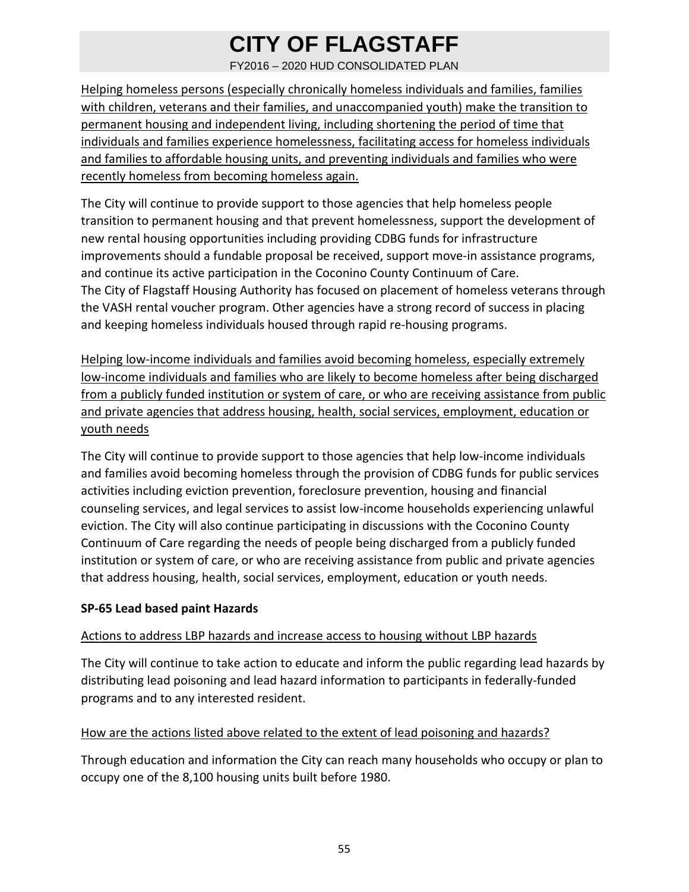<u>Helping homeless persons (especially chronically homeless individuals and families, families with children, veterans and their families, and unaccompanied youth) make the transition to permanent housing and independent living, including shortening the period of time that individuals and families experience homelessness, facilitating access for homeless individuals and families to affordable housing units, and preventing individuals and families who were recently homeless from becoming homeless again.</u>

The City will continue to provide support to those agencies that help homeless people transition to permanent housing and that prevent homelessness, support the development of new rental housing opportunities including providing CDBG funds for infrastructure improvements should a fundable proposal be received, support move-in assistance programs, and continue its active participation in the Coconino County Continuum of Care.
The City of Flagstaff Housing Authority has focused on placement of homeless veterans through the VASH rental voucher program. Other agencies have a strong record of success in placing and keeping homeless individuals housed through rapid re-housing programs.

<u>Helping low-income individuals and families avoid becoming homeless, especially extremely low-income individuals and families who are likely to become homeless after being discharged from a publicly funded institution or system of care, or who are receiving assistance from public and private agencies that address housing, health, social services, employment, education or youth needs</u>

The City will continue to provide support to those agencies that help low-income individuals and families avoid becoming homeless through the provision of CDBG funds for public services activities including eviction prevention, foreclosure prevention, housing and financial counseling services, and legal services to assist low-income households experiencing unlawful eviction. The City will also continue participating in discussions with the Coconino County Continuum of Care regarding the needs of people being discharged from a publicly funded institution or system of care, or who are receiving assistance from public and private agencies that address housing, health, social services, employment, education or youth needs.

**SP-65 Lead based paint Hazards**

<u>Actions to address LBP hazards and increase access to housing without LBP hazards</u>

The City will continue to take action to educate and inform the public regarding lead hazards by distributing lead poisoning and lead hazard information to participants in federally-funded programs and to any interested resident.

<u>How are the actions listed above related to the extent of lead poisoning and hazards?</u>

Through education and information the City can reach many households who occupy or plan to occupy one of the 8,100 housing units built before 1980.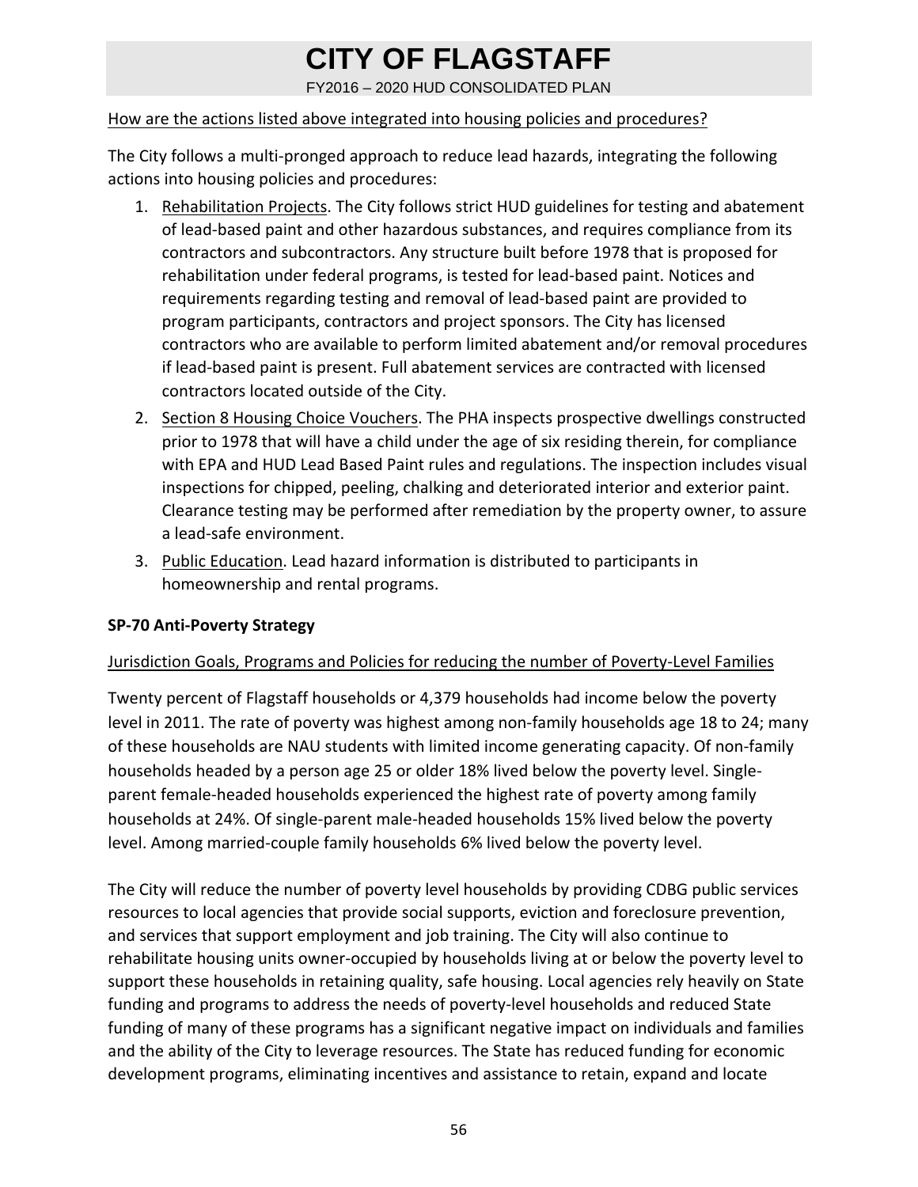How are the actions listed above integrated into housing policies and procedures?

The City follows a multi-pronged approach to reduce lead hazards, integrating the following actions into housing policies and procedures:

1. Rehabilitation Projects. The City follows strict HUD guidelines for testing and abatement of lead-based paint and other hazardous substances, and requires compliance from its contractors and subcontractors. Any structure built before 1978 that is proposed for rehabilitation under federal programs, is tested for lead-based paint. Notices and requirements regarding testing and removal of lead-based paint are provided to program participants, contractors and project sponsors. The City has licensed contractors who are available to perform limited abatement and/or removal procedures if lead-based paint is present. Full abatement services are contracted with licensed contractors located outside of the City.
2. Section 8 Housing Choice Vouchers. The PHA inspects prospective dwellings constructed prior to 1978 that will have a child under the age of six residing therein, for compliance with EPA and HUD Lead Based Paint rules and regulations. The inspection includes visual inspections for chipped, peeling, chalking and deteriorated interior and exterior paint. Clearance testing may be performed after remediation by the property owner, to assure a lead-safe environment.
3. Public Education. Lead hazard information is distributed to participants in homeownership and rental programs.

**SP-70 Anti-Poverty Strategy**

Jurisdiction Goals, Programs and Policies for reducing the number of Poverty-Level Families

Twenty percent of Flagstaff households or 4,379 households had income below the poverty level in 2011. The rate of poverty was highest among non-family households age 18 to 24; many of these households are NAU students with limited income generating capacity. Of non-family households headed by a person age 25 or older 18% lived below the poverty level. Single-parent female-headed households experienced the highest rate of poverty among family households at 24%. Of single-parent male-headed households 15% lived below the poverty level. Among married-couple family households 6% lived below the poverty level.

The City will reduce the number of poverty level households by providing CDBG public services resources to local agencies that provide social supports, eviction and foreclosure prevention, and services that support employment and job training. The City will also continue to rehabilitate housing units owner-occupied by households living at or below the poverty level to support these households in retaining quality, safe housing. Local agencies rely heavily on State funding and programs to address the needs of poverty-level households and reduced State funding of many of these programs has a significant negative impact on individuals and families and the ability of the City to leverage resources. The State has reduced funding for economic development programs, eliminating incentives and assistance to retain, expand and locate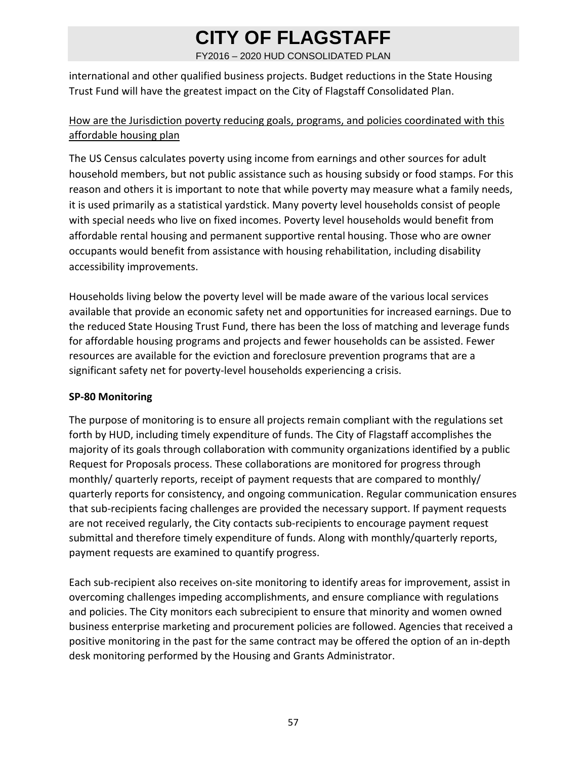international and other qualified business projects. Budget reductions in the State Housing Trust Fund will have the greatest impact on the City of Flagstaff Consolidated Plan.

How are the Jurisdiction poverty reducing goals, programs, and policies coordinated with this affordable housing plan

The US Census calculates poverty using income from earnings and other sources for adult household members, but not public assistance such as housing subsidy or food stamps. For this reason and others it is important to note that while poverty may measure what a family needs, it is used primarily as a statistical yardstick. Many poverty level households consist of people with special needs who live on fixed incomes. Poverty level households would benefit from affordable rental housing and permanent supportive rental housing. Those who are owner occupants would benefit from assistance with housing rehabilitation, including disability accessibility improvements.

Households living below the poverty level will be made aware of the various local services available that provide an economic safety net and opportunities for increased earnings. Due to the reduced State Housing Trust Fund, there has been the loss of matching and leverage funds for affordable housing programs and projects and fewer households can be assisted. Fewer resources are available for the eviction and foreclosure prevention programs that are a significant safety net for poverty-level households experiencing a crisis.

**SP-80 Monitoring**

The purpose of monitoring is to ensure all projects remain compliant with the regulations set forth by HUD, including timely expenditure of funds. The City of Flagstaff accomplishes the majority of its goals through collaboration with community organizations identified by a public Request for Proposals process. These collaborations are monitored for progress through monthly/ quarterly reports, receipt of payment requests that are compared to monthly/ quarterly reports for consistency, and ongoing communication. Regular communication ensures that sub-recipients facing challenges are provided the necessary support. If payment requests are not received regularly, the City contacts sub-recipients to encourage payment request submittal and therefore timely expenditure of funds. Along with monthly/quarterly reports, payment requests are examined to quantify progress.

Each sub-recipient also receives on-site monitoring to identify areas for improvement, assist in overcoming challenges impeding accomplishments, and ensure compliance with regulations and policies. The City monitors each subrecipient to ensure that minority and women owned business enterprise marketing and procurement policies are followed. Agencies that received a positive monitoring in the past for the same contract may be offered the option of an in-depth desk monitoring performed by the Housing and Grants Administrator.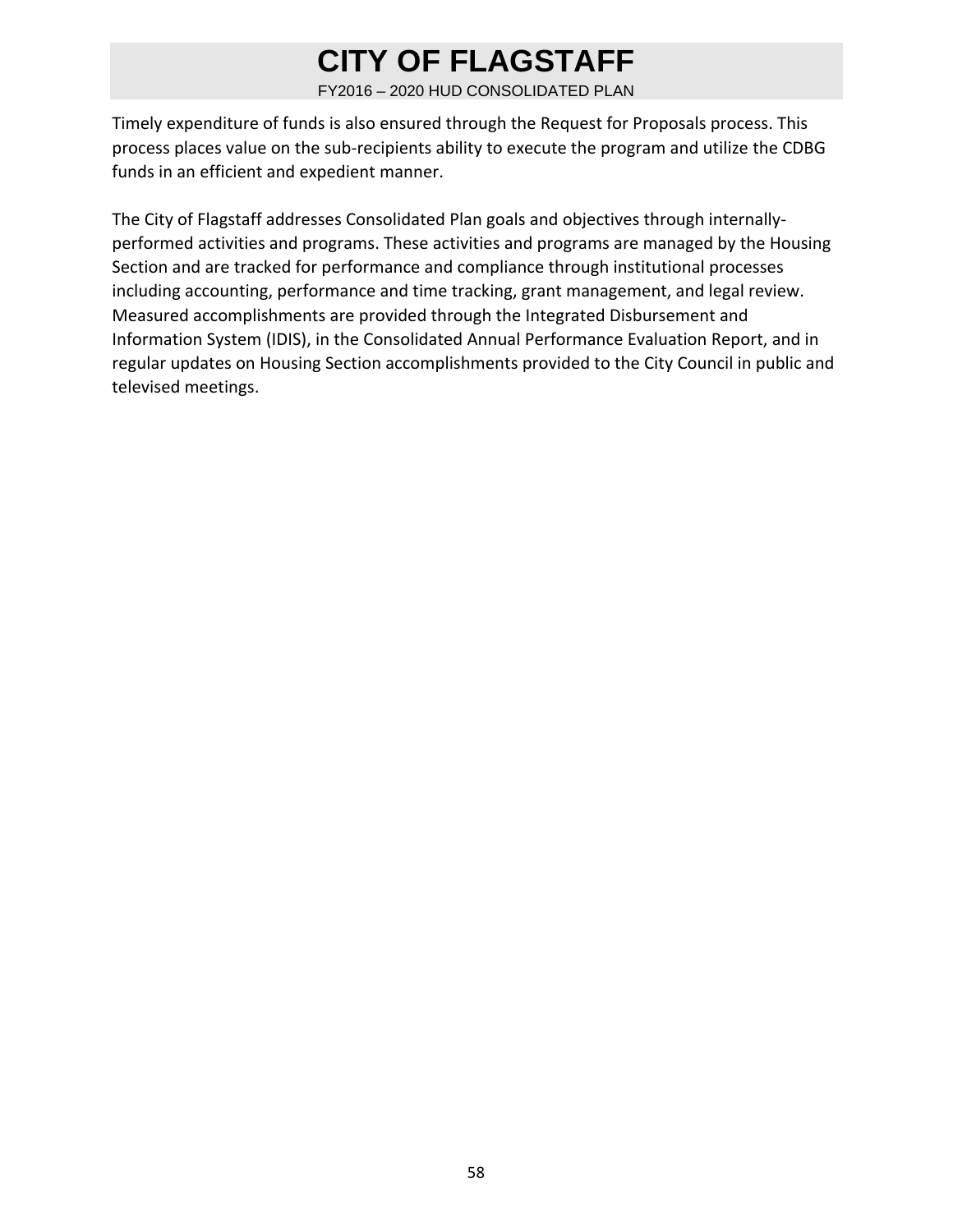Timely expenditure of funds is also ensured through the Request for Proposals process. This process places value on the sub-recipients ability to execute the program and utilize the CDBG funds in an efficient and expedient manner.

The City of Flagstaff addresses Consolidated Plan goals and objectives through internally-performed activities and programs. These activities and programs are managed by the Housing Section and are tracked for performance and compliance through institutional processes including accounting, performance and time tracking, grant management, and legal review. Measured accomplishments are provided through the Integrated Disbursement and Information System (IDIS), in the Consolidated Annual Performance Evaluation Report, and in regular updates on Housing Section accomplishments provided to the City Council in public and televised meetings.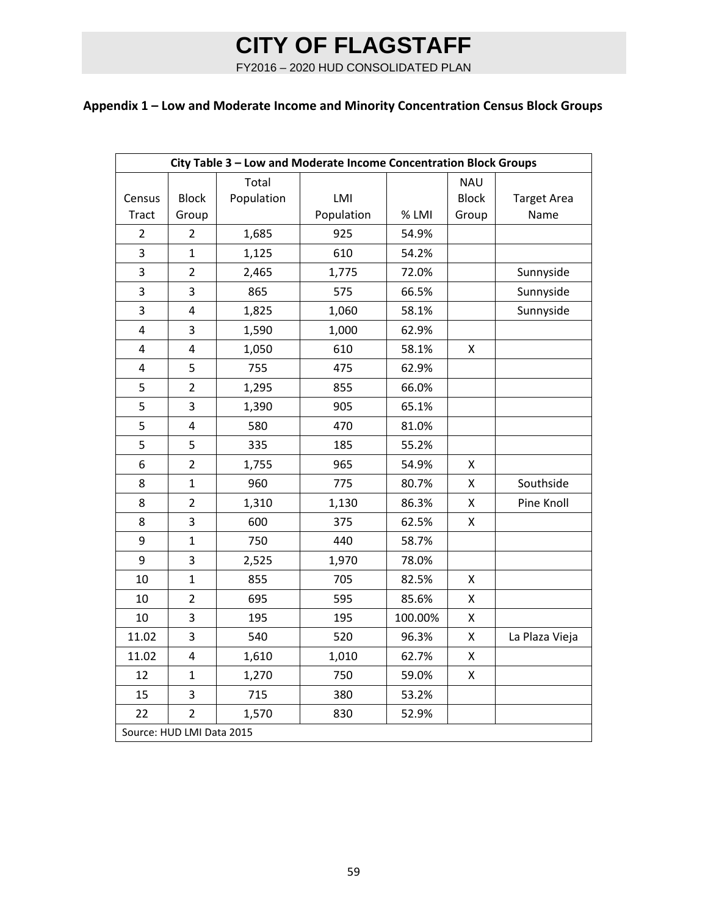## Appendix 1 – Low and Moderate Income and Minority Concentration Census Block Groups

| City Table 3 – Low and Moderate Income Concentration Block Groups | | | | | | |
|---|---|---|---|---|---|---|
| Census Tract | Block Group | Total Population | LMI Population | % LMI | NAU Block Group | Target Area Name |
| 2 | 2 | 1,685 | 925 | 54.9% | | |
| 3 | 1 | 1,125 | 610 | 54.2% | | |
| 3 | 2 | 2,465 | 1,775 | 72.0% | | Sunnyside |
| 3 | 3 | 865 | 575 | 66.5% | | Sunnyside |
| 3 | 4 | 1,825 | 1,060 | 58.1% | | Sunnyside |
| 4 | 3 | 1,590 | 1,000 | 62.9% | | |
| 4 | 4 | 1,050 | 610 | 58.1% | X | |
| 4 | 5 | 755 | 475 | 62.9% | | |
| 5 | 2 | 1,295 | 855 | 66.0% | | |
| 5 | 3 | 1,390 | 905 | 65.1% | | |
| 5 | 4 | 580 | 470 | 81.0% | | |
| 5 | 5 | 335 | 185 | 55.2% | | |
| 6 | 2 | 1,755 | 965 | 54.9% | X | |
| 8 | 1 | 960 | 775 | 80.7% | X | Southside |
| 8 | 2 | 1,310 | 1,130 | 86.3% | X | Pine Knoll |
| 8 | 3 | 600 | 375 | 62.5% | X | |
| 9 | 1 | 750 | 440 | 58.7% | | |
| 9 | 3 | 2,525 | 1,970 | 78.0% | | |
| 10 | 1 | 855 | 705 | 82.5% | X | |
| 10 | 2 | 695 | 595 | 85.6% | X | |
| 10 | 3 | 195 | 195 | 100.00% | X | |
| 11.02 | 3 | 540 | 520 | 96.3% | X | La Plaza Vieja |
| 11.02 | 4 | 1,610 | 1,010 | 62.7% | X | |
| 12 | 1 | 1,270 | 750 | 59.0% | X | |
| 15 | 3 | 715 | 380 | 53.2% | | |
| 22 | 2 | 1,570 | 830 | 52.9% | | |
| Source: HUD LMI Data 2015 | | | | | | |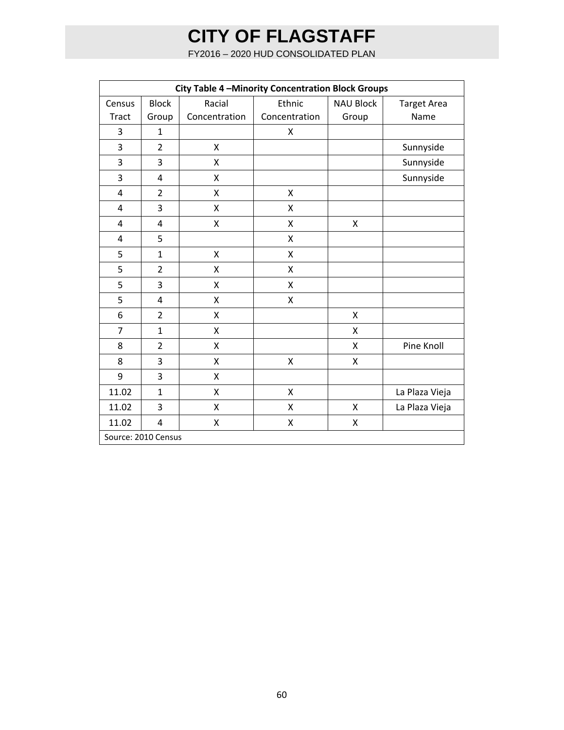| City Table 4 –Minority Concentration Block Groups | | | | | |
|---|---|---|---|---|---|
| Census Tract | Block Group | Racial Concentration | Ethnic Concentration | NAU Block Group | Target Area Name |
| 3 | 1 | | X | | |
| 3 | 2 | X | | | Sunnyside |
| 3 | 3 | X | | | Sunnyside |
| 3 | 4 | X | | | Sunnyside |
| 4 | 2 | X | X | | |
| 4 | 3 | X | X | | |
| 4 | 4 | X | X | X | |
| 4 | 5 | | X | | |
| 5 | 1 | X | X | | |
| 5 | 2 | X | X | | |
| 5 | 3 | X | X | | |
| 5 | 4 | X | X | | |
| 6 | 2 | X | | X | |
| 7 | 1 | X | | X | |
| 8 | 2 | X | | X | Pine Knoll |
| 8 | 3 | X | X | X | |
| 9 | 3 | X | | | |
| 11.02 | 1 | X | X | | La Plaza Vieja |
| 11.02 | 3 | X | X | X | La Plaza Vieja |
| 11.02 | 4 | X | X | X | |
| Source: 2010 Census | | | | | |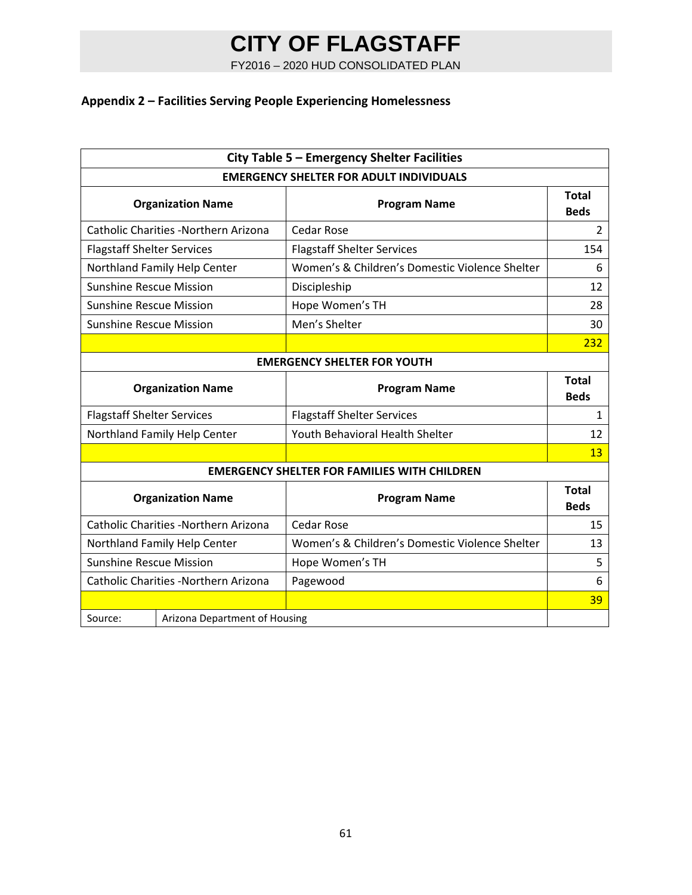## Appendix 2 – Facilities Serving People Experiencing Homelessness

| City Table 5 – Emergency Shelter Facilities | | |
|---|---|---|
| **EMERGENCY SHELTER FOR ADULT INDIVIDUALS** | | |
| **Organization Name** | **Program Name** | **Total Beds** |
| Catholic Charities -Northern Arizona | Cedar Rose | 2 |
| Flagstaff Shelter Services | Flagstaff Shelter Services | 154 |
| Northland Family Help Center | Women's & Children's Domestic Violence Shelter | 6 |
| Sunshine Rescue Mission | Discipleship | 12 |
| Sunshine Rescue Mission | Hope Women's TH | 28 |
| Sunshine Rescue Mission | Men's Shelter | 30 |
| | | 232 |
| **EMERGENCY SHELTER FOR YOUTH** | | |
| **Organization Name** | **Program Name** | **Total Beds** |
| Flagstaff Shelter Services | Flagstaff Shelter Services | 1 |
| Northland Family Help Center | Youth Behavioral Health Shelter | 12 |
| | | 13 |
| **EMERGENCY SHELTER FOR FAMILIES WITH CHILDREN** | | |
| **Organization Name** | **Program Name** | **Total Beds** |
| Catholic Charities -Northern Arizona | Cedar Rose | 15 |
| Northland Family Help Center | Women's & Children's Domestic Violence Shelter | 13 |
| Sunshine Rescue Mission | Hope Women's TH | 5 |
| Catholic Charities -Northern Arizona | Pagewood | 6 |
| | | 39 |
| Source: | Arizona Department of Housing | |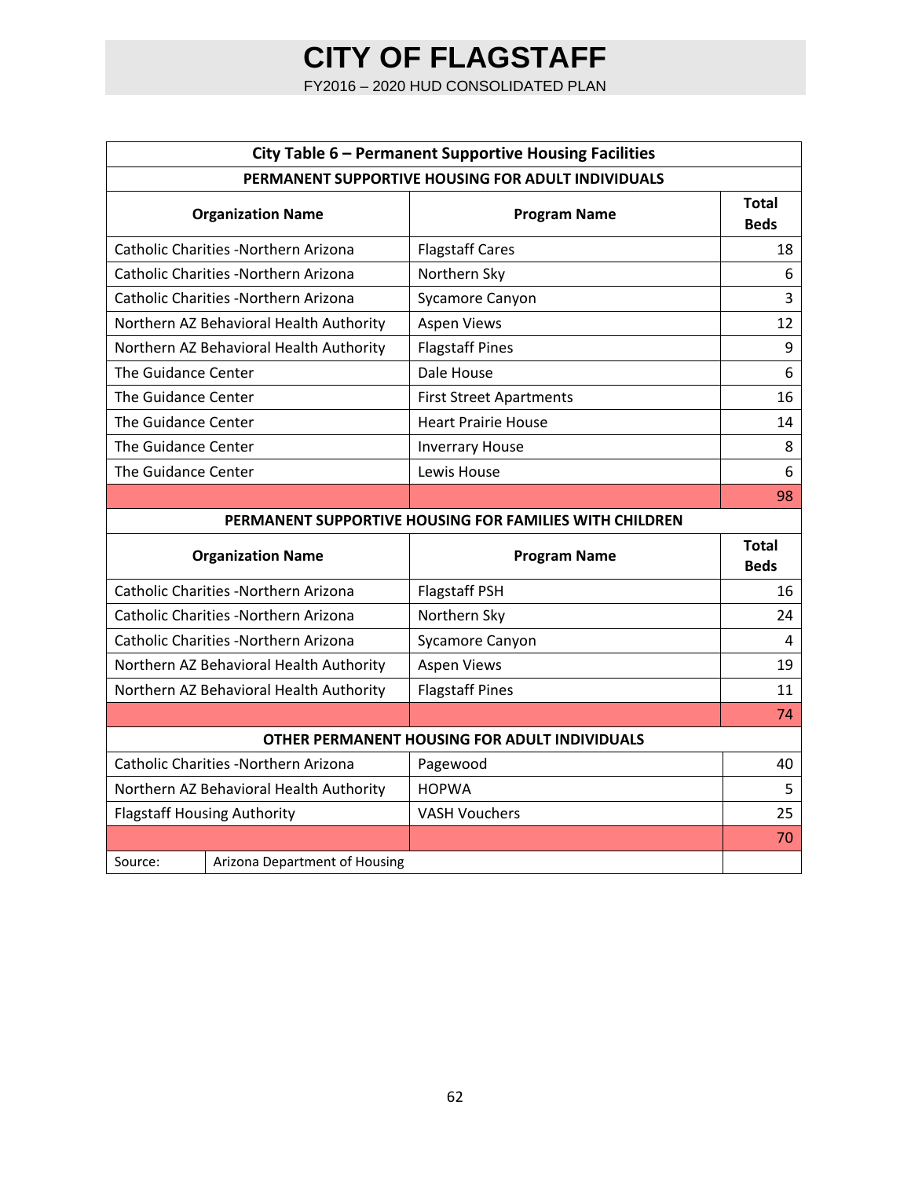| City Table 6 – Permanent Supportive Housing Facilities | | |
|---|---|---|
| **PERMANENT SUPPORTIVE HOUSING FOR ADULT INDIVIDUALS** | | |
| **Organization Name** | **Program Name** | **Total Beds** |
| Catholic Charities -Northern Arizona | Flagstaff Cares | 18 |
| Catholic Charities -Northern Arizona | Northern Sky | 6 |
| Catholic Charities -Northern Arizona | Sycamore Canyon | 3 |
| Northern AZ Behavioral Health Authority | Aspen Views | 12 |
| Northern AZ Behavioral Health Authority | Flagstaff Pines | 9 |
| The Guidance Center | Dale House | 6 |
| The Guidance Center | First Street Apartments | 16 |
| The Guidance Center | Heart Prairie House | 14 |
| The Guidance Center | Inverrary House | 8 |
| The Guidance Center | Lewis House | 6 |
| | | 98 |
| **PERMANENT SUPPORTIVE HOUSING FOR FAMILIES WITH CHILDREN** | | |
| **Organization Name** | **Program Name** | **Total Beds** |
| Catholic Charities -Northern Arizona | Flagstaff PSH | 16 |
| Catholic Charities -Northern Arizona | Northern Sky | 24 |
| Catholic Charities -Northern Arizona | Sycamore Canyon | 4 |
| Northern AZ Behavioral Health Authority | Aspen Views | 19 |
| Northern AZ Behavioral Health Authority | Flagstaff Pines | 11 |
| | | 74 |
| **OTHER PERMANENT HOUSING FOR ADULT INDIVIDUALS** | | |
| Catholic Charities -Northern Arizona | Pagewood | 40 |
| Northern AZ Behavioral Health Authority | HOPWA | 5 |
| Flagstaff Housing Authority | VASH Vouchers | 25 |
| | | 70 |
| Source: Arizona Department of Housing | | |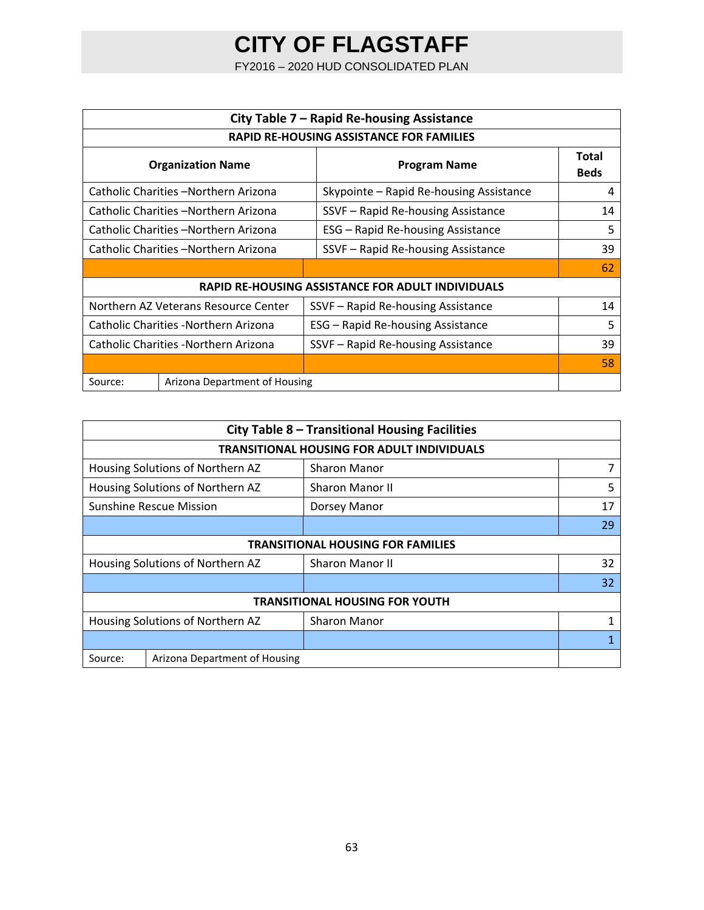| City Table 7 – Rapid Re-housing Assistance | | |
|---|---|---|
| **RAPID RE-HOUSING ASSISTANCE FOR FAMILIES** | | |
| **Organization Name** | **Program Name** | **Total Beds** |
| Catholic Charities –Northern Arizona | Skypointe – Rapid Re-housing Assistance | 4 |
| Catholic Charities –Northern Arizona | SSVF – Rapid Re-housing Assistance | 14 |
| Catholic Charities –Northern Arizona | ESG – Rapid Re-housing Assistance | 5 |
| Catholic Charities –Northern Arizona | SSVF – Rapid Re-housing Assistance | 39 |
| | | 62 |
| **RAPID RE-HOUSING ASSISTANCE FOR ADULT INDIVIDUALS** | | |
| Northern AZ Veterans Resource Center | SSVF – Rapid Re-housing Assistance | 14 |
| Catholic Charities -Northern Arizona | ESG – Rapid Re-housing Assistance | 5 |
| Catholic Charities -Northern Arizona | SSVF – Rapid Re-housing Assistance | 39 |
| | | 58 |
| Source: | Arizona Department of Housing | |

| City Table 8 – Transitional Housing Facilities | | |
|---|---|---|
| **TRANSITIONAL HOUSING FOR ADULT INDIVIDUALS** | | |
| Housing Solutions of Northern AZ | Sharon Manor | 7 |
| Housing Solutions of Northern AZ | Sharon Manor II | 5 |
| Sunshine Rescue Mission | Dorsey Manor | 17 |
| | | 29 |
| **TRANSITIONAL HOUSING FOR FAMILIES** | | |
| Housing Solutions of Northern AZ | Sharon Manor II | 32 |
| | | 32 |
| **TRANSITIONAL HOUSING FOR YOUTH** | | |
| Housing Solutions of Northern AZ | Sharon Manor | 1 |
| | | 1 |
| Source: | Arizona Department of Housing | |